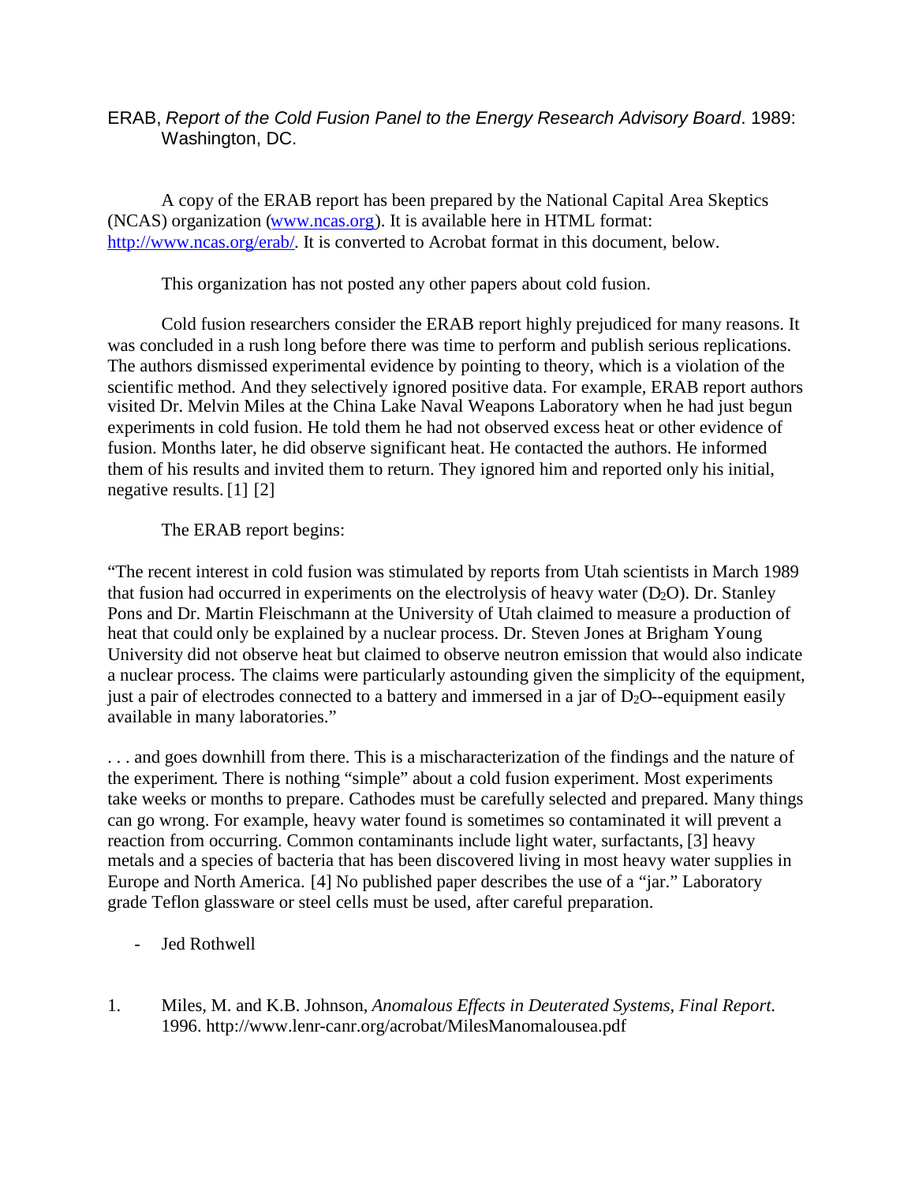ERAB, *Report of the Cold Fusion Panel to the Energy Research Advisory Board*. 1989: Washington, DC.

A copy of the ERAB report has been prepared by the National Capital Area Skeptics (NCAS) organization (www.ncas.org). It is available here in HTML format: http://www.ncas.org/erab/. It is converted to Acrobat format in this document, below.

This organization has not posted any other papers about cold fusion.

Cold fusion researchers consider the ERAB report highly prejudiced for many reasons. It was concluded in a rush long before there was time to perform and publish serious replications. The authors dismissed experimental evidence by pointing to theory, which is a violation of the scientific method. And they selectively ignored positive data. For example, ERAB report authors visited Dr. Melvin Miles at the China Lake Naval Weapons Laboratory when he had just begun experiments in cold fusion. He told them he had not observed excess heat or other evidence of fusion. Months later, he did observe significant heat. He contacted the authors. He informed them of his results and invited them to return. They ignored him and reported only his initial, negative results. [1] [2]

The ERAB report begins:

"The recent interest in cold fusion was stimulated by reports from Utah scientists in March 1989 that fusion had occurred in experiments on the electrolysis of heavy water ($D_2O$). Dr. Stanley Pons and Dr. Martin Fleischmann at the University of Utah claimed to measure a production of heat that could only be explained by a nuclear process. Dr. Steven Jones at Brigham Young University did not observe heat but claimed to observe neutron emission that would also indicate a nuclear process. The claims were particularly astounding given the simplicity of the equipment, just a pair of electrodes connected to a battery and immersed in a jar of $D_2O$--equipment easily available in many laboratories."

. . . and goes downhill from there. This is a mischaracterization of the findings and the nature of the experiment. There is nothing "simple" about a cold fusion experiment. Most experiments take weeks or months to prepare. Cathodes must be carefully selected and prepared. Many things can go wrong. For example, heavy water found is sometimes so contaminated it will prevent a reaction from occurring. Common contaminants include light water, surfactants, [3] heavy metals and a species of bacteria that has been discovered living in most heavy water supplies in Europe and North America. [4] No published paper describes the use of a "jar." Laboratory grade Teflon glassware or steel cells must be used, after careful preparation.

- Jed Rothwell

1. Miles, M. and K.B. Johnson, *Anomalous Effects in Deuterated Systems, Final Report*. 1996. http://www.lenr-canr.org/acrobat/MilesManomalousea.pdf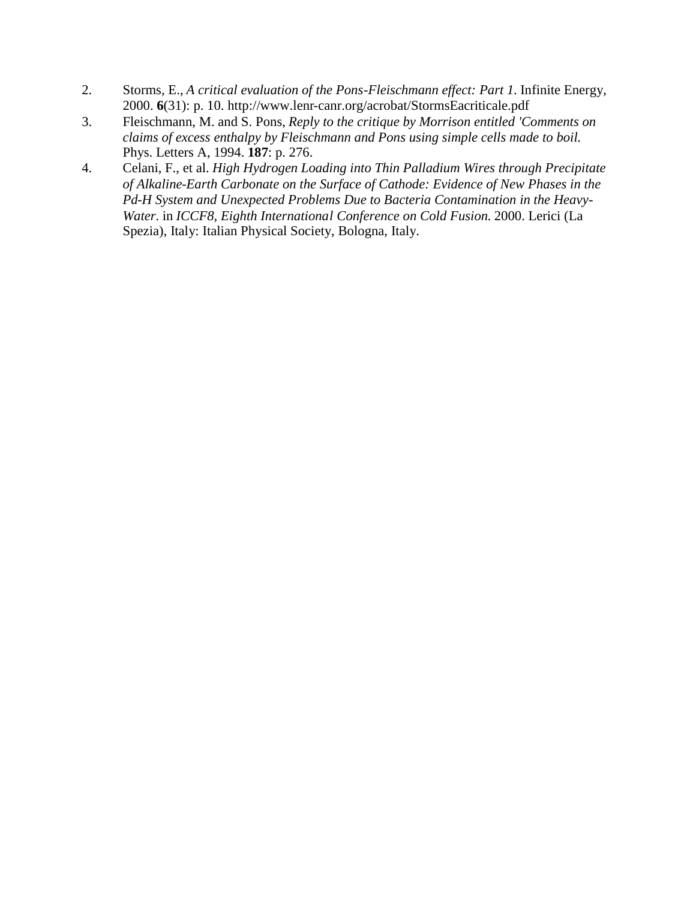2. Storms, E., *A critical evaluation of the Pons-Fleischmann effect: Part 1*. Infinite Energy, 2000. **6**(31): p. 10. http://www.lenr-canr.org/acrobat/StormsEacriticale.pdf
3. Fleischmann, M. and S. Pons, *Reply to the critique by Morrison entitled 'Comments on claims of excess enthalpy by Fleischmann and Pons using simple cells made to boil.* Phys. Letters A, 1994. **187**: p. 276.
4. Celani, F., et al. *High Hydrogen Loading into Thin Palladium Wires through Precipitate of Alkaline-Earth Carbonate on the Surface of Cathode: Evidence of New Phases in the Pd-H System and Unexpected Problems Due to Bacteria Contamination in the Heavy-Water*. in *ICCF8, Eighth International Conference on Cold Fusion.* 2000. Lerici (La Spezia), Italy: Italian Physical Society, Bologna, Italy.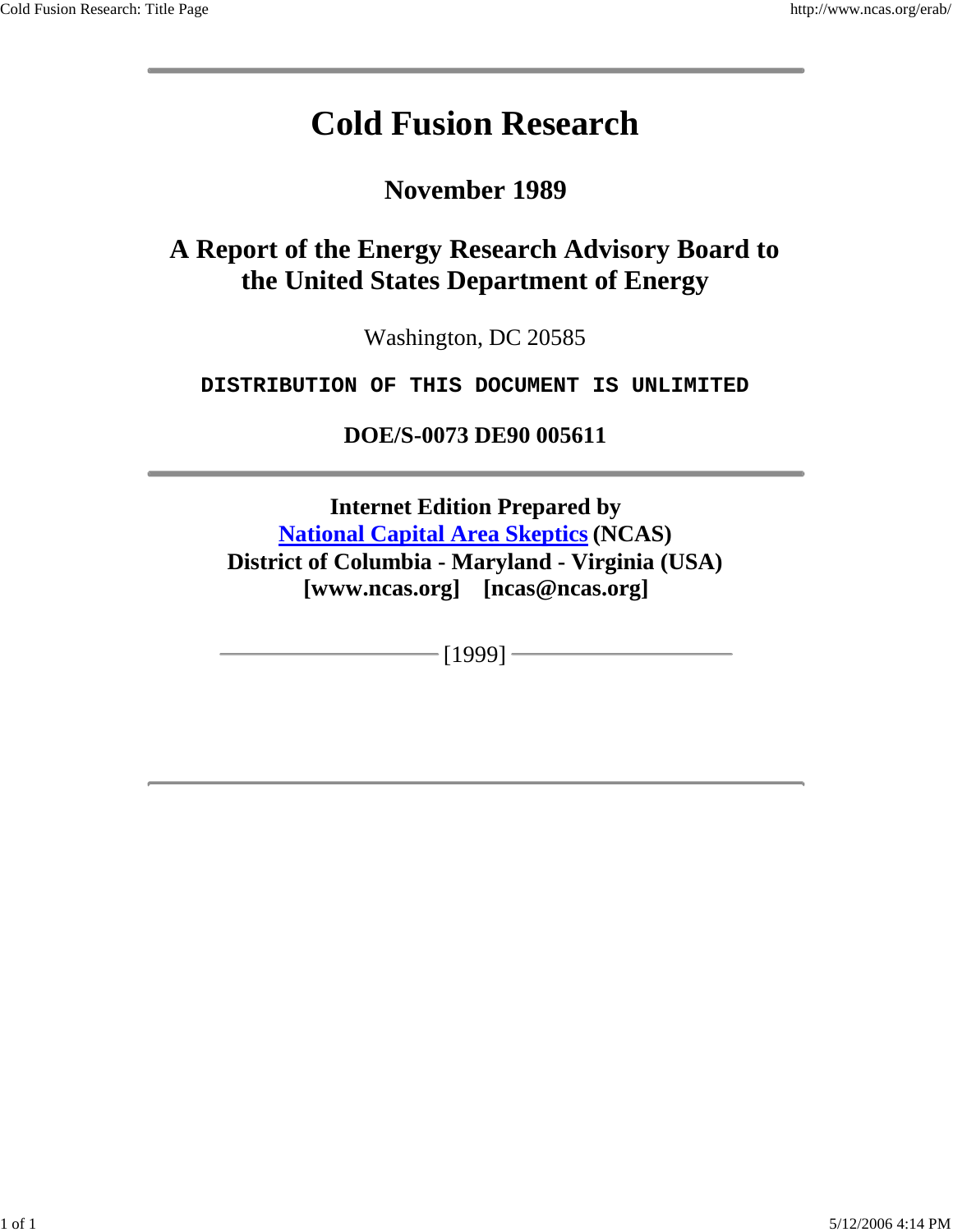# Cold Fusion Research

## November 1989

## A Report of the Energy Research Advisory Board to the United States Department of Energy

Washington, DC 20585

**DISTRIBUTION OF THIS DOCUMENT IS UNLIMITED**

**DOE/S-0073 DE90 005611**

---

**Internet Edition Prepared by**
**National Capital Area Skeptics (NCAS)**
**District of Columbia - Maryland - Virginia (USA)**
**[www.ncas.org] [ncas@ncas.org]**

[1999]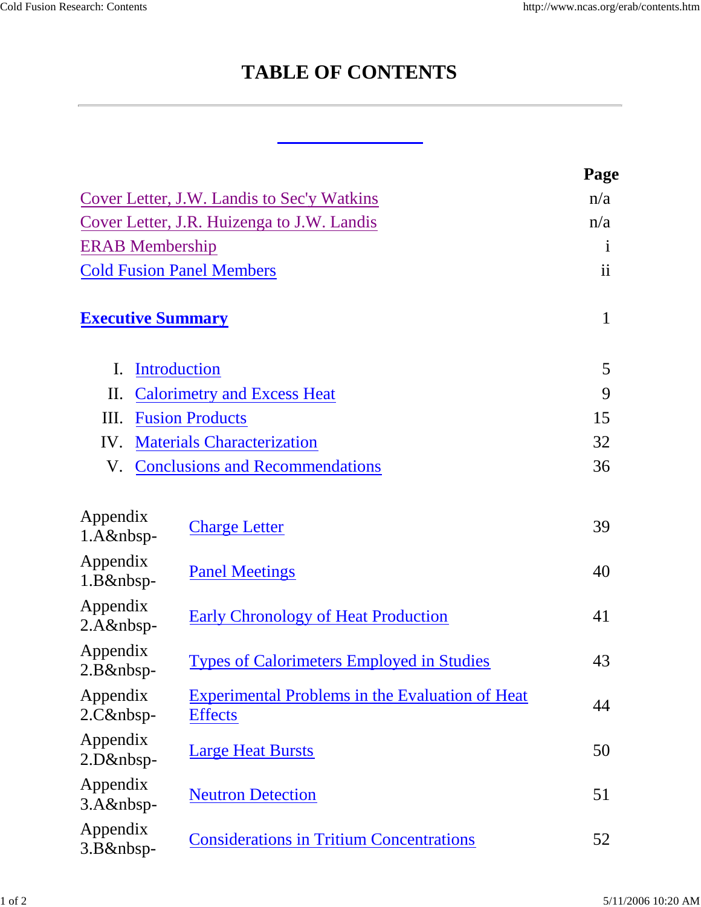# TABLE OF CONTENTS

---

| | Page |
|---|---|
| Cover Letter, J.W. Landis to Sec'y Watkins | n/a |
| Cover Letter, J.R. Huizenga to J.W. Landis | n/a |
| ERAB Membership | i |
| Cold Fusion Panel Members | ii |
| **Executive Summary** | 1 |
| I. Introduction | 5 |
| II. Calorimetry and Excess Heat | 9 |
| III. Fusion Products | 15 |
| IV. Materials Characterization | 32 |
| V. Conclusions and Recommendations | 36 |

| | | |
|---|---|---|
| Appendix 1.A&nbsp- | Charge Letter | 39 |
| Appendix 1.B&nbsp- | Panel Meetings | 40 |
| Appendix 2.A&nbsp- | Early Chronology of Heat Production | 41 |
| Appendix 2.B&nbsp- | Types of Calorimeters Employed in Studies | 43 |
| Appendix 2.C&nbsp- | Experimental Problems in the Evaluation of Heat Effects | 44 |
| Appendix 2.D&nbsp- | Large Heat Bursts | 50 |
| Appendix 3.A&nbsp- | Neutron Detection | 51 |
| Appendix 3.B&nbsp- | Considerations in Tritium Concentrations | 52 |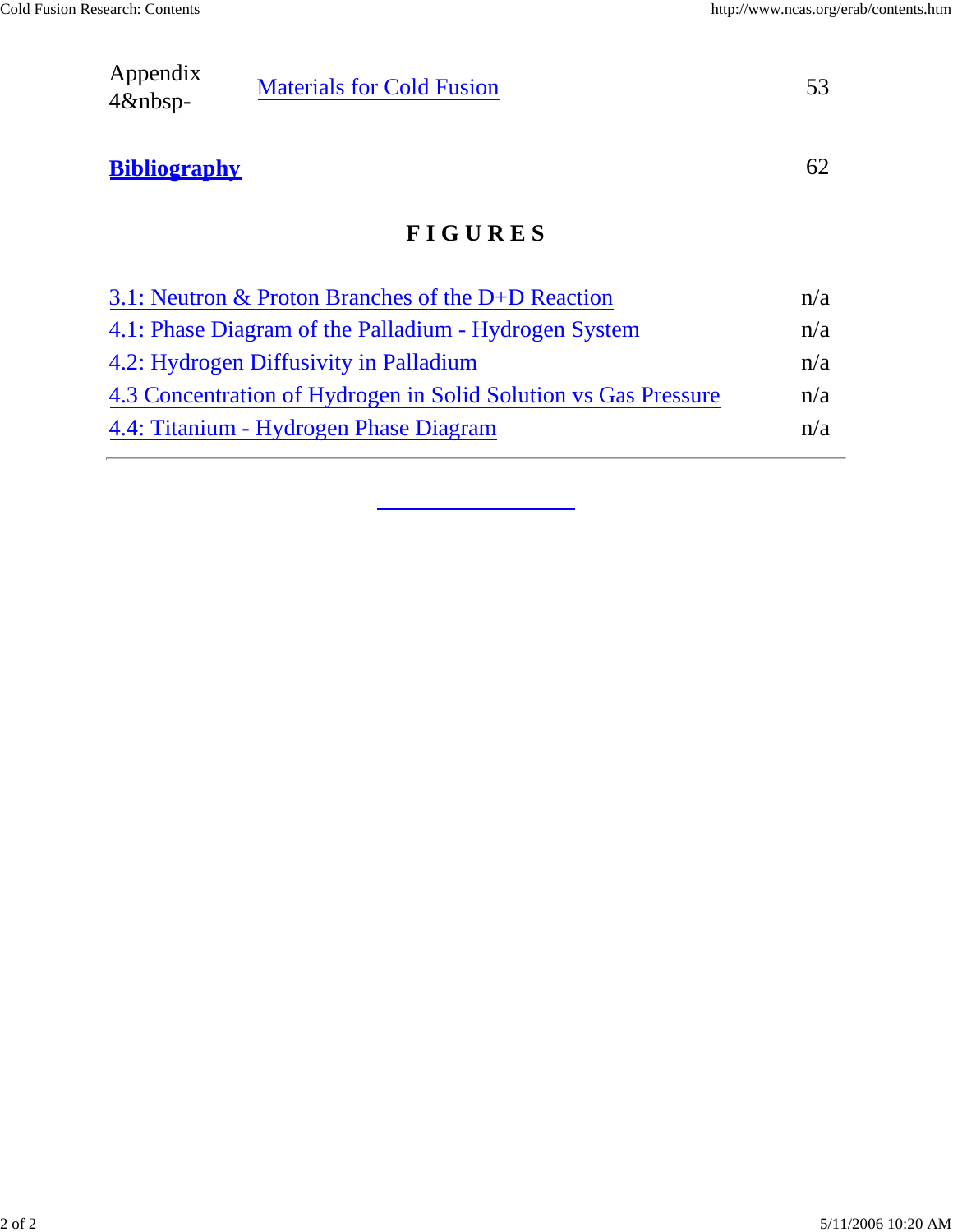| | | |
|---|---|---|
| Appendix 4&nbsp- | Materials for Cold Fusion | 53 |
| **Bibliography** | | 62 |

## F I G U R E S

| | |
|---|---|
| 3.1: Neutron & Proton Branches of the D+D Reaction | n/a |
| 4.1: Phase Diagram of the Palladium - Hydrogen System | n/a |
| 4.2: Hydrogen Diffusivity in Palladium | n/a |
| 4.3 Concentration of Hydrogen in Solid Solution vs Gas Pressure | n/a |
| 4.4: Titanium - Hydrogen Phase Diagram | n/a |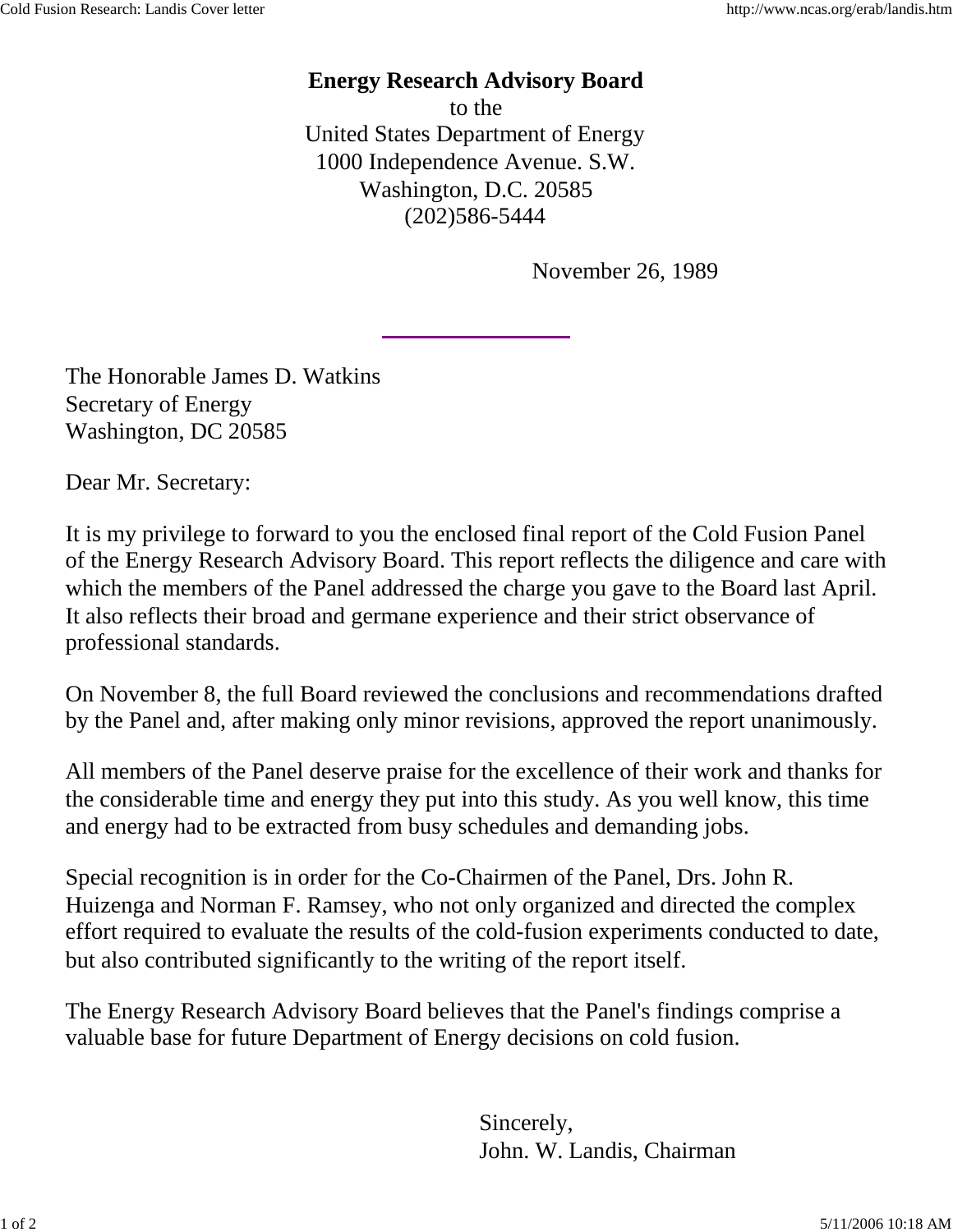**Energy Research Advisory Board**
to the
United States Department of Energy
1000 Independence Avenue. S.W.
Washington, D.C. 20585
(202)586-5444

November 26, 1989

---

The Honorable James D. Watkins
Secretary of Energy
Washington, DC 20585

Dear Mr. Secretary:

It is my privilege to forward to you the enclosed final report of the Cold Fusion Panel of the Energy Research Advisory Board. This report reflects the diligence and care with which the members of the Panel addressed the charge you gave to the Board last April. It also reflects their broad and germane experience and their strict observance of professional standards.

On November 8, the full Board reviewed the conclusions and recommendations drafted by the Panel and, after making only minor revisions, approved the report unanimously.

All members of the Panel deserve praise for the excellence of their work and thanks for the considerable time and energy they put into this study. As you well know, this time and energy had to be extracted from busy schedules and demanding jobs.

Special recognition is in order for the Co-Chairmen of the Panel, Drs. John R. Huizenga and Norman F. Ramsey, who not only organized and directed the complex effort required to evaluate the results of the cold-fusion experiments conducted to date, but also contributed significantly to the writing of the report itself.

The Energy Research Advisory Board believes that the Panel's findings comprise a valuable base for future Department of Energy decisions on cold fusion.

Sincerely,
John. W. Landis, Chairman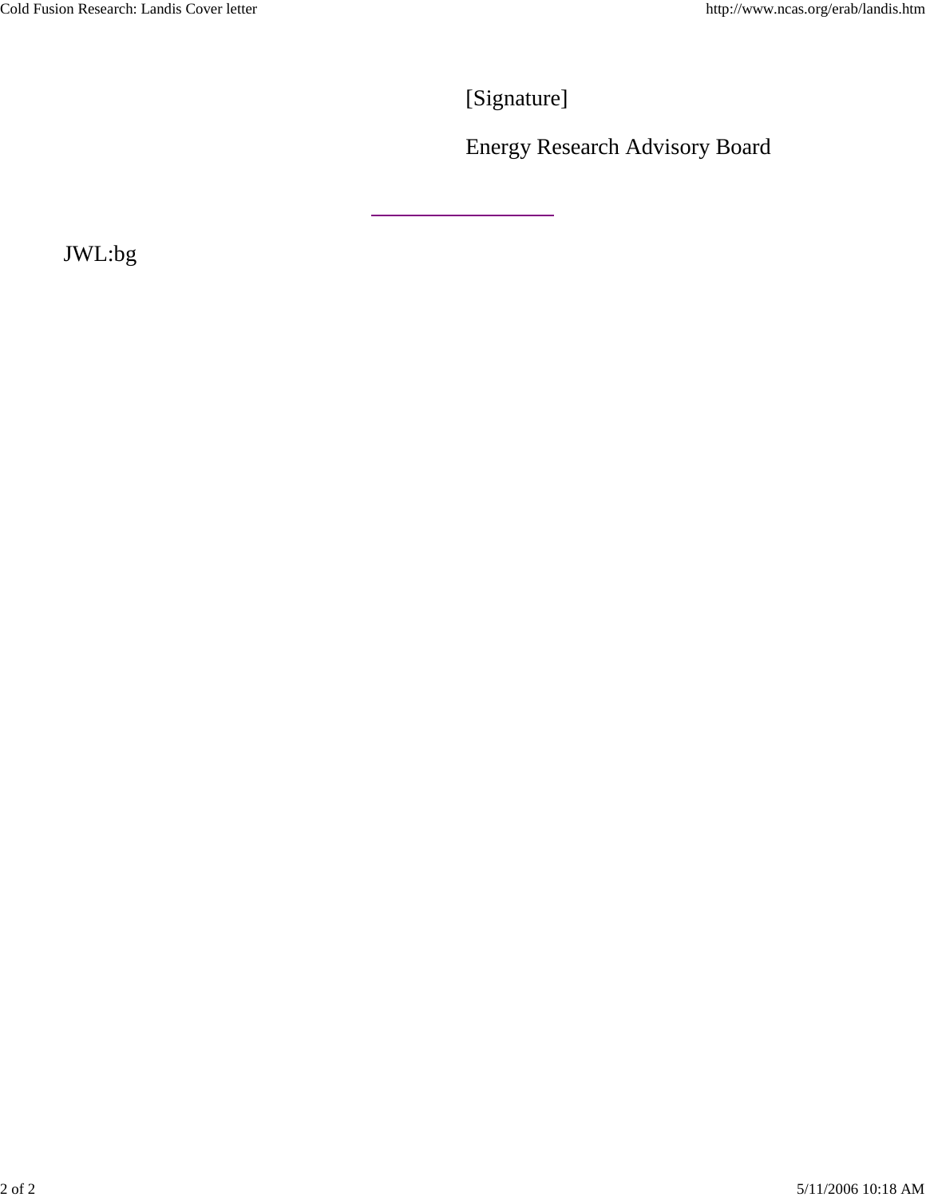[Signature]

Energy Research Advisory Board

---

JWL:bg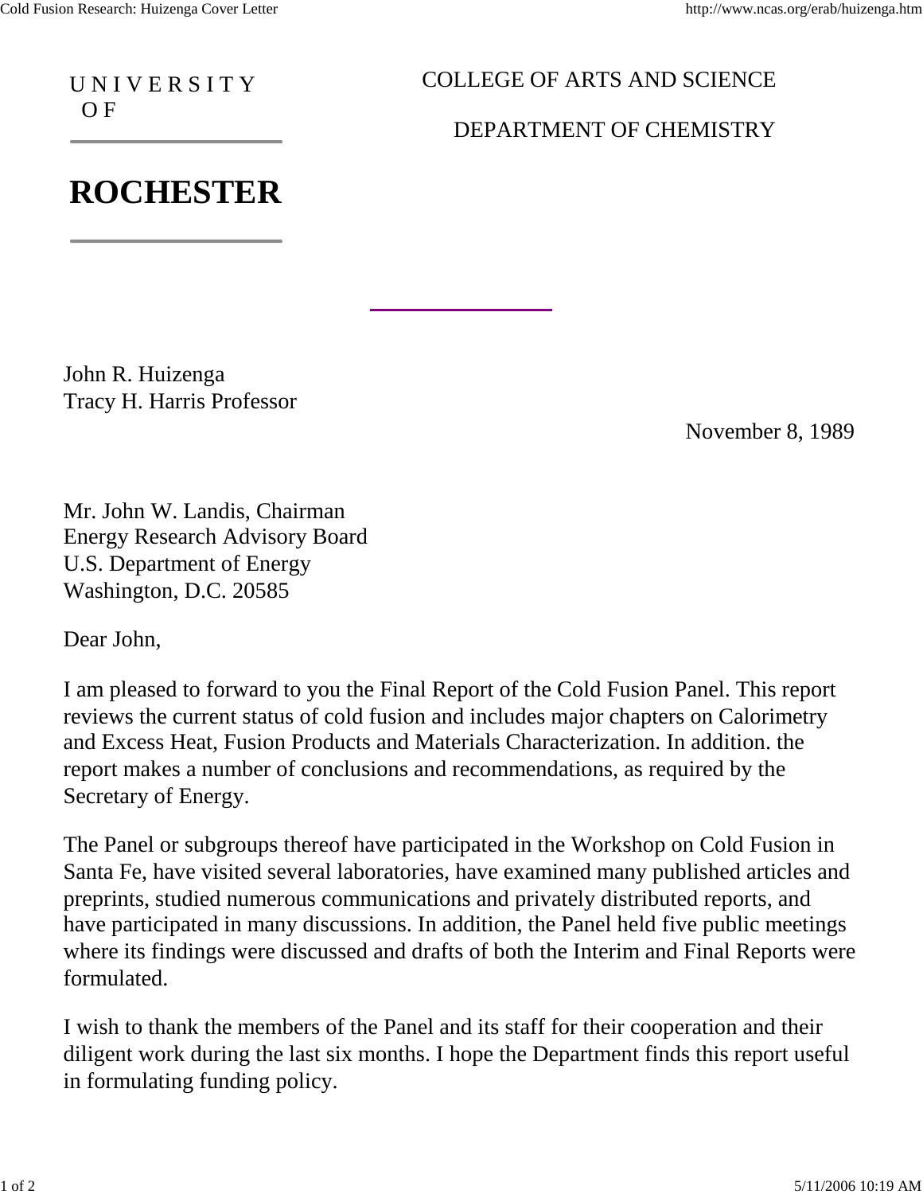UNIVERSITY OF

**ROCHESTER**

COLLEGE OF ARTS AND SCIENCE

DEPARTMENT OF CHEMISTRY

John R. Huizenga
Tracy H. Harris Professor

November 8, 1989

Mr. John W. Landis, Chairman
Energy Research Advisory Board
U.S. Department of Energy
Washington, D.C. 20585

Dear John,

I am pleased to forward to you the Final Report of the Cold Fusion Panel. This report reviews the current status of cold fusion and includes major chapters on Calorimetry and Excess Heat, Fusion Products and Materials Characterization. In addition. the report makes a number of conclusions and recommendations, as required by the Secretary of Energy.

The Panel or subgroups thereof have participated in the Workshop on Cold Fusion in Santa Fe, have visited several laboratories, have examined many published articles and preprints, studied numerous communications and privately distributed reports, and have participated in many discussions. In addition, the Panel held five public meetings where its findings were discussed and drafts of both the Interim and Final Reports were formulated.

I wish to thank the members of the Panel and its staff for their cooperation and their diligent work during the last six months. I hope the Department finds this report useful in formulating funding policy.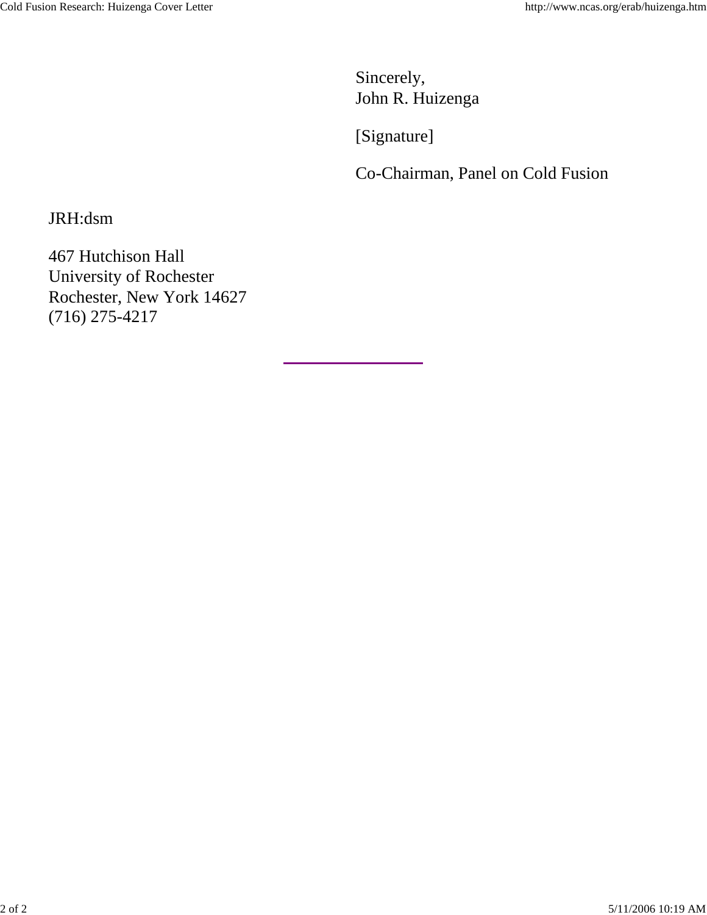Sincerely,
John R. Huizenga

[Signature]

Co-Chairman, Panel on Cold Fusion

JRH:dsm

467 Hutchison Hall
University of Rochester
Rochester, New York 14627
(716) 275-4217

---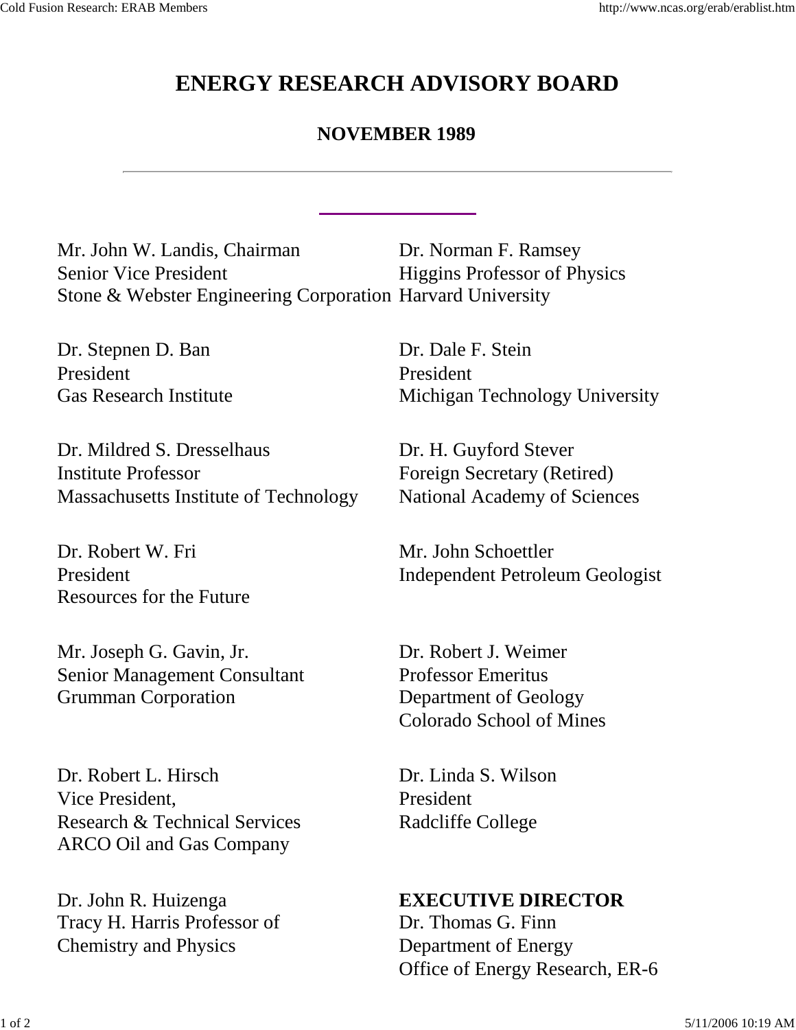# ENERGY RESEARCH ADVISORY BOARD

## NOVEMBER 1989

---

Mr. John W. Landis, Chairman
Senior Vice President
Stone & Webster Engineering Corporation

Dr. Stepnen D. Ban
President
Gas Research Institute

Dr. Mildred S. Dresselhaus
Institute Professor
Massachusetts Institute of Technology

Dr. Robert W. Fri
President
Resources for the Future

Mr. Joseph G. Gavin, Jr.
Senior Management Consultant
Grumman Corporation

Dr. Robert L. Hirsch
Vice President,
Research & Technical Services
ARCO Oil and Gas Company

Dr. John R. Huizenga
Tracy H. Harris Professor of
Chemistry and Physics

Dr. Norman F. Ramsey
Higgins Professor of Physics
Harvard University

Dr. Dale F. Stein
President
Michigan Technology University

Dr. H. Guyford Stever
Foreign Secretary (Retired)
National Academy of Sciences

Mr. John Schoettler
Independent Petroleum Geologist

Dr. Robert J. Weimer
Professor Emeritus
Department of Geology
Colorado School of Mines

Dr. Linda S. Wilson
President
Radcliffe College

**EXECUTIVE DIRECTOR**
Dr. Thomas G. Finn
Department of Energy
Office of Energy Research, ER-6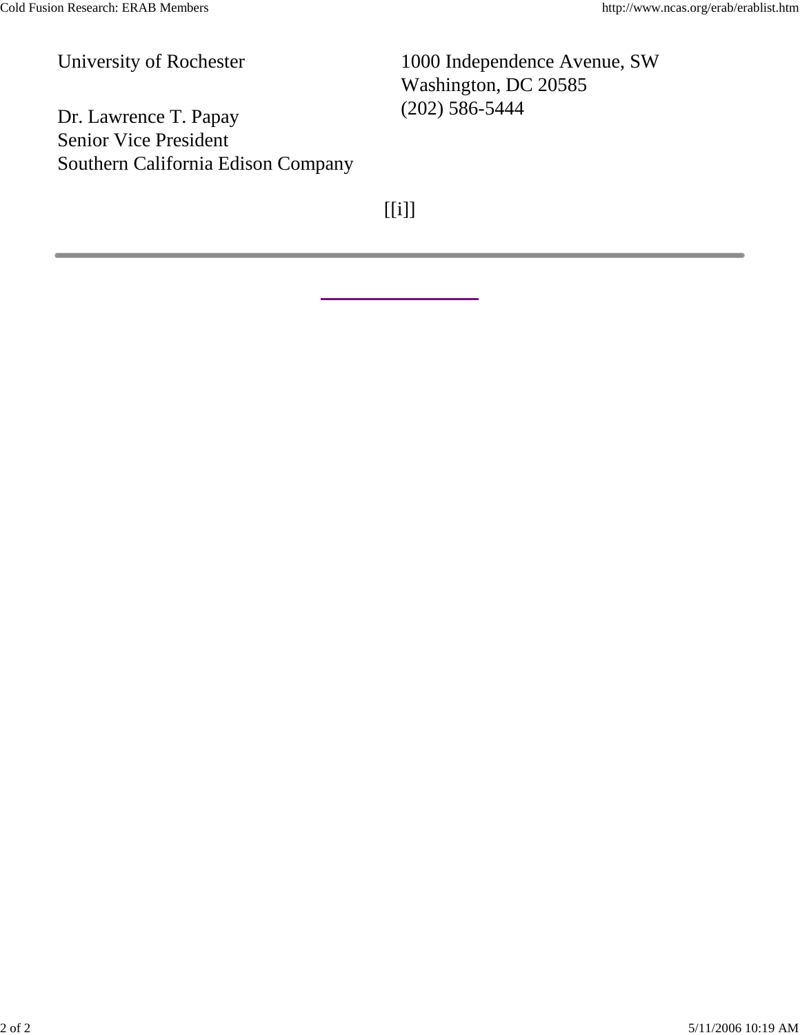University of Rochester

Dr. Lawrence T. Papay
Senior Vice President
Southern California Edison Company

1000 Independence Avenue, SW
Washington, DC 20585
(202) 586-5444

[[i]]

---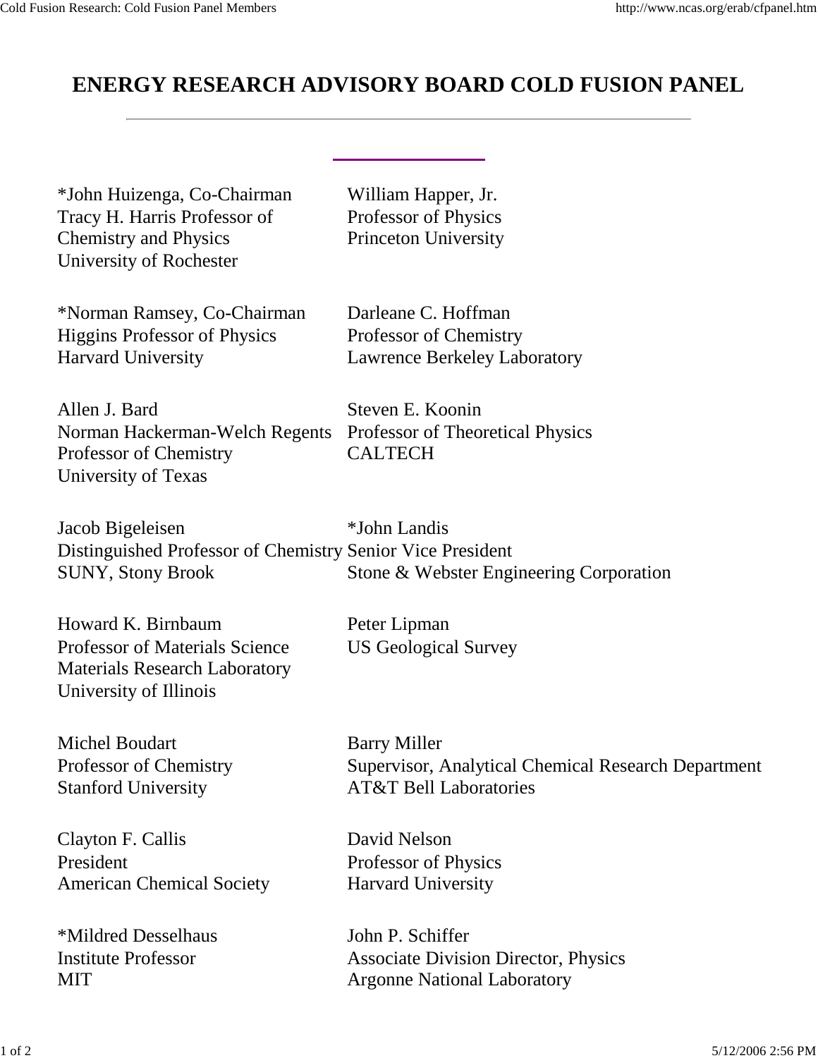# ENERGY RESEARCH ADVISORY BOARD COLD FUSION PANEL

---

*John Huizenga, Co-Chairman
Tracy H. Harris Professor of Chemistry and Physics
University of Rochester

*Norman Ramsey, Co-Chairman
Higgins Professor of Physics
Harvard University

Allen J. Bard
Norman Hackerman-Welch Regents Professor of Chemistry
University of Texas

Jacob Bigeleisen
Distinguished Professor of Chemistry
SUNY, Stony Brook

Howard K. Birnbaum
Professor of Materials Science
Materials Research Laboratory
University of Illinois

Michel Boudart
Professor of Chemistry
Stanford University

Clayton F. Callis
President
American Chemical Society

*Mildred Desselhaus
Institute Professor
MIT

William Happer, Jr.
Professor of Physics
Princeton University

Darleane C. Hoffman
Professor of Chemistry
Lawrence Berkeley Laboratory

Steven E. Koonin
Professor of Theoretical Physics
CALTECH

*John Landis
Senior Vice President
Stone & Webster Engineering Corporation

Peter Lipman
US Geological Survey

Barry Miller
Supervisor, Analytical Chemical Research Department
AT&T Bell Laboratories

David Nelson
Professor of Physics
Harvard University

John P. Schiffer
Associate Division Director, Physics
Argonne National Laboratory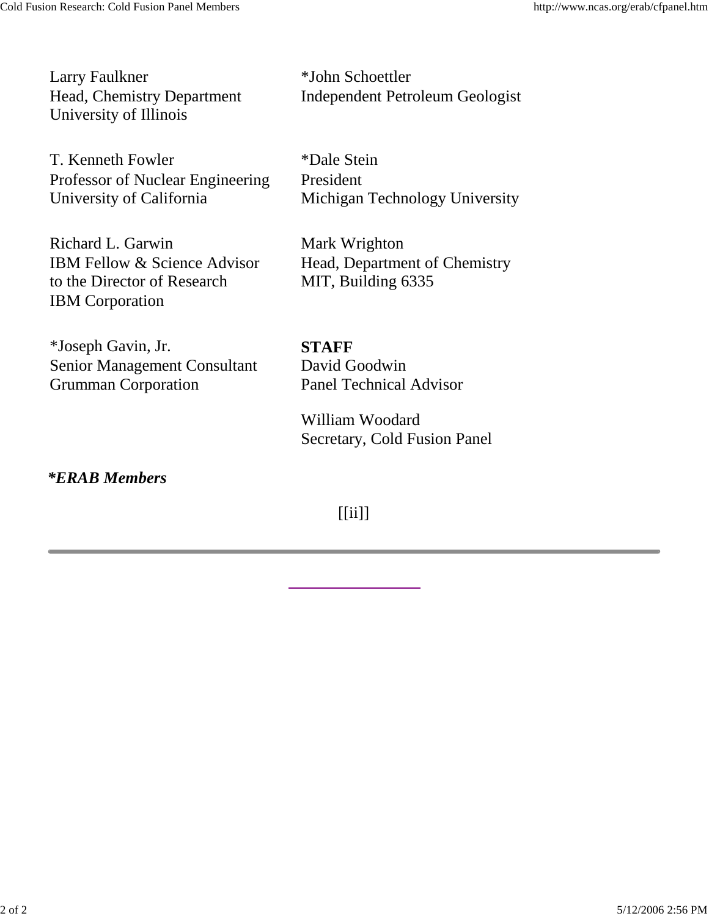Larry Faulkner
Head, Chemistry Department
University of Illinois

T. Kenneth Fowler
Professor of Nuclear Engineering
University of California

Richard L. Garwin
IBM Fellow & Science Advisor
to the Director of Research
IBM Corporation

*Joseph Gavin, Jr.
Senior Management Consultant
Grumman Corporation

*John Schoettler
Independent Petroleum Geologist

*Dale Stein
President
Michigan Technology University

Mark Wrighton
Head, Department of Chemistry
MIT, Building 6335

**STAFF**
David Goodwin
Panel Technical Advisor

William Woodard
Secretary, Cold Fusion Panel

***ERAB Members***

[[ii]]

---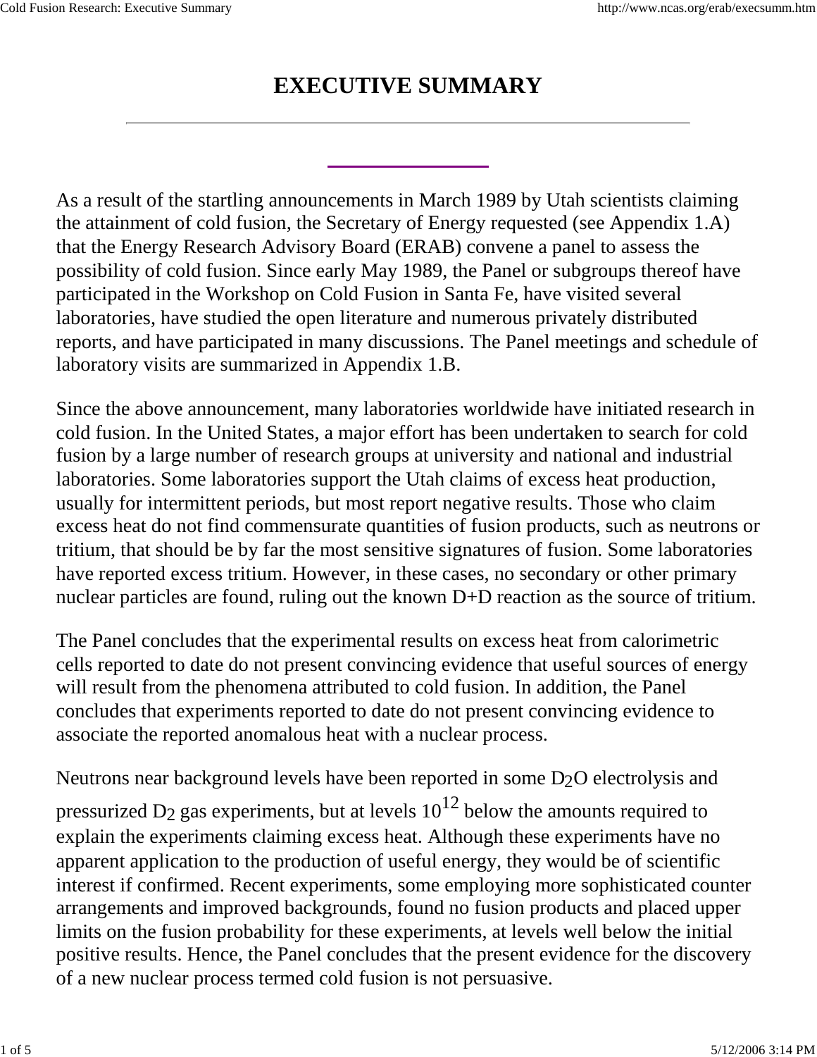# EXECUTIVE SUMMARY

As a result of the startling announcements in March 1989 by Utah scientists claiming the attainment of cold fusion, the Secretary of Energy requested (see Appendix 1.A) that the Energy Research Advisory Board (ERAB) convene a panel to assess the possibility of cold fusion. Since early May 1989, the Panel or subgroups thereof have participated in the Workshop on Cold Fusion in Santa Fe, have visited several laboratories, have studied the open literature and numerous privately distributed reports, and have participated in many discussions. The Panel meetings and schedule of laboratory visits are summarized in Appendix 1.B.

Since the above announcement, many laboratories worldwide have initiated research in cold fusion. In the United States, a major effort has been undertaken to search for cold fusion by a large number of research groups at university and national and industrial laboratories. Some laboratories support the Utah claims of excess heat production, usually for intermittent periods, but most report negative results. Those who claim excess heat do not find commensurate quantities of fusion products, such as neutrons or tritium, that should be by far the most sensitive signatures of fusion. Some laboratories have reported excess tritium. However, in these cases, no secondary or other primary nuclear particles are found, ruling out the known D+D reaction as the source of tritium.

The Panel concludes that the experimental results on excess heat from calorimetric cells reported to date do not present convincing evidence that useful sources of energy will result from the phenomena attributed to cold fusion. In addition, the Panel concludes that experiments reported to date do not present convincing evidence to associate the reported anomalous heat with a nuclear process.

Neutrons near background levels have been reported in some $D_2O$ electrolysis and pressurized $D_2$ gas experiments, but at levels $10^{12}$ below the amounts required to explain the experiments claiming excess heat. Although these experiments have no apparent application to the production of useful energy, they would be of scientific interest if confirmed. Recent experiments, some employing more sophisticated counter arrangements and improved backgrounds, found no fusion products and placed upper limits on the fusion probability for these experiments, at levels well below the initial positive results. Hence, the Panel concludes that the present evidence for the discovery of a new nuclear process termed cold fusion is not persuasive.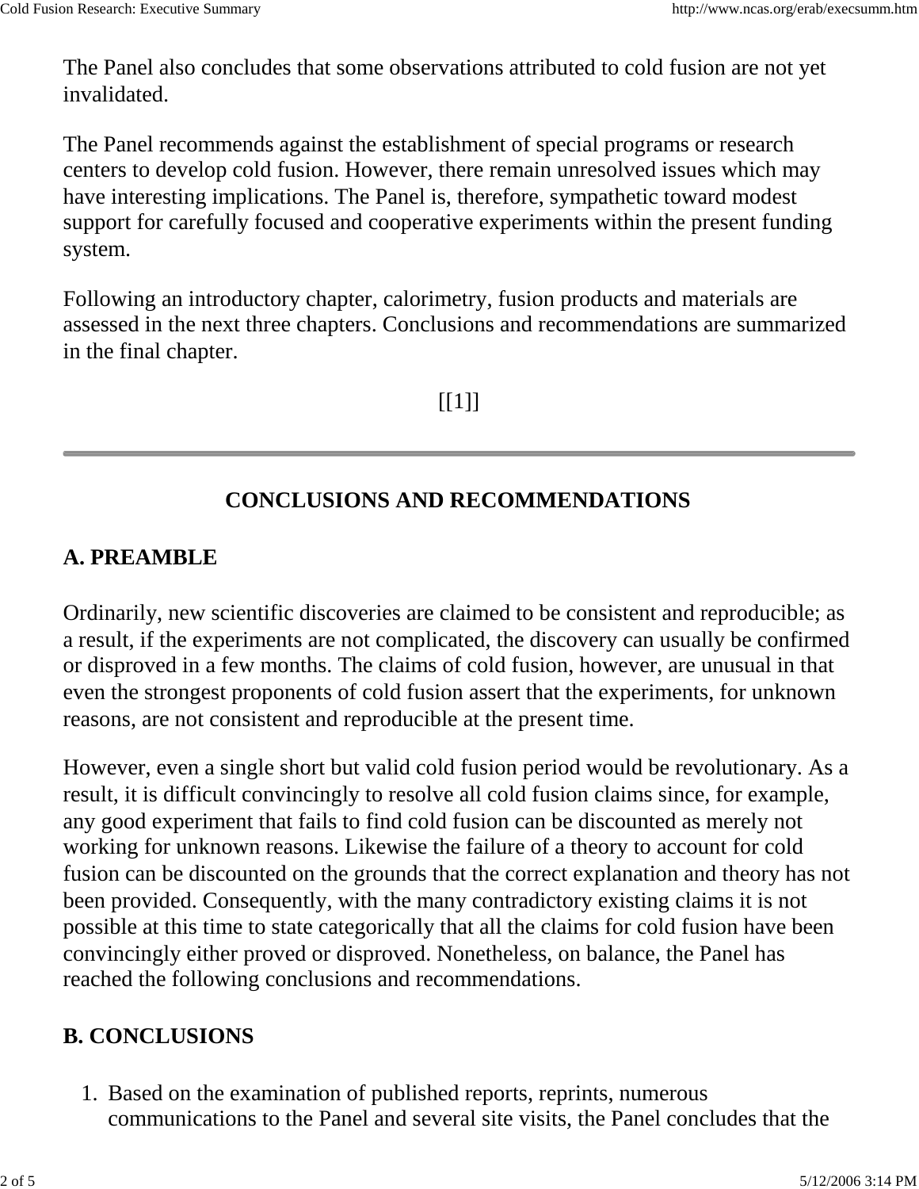The Panel also concludes that some observations attributed to cold fusion are not yet invalidated.

The Panel recommends against the establishment of special programs or research centers to develop cold fusion. However, there remain unresolved issues which may have interesting implications. The Panel is, therefore, sympathetic toward modest support for carefully focused and cooperative experiments within the present funding system.

Following an introductory chapter, calorimetry, fusion products and materials are assessed in the next three chapters. Conclusions and recommendations are summarized in the final chapter.

[[1]]

---

## CONCLUSIONS AND RECOMMENDATIONS

### A. PREAMBLE

Ordinarily, new scientific discoveries are claimed to be consistent and reproducible; as a result, if the experiments are not complicated, the discovery can usually be confirmed or disproved in a few months. The claims of cold fusion, however, are unusual in that even the strongest proponents of cold fusion assert that the experiments, for unknown reasons, are not consistent and reproducible at the present time.

However, even a single short but valid cold fusion period would be revolutionary. As a result, it is difficult convincingly to resolve all cold fusion claims since, for example, any good experiment that fails to find cold fusion can be discounted as merely not working for unknown reasons. Likewise the failure of a theory to account for cold fusion can be discounted on the grounds that the correct explanation and theory has not been provided. Consequently, with the many contradictory existing claims it is not possible at this time to state categorically that all the claims for cold fusion have been convincingly either proved or disproved. Nonetheless, on balance, the Panel has reached the following conclusions and recommendations.

### B. CONCLUSIONS

1. Based on the examination of published reports, reprints, numerous communications to the Panel and several site visits, the Panel concludes that the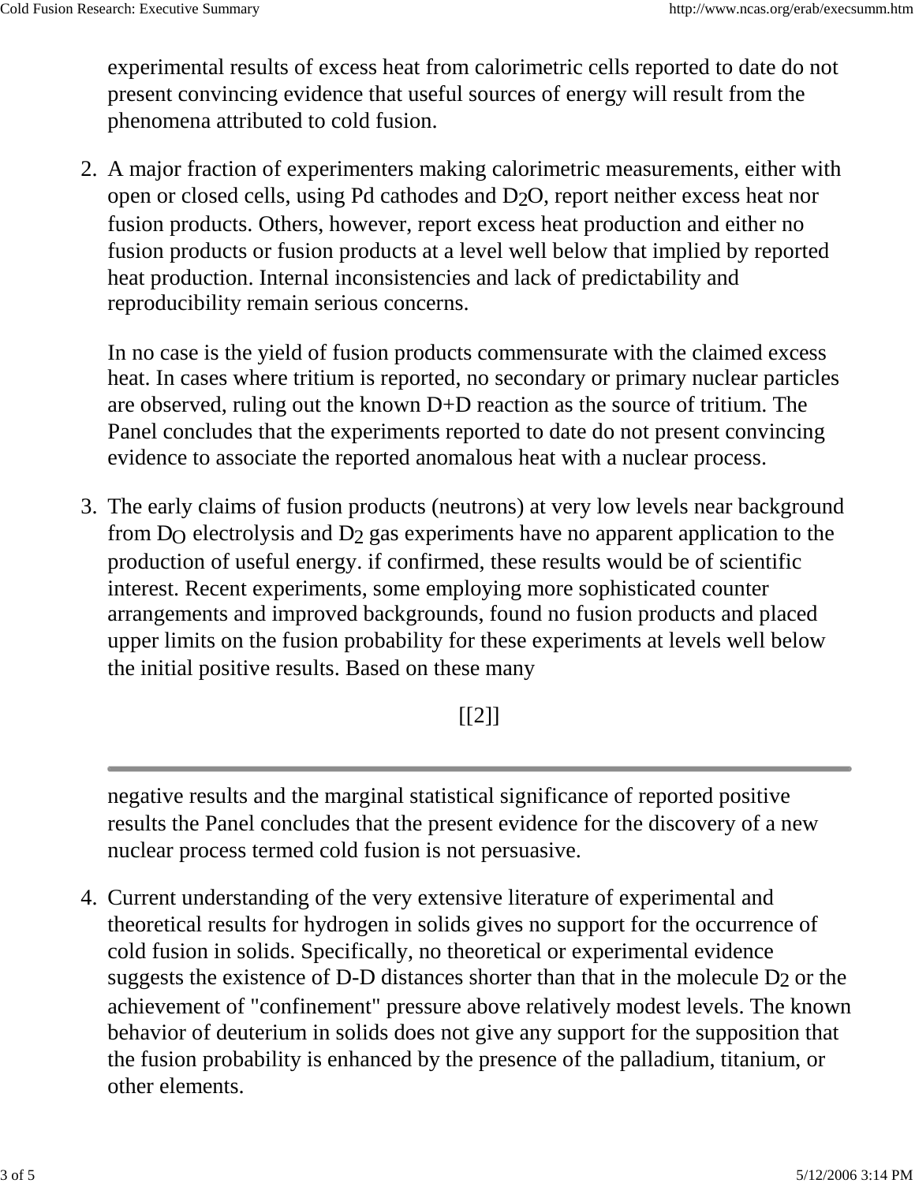experimental results of excess heat from calorimetric cells reported to date do not present convincing evidence that useful sources of energy will result from the phenomena attributed to cold fusion.

2. A major fraction of experimenters making calorimetric measurements, either with open or closed cells, using Pd cathodes and $D_2O$, report neither excess heat nor fusion products. Others, however, report excess heat production and either no fusion products or fusion products at a level well below that implied by reported heat production. Internal inconsistencies and lack of predictability and reproducibility remain serious concerns.

   In no case is the yield of fusion products commensurate with the claimed excess heat. In cases where tritium is reported, no secondary or primary nuclear particles are observed, ruling out the known D+D reaction as the source of tritium. The Panel concludes that the experiments reported to date do not present convincing evidence to associate the reported anomalous heat with a nuclear process.

3. The early claims of fusion products (neutrons) at very low levels near background from $D_O$ electrolysis and $D_2$ gas experiments have no apparent application to the production of useful energy. if confirmed, these results would be of scientific interest. Recent experiments, some employing more sophisticated counter arrangements and improved backgrounds, found no fusion products and placed upper limits on the fusion probability for these experiments at levels well below the initial positive results. Based on these many

   [[2]]

   negative results and the marginal statistical significance of reported positive results the Panel concludes that the present evidence for the discovery of a new nuclear process termed cold fusion is not persuasive.

4. Current understanding of the very extensive literature of experimental and theoretical results for hydrogen in solids gives no support for the occurrence of cold fusion in solids. Specifically, no theoretical or experimental evidence suggests the existence of D-D distances shorter than that in the molecule $D_2$ or the achievement of "confinement" pressure above relatively modest levels. The known behavior of deuterium in solids does not give any support for the supposition that the fusion probability is enhanced by the presence of the palladium, titanium, or other elements.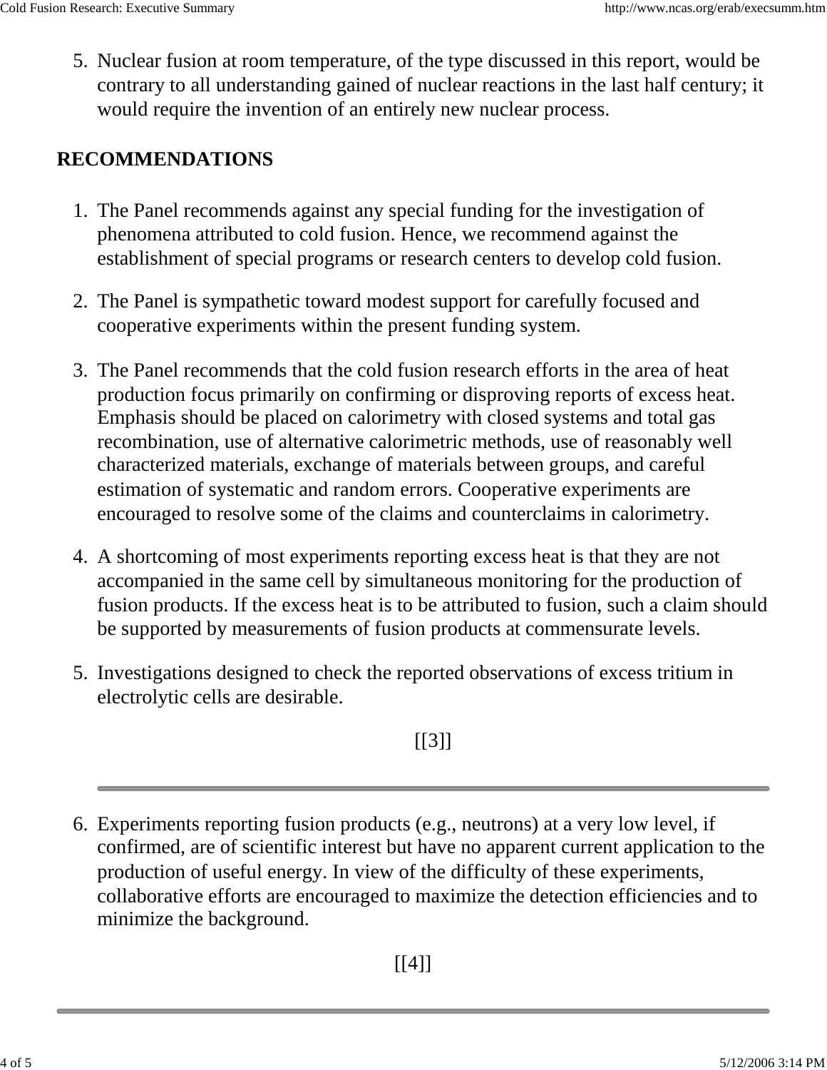5. Nuclear fusion at room temperature, of the type discussed in this report, would be contrary to all understanding gained of nuclear reactions in the last half century; it would require the invention of an entirely new nuclear process.

## RECOMMENDATIONS

1. The Panel recommends against any special funding for the investigation of phenomena attributed to cold fusion. Hence, we recommend against the establishment of special programs or research centers to develop cold fusion.
2. The Panel is sympathetic toward modest support for carefully focused and cooperative experiments within the present funding system.
3. The Panel recommends that the cold fusion research efforts in the area of heat production focus primarily on confirming or disproving reports of excess heat. Emphasis should be placed on calorimetry with closed systems and total gas recombination, use of alternative calorimetric methods, use of reasonably well characterized materials, exchange of materials between groups, and careful estimation of systematic and random errors. Cooperative experiments are encouraged to resolve some of the claims and counterclaims in calorimetry.
4. A shortcoming of most experiments reporting excess heat is that they are not accompanied in the same cell by simultaneous monitoring for the production of fusion products. If the excess heat is to be attributed to fusion, such a claim should be supported by measurements of fusion products at commensurate levels.
5. Investigations designed to check the reported observations of excess tritium in electrolytic cells are desirable.

[[3]]

6. Experiments reporting fusion products (e.g., neutrons) at a very low level, if confirmed, are of scientific interest but have no apparent current application to the production of useful energy. In view of the difficulty of these experiments, collaborative efforts are encouraged to maximize the detection efficiencies and to minimize the background.

[[4]]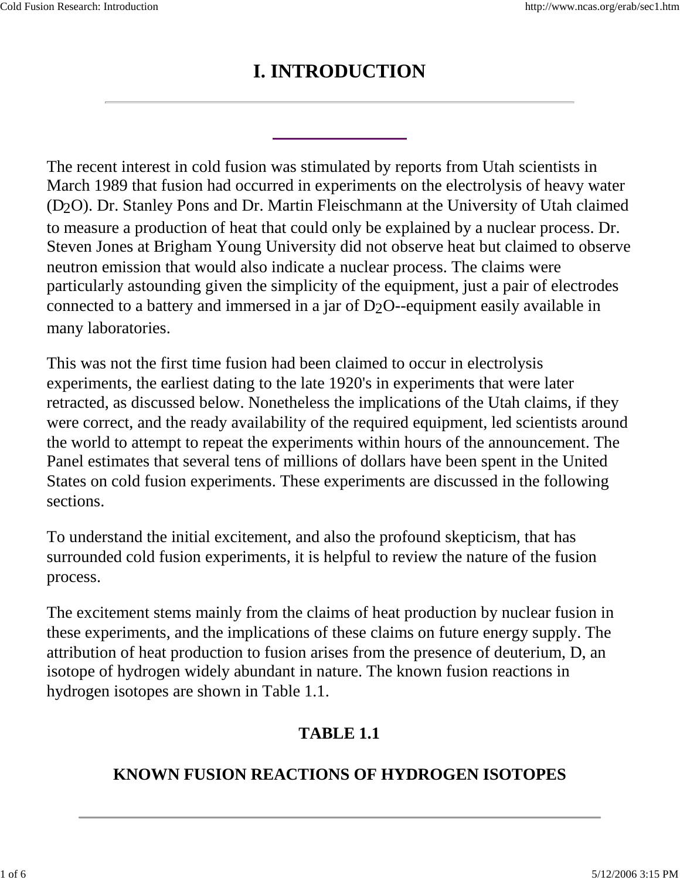# I. INTRODUCTION

---

The recent interest in cold fusion was stimulated by reports from Utah scientists in March 1989 that fusion had occurred in experiments on the electrolysis of heavy water ($D_2O$). Dr. Stanley Pons and Dr. Martin Fleischmann at the University of Utah claimed to measure a production of heat that could only be explained by a nuclear process. Dr. Steven Jones at Brigham Young University did not observe heat but claimed to observe neutron emission that would also indicate a nuclear process. The claims were particularly astounding given the simplicity of the equipment, just a pair of electrodes connected to a battery and immersed in a jar of $D_2O$--equipment easily available in many laboratories.

This was not the first time fusion had been claimed to occur in electrolysis experiments, the earliest dating to the late 1920's in experiments that were later retracted, as discussed below. Nonetheless the implications of the Utah claims, if they were correct, and the ready availability of the required equipment, led scientists around the world to attempt to repeat the experiments within hours of the announcement. The Panel estimates that several tens of millions of dollars have been spent in the United States on cold fusion experiments. These experiments are discussed in the following sections.

To understand the initial excitement, and also the profound skepticism, that has surrounded cold fusion experiments, it is helpful to review the nature of the fusion process.

The excitement stems mainly from the claims of heat production by nuclear fusion in these experiments, and the implications of these claims on future energy supply. The attribution of heat production to fusion arises from the presence of deuterium, D, an isotope of hydrogen widely abundant in nature. The known fusion reactions in hydrogen isotopes are shown in Table 1.1.

**TABLE 1.1**

**KNOWN FUSION REACTIONS OF HYDROGEN ISOTOPES**

---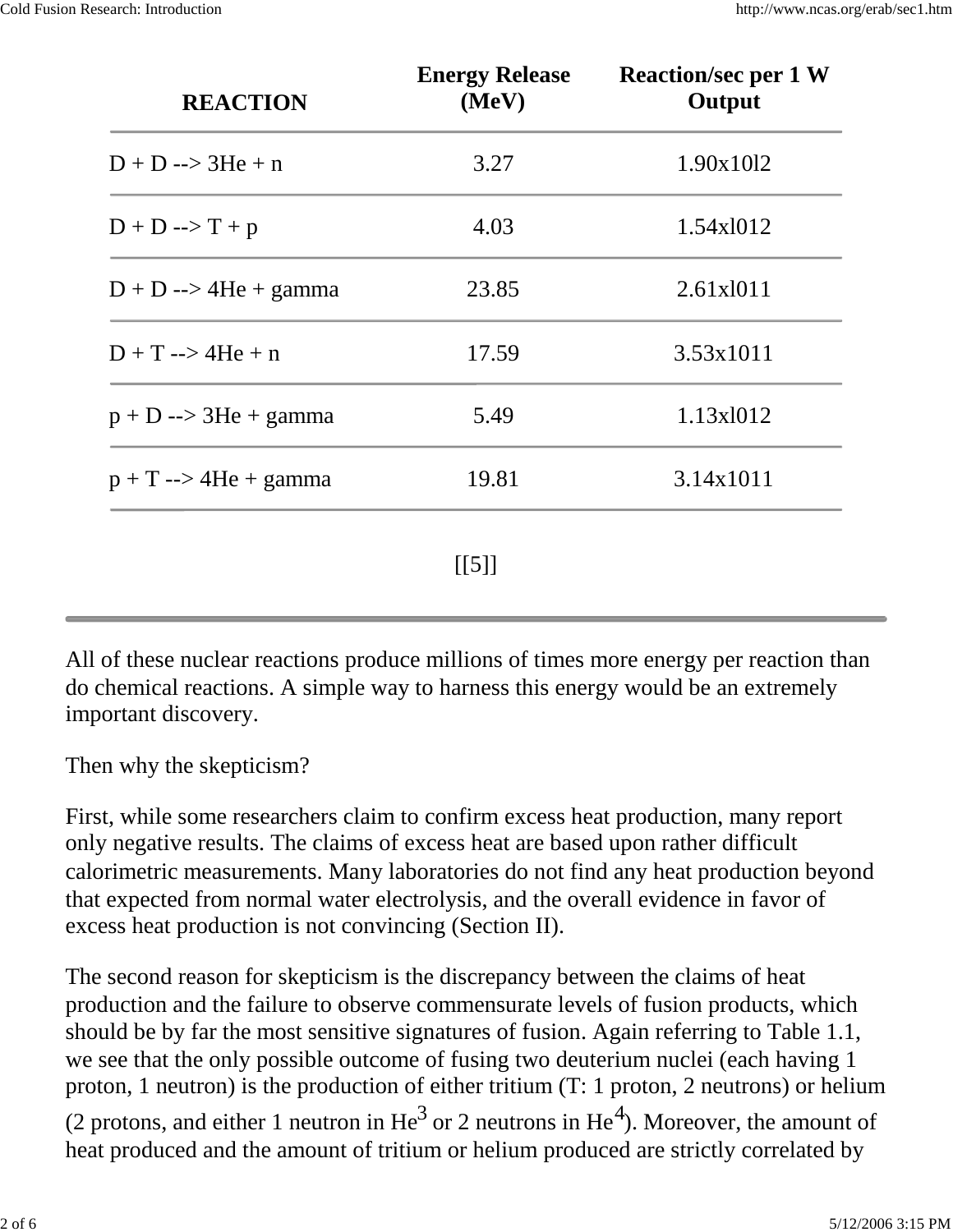| REACTION | Energy Release (MeV) | Reaction/sec per 1 W Output |
|---|---|---|
| D + D --> 3He + n | 3.27 | 1.90x10l2 |
| D + D --> T + p | 4.03 | 1.54xl012 |
| D + D --> 4He + gamma | 23.85 | 2.61xl011 |
| D + T --> 4He + n | 17.59 | 3.53x1011 |
| p + D --> 3He + gamma | 5.49 | 1.13xl012 |
| p + T --> 4He + gamma | 19.81 | 3.14x1011 |

[[5]]

---

All of these nuclear reactions produce millions of times more energy per reaction than do chemical reactions. A simple way to harness this energy would be an extremely important discovery.

Then why the skepticism?

First, while some researchers claim to confirm excess heat production, many report only negative results. The claims of excess heat are based upon rather difficult calorimetric measurements. Many laboratories do not find any heat production beyond that expected from normal water electrolysis, and the overall evidence in favor of excess heat production is not convincing (Section II).

The second reason for skepticism is the discrepancy between the claims of heat production and the failure to observe commensurate levels of fusion products, which should be by far the most sensitive signatures of fusion. Again referring to Table 1.1, we see that the only possible outcome of fusing two deuterium nuclei (each having 1 proton, 1 neutron) is the production of either tritium (T: 1 proton, 2 neutrons) or helium (2 protons, and either 1 neutron in $He^3$ or 2 neutrons in $He^4$). Moreover, the amount of heat produced and the amount of tritium or helium produced are strictly correlated by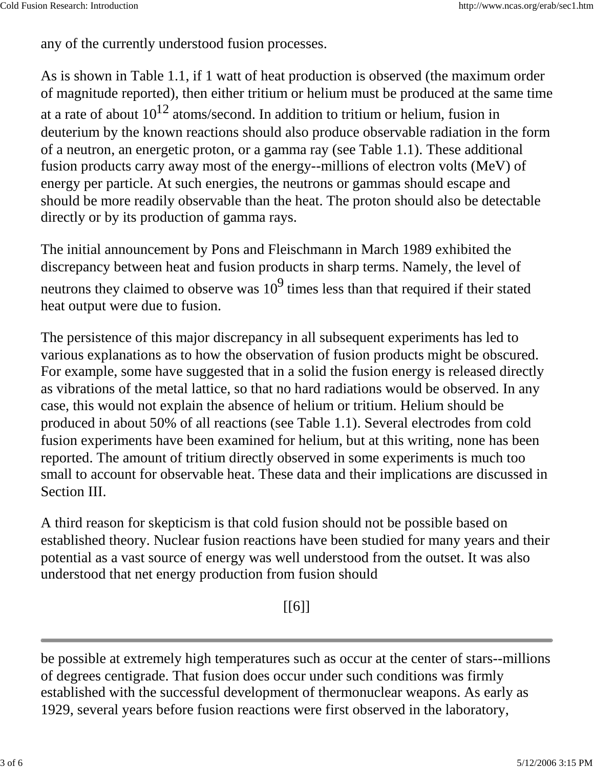any of the currently understood fusion processes.

As is shown in Table 1.1, if 1 watt of heat production is observed (the maximum order of magnitude reported), then either tritium or helium must be produced at the same time at a rate of about $10^{12}$ atoms/second. In addition to tritium or helium, fusion in deuterium by the known reactions should also produce observable radiation in the form of a neutron, an energetic proton, or a gamma ray (see Table 1.1). These additional fusion products carry away most of the energy--millions of electron volts (MeV) of energy per particle. At such energies, the neutrons or gammas should escape and should be more readily observable than the heat. The proton should also be detectable directly or by its production of gamma rays.

The initial announcement by Pons and Fleischmann in March 1989 exhibited the discrepancy between heat and fusion products in sharp terms. Namely, the level of neutrons they claimed to observe was $10^9$ times less than that required if their stated heat output were due to fusion.

The persistence of this major discrepancy in all subsequent experiments has led to various explanations as to how the observation of fusion products might be obscured. For example, some have suggested that in a solid the fusion energy is released directly as vibrations of the metal lattice, so that no hard radiations would be observed. In any case, this would not explain the absence of helium or tritium. Helium should be produced in about 50% of all reactions (see Table 1.1). Several electrodes from cold fusion experiments have been examined for helium, but at this writing, none has been reported. The amount of tritium directly observed in some experiments is much too small to account for observable heat. These data and their implications are discussed in Section III.

A third reason for skepticism is that cold fusion should not be possible based on established theory. Nuclear fusion reactions have been studied for many years and their potential as a vast source of energy was well understood from the outset. It was also understood that net energy production from fusion should

[[6]]

---

be possible at extremely high temperatures such as occur at the center of stars--millions of degrees centigrade. That fusion does occur under such conditions was firmly established with the successful development of thermonuclear weapons. As early as 1929, several years before fusion reactions were first observed in the laboratory,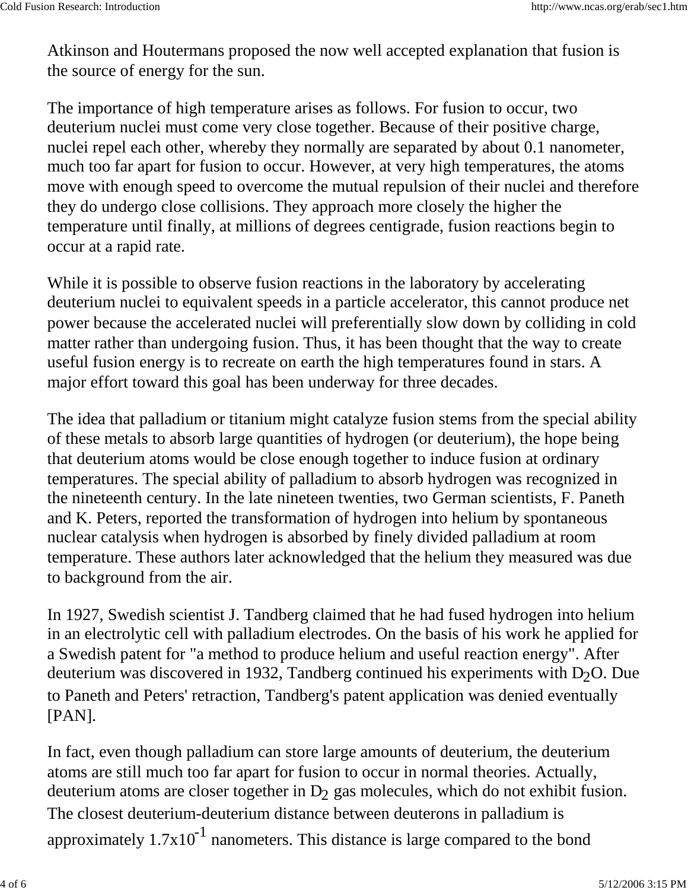Atkinson and Houtermans proposed the now well accepted explanation that fusion is the source of energy for the sun.

The importance of high temperature arises as follows. For fusion to occur, two deuterium nuclei must come very close together. Because of their positive charge, nuclei repel each other, whereby they normally are separated by about 0.1 nanometer, much too far apart for fusion to occur. However, at very high temperatures, the atoms move with enough speed to overcome the mutual repulsion of their nuclei and therefore they do undergo close collisions. They approach more closely the higher the temperature until finally, at millions of degrees centigrade, fusion reactions begin to occur at a rapid rate.

While it is possible to observe fusion reactions in the laboratory by accelerating deuterium nuclei to equivalent speeds in a particle accelerator, this cannot produce net power because the accelerated nuclei will preferentially slow down by colliding in cold matter rather than undergoing fusion. Thus, it has been thought that the way to create useful fusion energy is to recreate on earth the high temperatures found in stars. A major effort toward this goal has been underway for three decades.

The idea that palladium or titanium might catalyze fusion stems from the special ability of these metals to absorb large quantities of hydrogen (or deuterium), the hope being that deuterium atoms would be close enough together to induce fusion at ordinary temperatures. The special ability of palladium to absorb hydrogen was recognized in the nineteenth century. In the late nineteen twenties, two German scientists, F. Paneth and K. Peters, reported the transformation of hydrogen into helium by spontaneous nuclear catalysis when hydrogen is absorbed by finely divided palladium at room temperature. These authors later acknowledged that the helium they measured was due to background from the air.

In 1927, Swedish scientist J. Tandberg claimed that he had fused hydrogen into helium in an electrolytic cell with palladium electrodes. On the basis of his work he applied for a Swedish patent for "a method to produce helium and useful reaction energy". After deuterium was discovered in 1932, Tandberg continued his experiments with $D_2O$. Due to Paneth and Peters' retraction, Tandberg's patent application was denied eventually [PAN].

In fact, even though palladium can store large amounts of deuterium, the deuterium atoms are still much too far apart for fusion to occur in normal theories. Actually, deuterium atoms are closer together in $D_2$ gas molecules, which do not exhibit fusion. The closest deuterium-deuterium distance between deuterons in palladium is approximately $1.7 \times 10^{-1}$ nanometers. This distance is large compared to the bond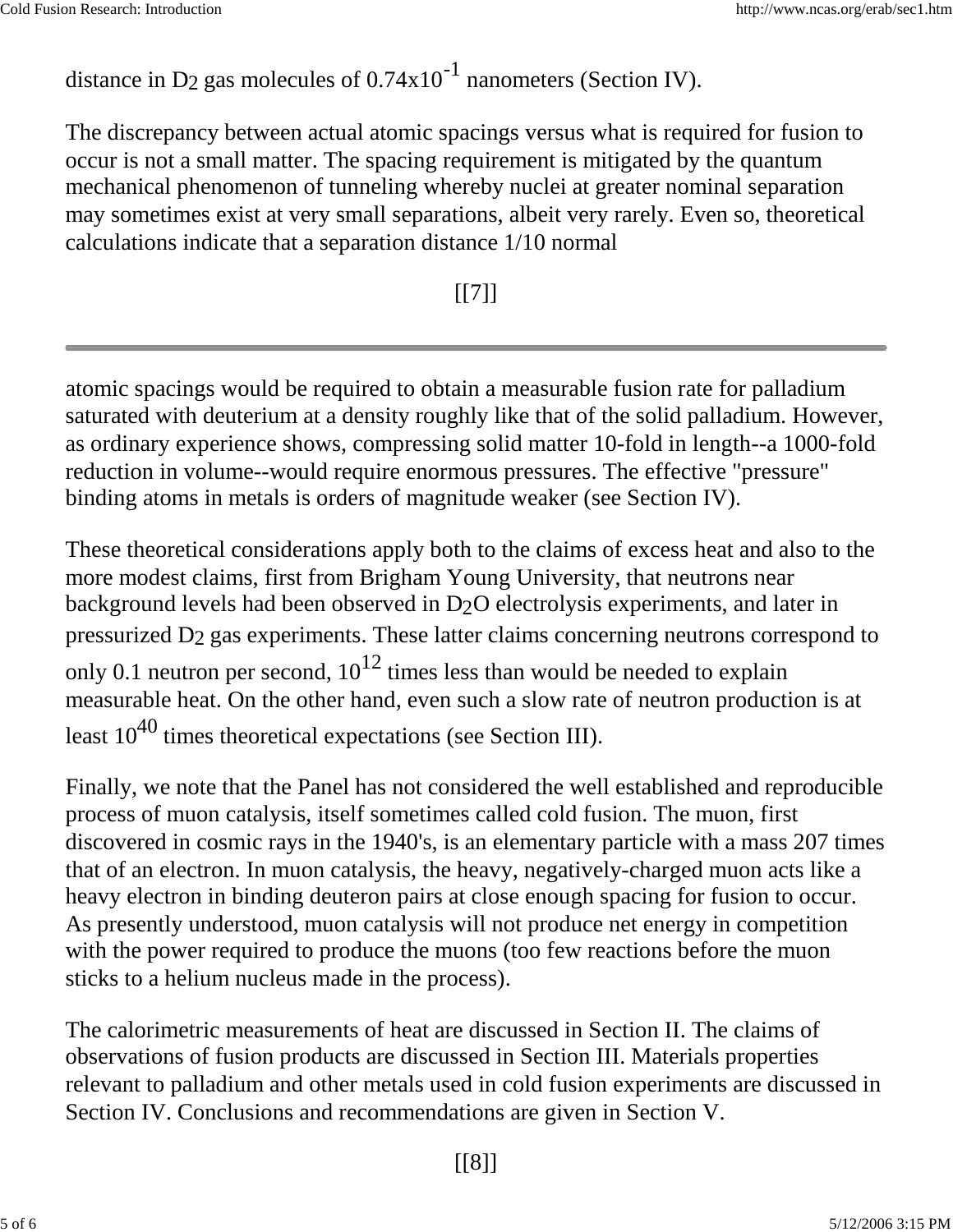distance in $D_2$ gas molecules of $0.74 \times 10^{-1}$ nanometers (Section IV).

The discrepancy between actual atomic spacings versus what is required for fusion to occur is not a small matter. The spacing requirement is mitigated by the quantum mechanical phenomenon of tunneling whereby nuclei at greater nominal separation may sometimes exist at very small separations, albeit very rarely. Even so, theoretical calculations indicate that a separation distance 1/10 normal

[[7]]

---

atomic spacings would be required to obtain a measurable fusion rate for palladium saturated with deuterium at a density roughly like that of the solid palladium. However, as ordinary experience shows, compressing solid matter 10-fold in length--a 1000-fold reduction in volume--would require enormous pressures. The effective "pressure" binding atoms in metals is orders of magnitude weaker (see Section IV).

These theoretical considerations apply both to the claims of excess heat and also to the more modest claims, first from Brigham Young University, that neutrons near background levels had been observed in $D_2O$ electrolysis experiments, and later in pressurized $D_2$ gas experiments. These latter claims concerning neutrons correspond to only 0.1 neutron per second, $10^{12}$ times less than would be needed to explain measurable heat. On the other hand, even such a slow rate of neutron production is at least $10^{40}$ times theoretical expectations (see Section III).

Finally, we note that the Panel has not considered the well established and reproducible process of muon catalysis, itself sometimes called cold fusion. The muon, first discovered in cosmic rays in the 1940's, is an elementary particle with a mass 207 times that of an electron. In muon catalysis, the heavy, negatively-charged muon acts like a heavy electron in binding deuteron pairs at close enough spacing for fusion to occur. As presently understood, muon catalysis will not produce net energy in competition with the power required to produce the muons (too few reactions before the muon sticks to a helium nucleus made in the process).

The calorimetric measurements of heat are discussed in Section II. The claims of observations of fusion products are discussed in Section III. Materials properties relevant to palladium and other metals used in cold fusion experiments are discussed in Section IV. Conclusions and recommendations are given in Section V.

[[8]]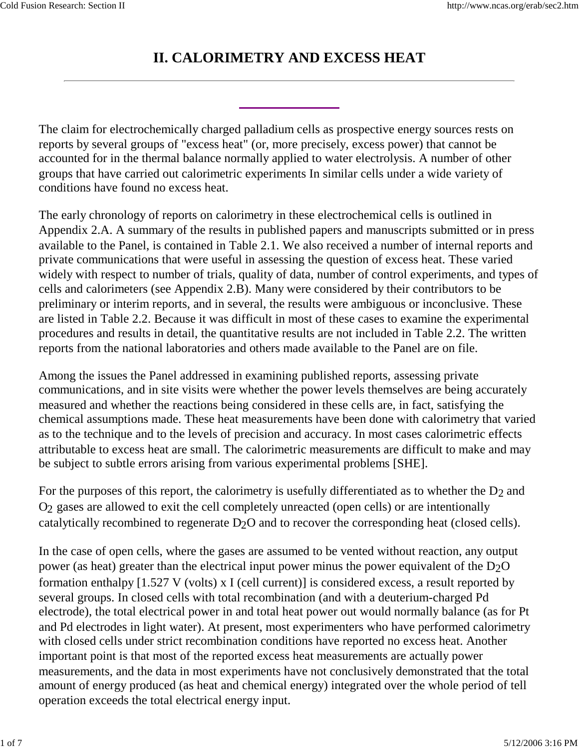# II. CALORIMETRY AND EXCESS HEAT

The claim for electrochemically charged palladium cells as prospective energy sources rests on reports by several groups of "excess heat" (or, more precisely, excess power) that cannot be accounted for in the thermal balance normally applied to water electrolysis. A number of other groups that have carried out calorimetric experiments In similar cells under a wide variety of conditions have found no excess heat.

The early chronology of reports on calorimetry in these electrochemical cells is outlined in Appendix 2.A. A summary of the results in published papers and manuscripts submitted or in press available to the Panel, is contained in Table 2.1. We also received a number of internal reports and private communications that were useful in assessing the question of excess heat. These varied widely with respect to number of trials, quality of data, number of control experiments, and types of cells and calorimeters (see Appendix 2.B). Many were considered by their contributors to be preliminary or interim reports, and in several, the results were ambiguous or inconclusive. These are listed in Table 2.2. Because it was difficult in most of these cases to examine the experimental procedures and results in detail, the quantitative results are not included in Table 2.2. The written reports from the national laboratories and others made available to the Panel are on file.

Among the issues the Panel addressed in examining published reports, assessing private communications, and in site visits were whether the power levels themselves are being accurately measured and whether the reactions being considered in these cells are, in fact, satisfying the chemical assumptions made. These heat measurements have been done with calorimetry that varied as to the technique and to the levels of precision and accuracy. In most cases calorimetric effects attributable to excess heat are small. The calorimetric measurements are difficult to make and may be subject to subtle errors arising from various experimental problems [SHE].

For the purposes of this report, the calorimetry is usefully differentiated as to whether the $D_2$ and $O_2$ gases are allowed to exit the cell completely unreacted (open cells) or are intentionally catalytically recombined to regenerate $D_2O$ and to recover the corresponding heat (closed cells).

In the case of open cells, where the gases are assumed to be vented without reaction, any output power (as heat) greater than the electrical input power minus the power equivalent of the $D_2O$ formation enthalpy [1.527 V (volts) x I (cell current)] is considered excess, a result reported by several groups. In closed cells with total recombination (and with a deuterium-charged Pd electrode), the total electrical power in and total heat power out would normally balance (as for Pt and Pd electrodes in light water). At present, most experimenters who have performed calorimetry with closed cells under strict recombination conditions have reported no excess heat. Another important point is that most of the reported excess heat measurements are actually power measurements, and the data in most experiments have not conclusively demonstrated that the total amount of energy produced (as heat and chemical energy) integrated over the whole period of tell operation exceeds the total electrical energy input.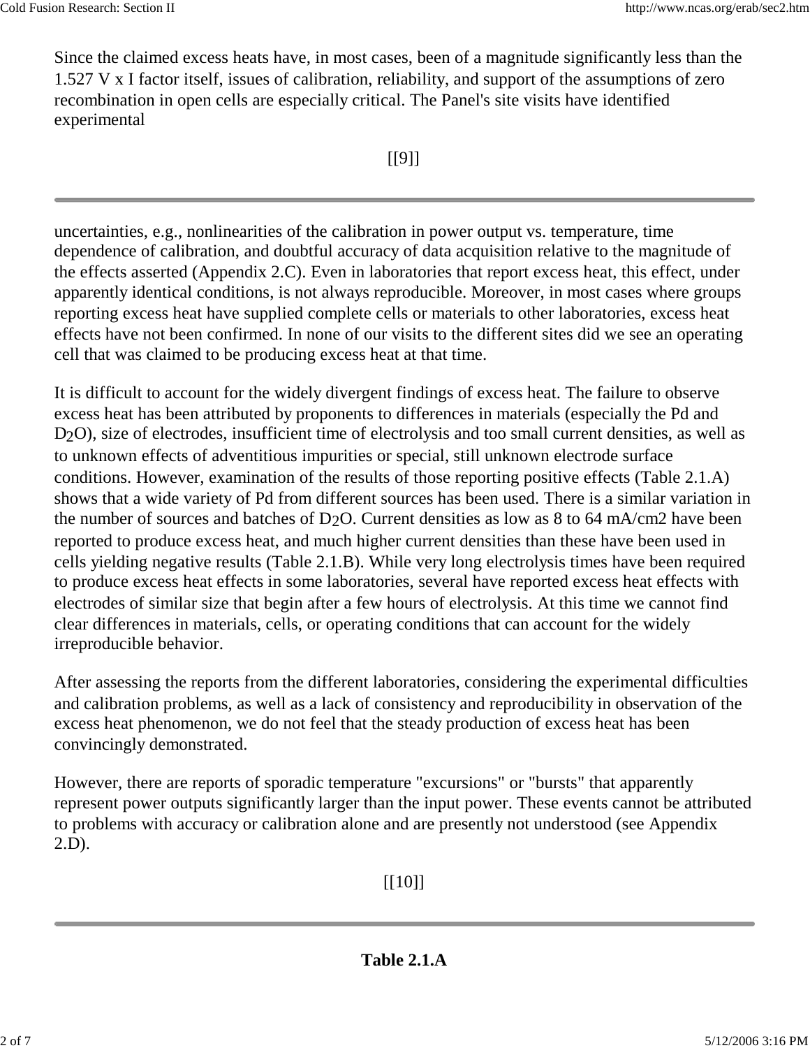Since the claimed excess heats have, in most cases, been of a magnitude significantly less than the 1.527 V x I factor itself, issues of calibration, reliability, and support of the assumptions of zero recombination in open cells are especially critical. The Panel's site visits have identified experimental

[[9]]

uncertainties, e.g., nonlinearities of the calibration in power output vs. temperature, time dependence of calibration, and doubtful accuracy of data acquisition relative to the magnitude of the effects asserted (Appendix 2.C). Even in laboratories that report excess heat, this effect, under apparently identical conditions, is not always reproducible. Moreover, in most cases where groups reporting excess heat have supplied complete cells or materials to other laboratories, excess heat effects have not been confirmed. In none of our visits to the different sites did we see an operating cell that was claimed to be producing excess heat at that time.

It is difficult to account for the widely divergent findings of excess heat. The failure to observe excess heat has been attributed by proponents to differences in materials (especially the Pd and $D_2O$), size of electrodes, insufficient time of electrolysis and too small current densities, as well as to unknown effects of adventitious impurities or special, still unknown electrode surface conditions. However, examination of the results of those reporting positive effects (Table 2.1.A) shows that a wide variety of Pd from different sources has been used. There is a similar variation in the number of sources and batches of $D_2O$. Current densities as low as 8 to 64 mA/cm2 have been reported to produce excess heat, and much higher current densities than these have been used in cells yielding negative results (Table 2.1.B). While very long electrolysis times have been required to produce excess heat effects in some laboratories, several have reported excess heat effects with electrodes of similar size that begin after a few hours of electrolysis. At this time we cannot find clear differences in materials, cells, or operating conditions that can account for the widely irreproducible behavior.

After assessing the reports from the different laboratories, considering the experimental difficulties and calibration problems, as well as a lack of consistency and reproducibility in observation of the excess heat phenomenon, we do not feel that the steady production of excess heat has been convincingly demonstrated.

However, there are reports of sporadic temperature "excursions" or "bursts" that apparently represent power outputs significantly larger than the input power. These events cannot be attributed to problems with accuracy or calibration alone and are presently not understood (see Appendix 2.D).

[[10]]

**Table 2.1.A**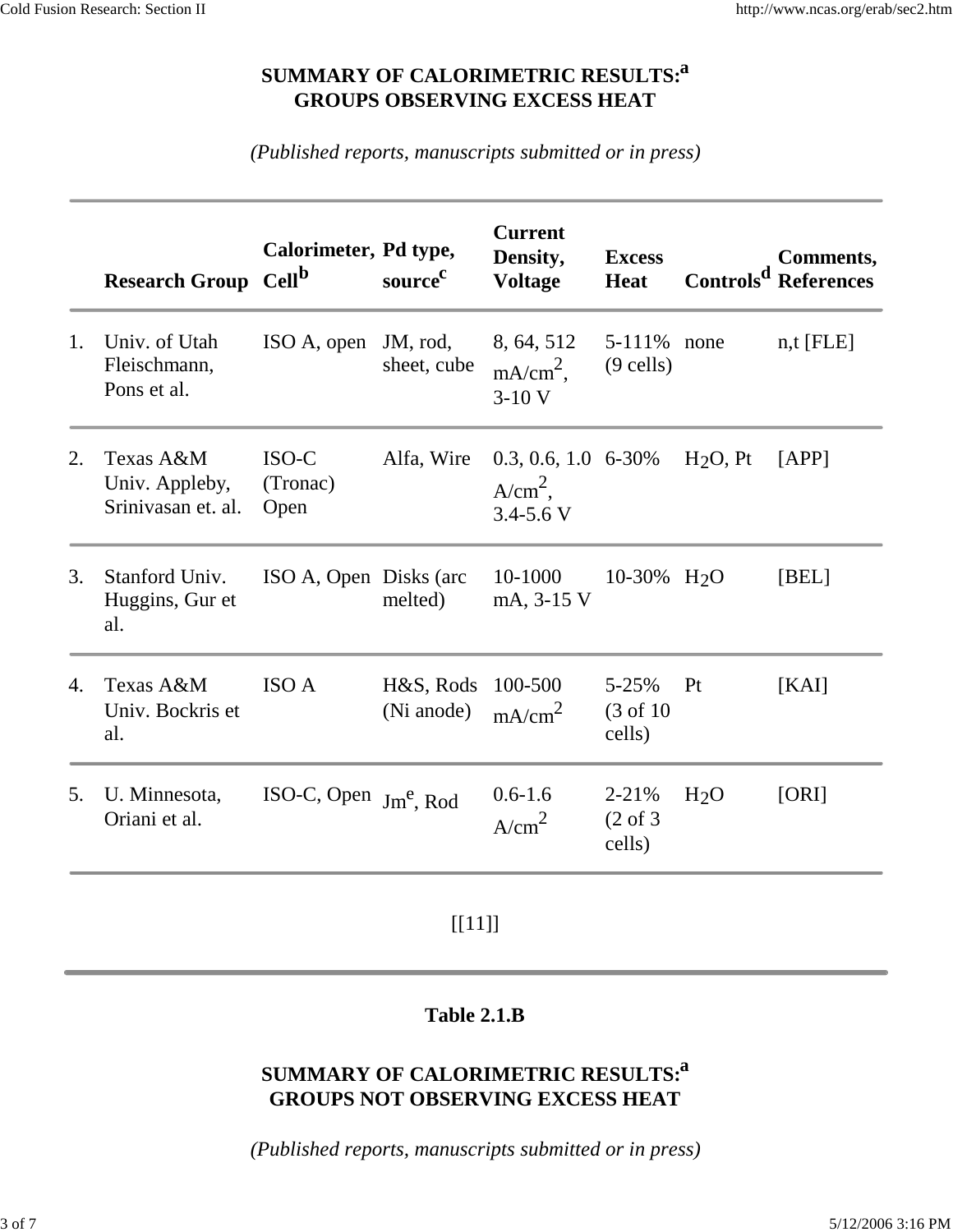## SUMMARY OF CALORIMETRIC RESULTS:[a] GROUPS OBSERVING EXCESS HEAT

*(Published reports, manuscripts submitted or in press)*

| | Research Group | Calorimeter, Cell[b] | Pd type, source[c] | Current Density, Voltage | Excess Heat | Controls[d] | Comments, References |
|---|---|---|---|---|---|---|---|
| 1. | Univ. of Utah Fleischmann, Pons et al. | ISO A, open | JM, rod, sheet, cube | 8, 64, 512 $mA/cm^2$, 3-10 V | 5-111% (9 cells) | none | n,t [FLE] |
| 2. | Texas A&M Univ. Appleby, Srinivasan et. al. | ISO-C (Tronac) Open | Alfa, Wire | 0.3, 0.6, 1.0 $A/cm^2$, 3.4-5.6 V | 6-30% | $H_2O$, Pt | [APP] |
| 3. | Stanford Univ. Huggins, Gur et al. | ISO A, Open | Disks (arc melted) | 10-1000 mA, 3-15 V | 10-30% | $H_2O$ | [BEL] |
| 4. | Texas A&M Univ. Bockris et al. | ISO A | H&S, Rods (Ni anode) | 100-500 $mA/cm^2$ | 5-25% (3 of 10 cells) | Pt | [KAI] |
| 5. | U. Minnesota, Oriani et al. | ISO-C, Open | Jm[e], Rod | 0.6-1.6 $A/cm^2$ | 2-21% (2 of 3 cells) | $H_2O$ | [ORI] |

[[11]]

---

### Table 2.1.B

## SUMMARY OF CALORIMETRIC RESULTS:[a] GROUPS NOT OBSERVING EXCESS HEAT

*(Published reports, manuscripts submitted or in press)*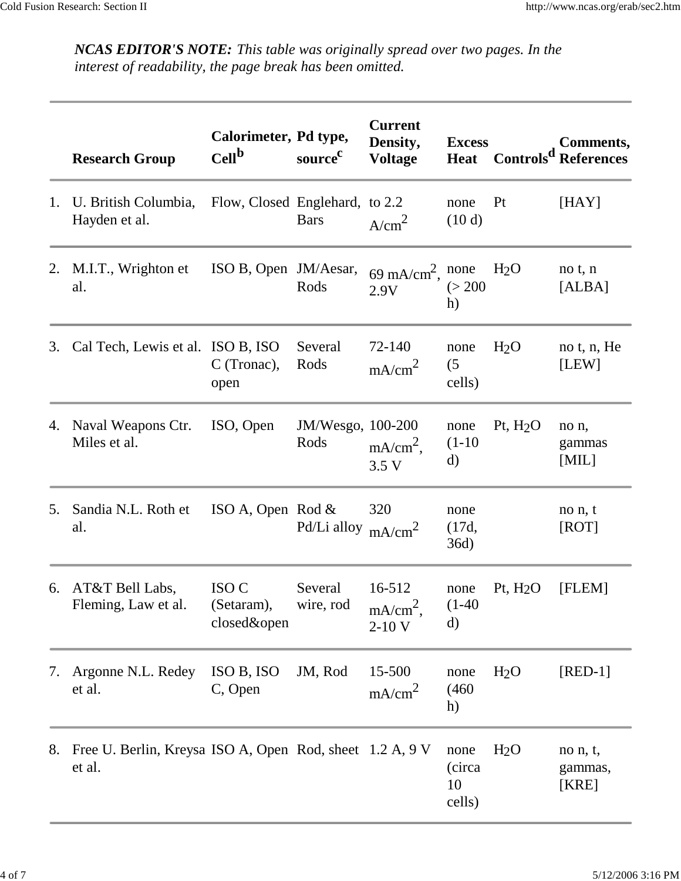***NCAS EDITOR'S NOTE:*** *This table was originally spread over two pages. In the interest of readability, the page break has been omitted.*

| | Research Group | Calorimeter, Cell[b] | Pd type, source[c] | Current Density, Voltage | Excess Heat | Controls[d] | Comments, References |
|---|---|---|---|---|---|---|---|
| 1. | U. British Columbia, Hayden et al. | Flow, Closed | Englehard, Bars | to 2.2 $A/cm^2$ | none (10 d) | Pt | [HAY] |
| 2. | M.I.T., Wrighton et al. | ISO B, Open | JM/Aesar, Rods | 69 $mA/cm^2$, 2.9V | none (> 200 h) | $H_2O$ | no t, n [ALBA] |
| 3. | Cal Tech, Lewis et al. | ISO B, ISO C (Tronac), open | Several Rods | 72-140 $mA/cm^2$ | none (5 cells) | $H_2O$ | no t, n, He [LEW] |
| 4. | Naval Weapons Ctr. Miles et al. | ISO, Open | JM/Wesgo, Rods | 100-200 $mA/cm^2$, 3.5 V | none (1-10 d) | Pt, $H_2O$ | no n, gammas [MIL] |
| 5. | Sandia N.L. Roth et al. | ISO A, Open | Rod & Pd/Li alloy | 320 $mA/cm^2$ | none (17d, 36d) | | no n, t [ROT] |
| 6. | AT&T Bell Labs, Fleming, Law et al. | ISO C (Setaram), closed&open | Several wire, rod | 16-512 $mA/cm^2$, 2-10 V | none (1-40 d) | Pt, $H_2O$ | [FLEM] |
| 7. | Argonne N.L. Redey et al. | ISO B, ISO C, Open | JM, Rod | 15-500 $mA/cm^2$ | none (460 h) | $H_2O$ | [RED-1] |
| 8. | Free U. Berlin, Kreysa et al. | ISO A, Open | Rod, sheet | 1.2 A, 9 V | none (circa 10 cells) | $H_2O$ | no n, t, gammas, [KRE] |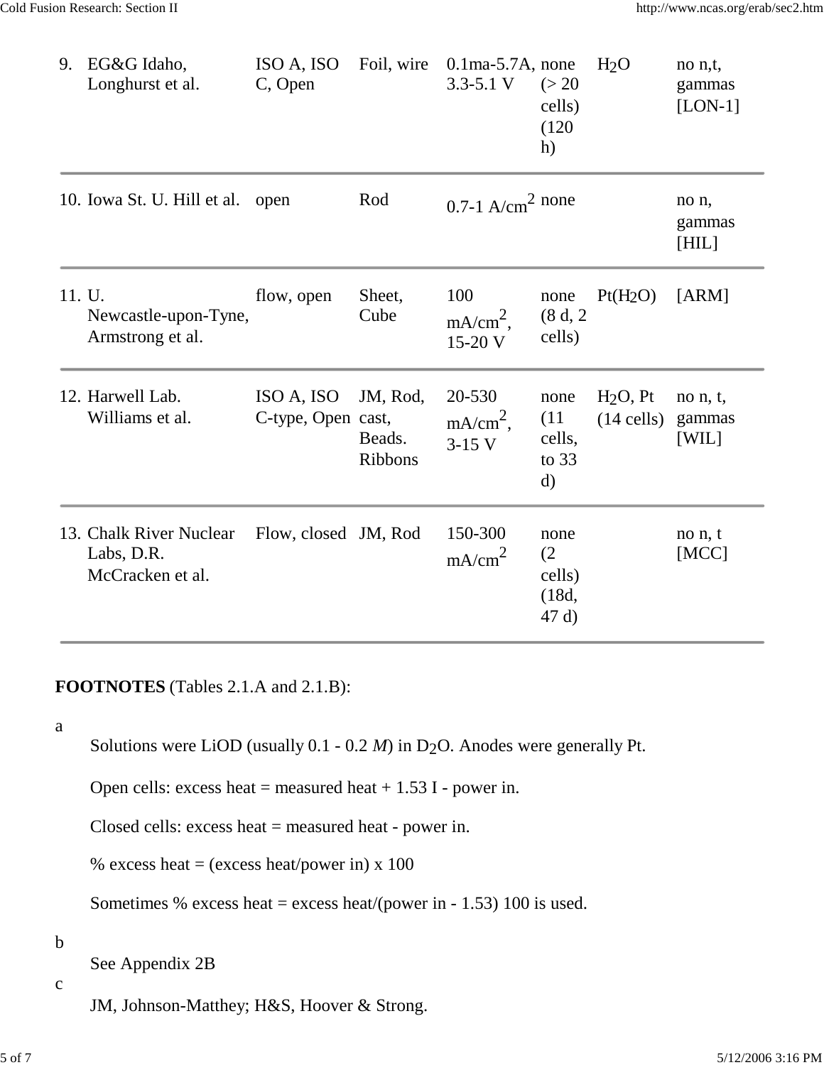| | | | | | | |
|---|---|---|---|---|---|---|
| 9. EG&G Idaho, Longhurst et al. | ISO A, ISO C, Open | Foil, wire | 0.1ma-5.7A, 3.3-5.1 V | none (> 20 cells) (120 h) | $H_2O$ | no n,t, gammas [LON-1] |
| 10. Iowa St. U. Hill et al. | open | Rod | 0.7-1 A/$cm^2$ | none | | no n, gammas [HIL] |
| 11. U. Newcastle-upon-Tyne, Armstrong et al. | flow, open | Sheet, Cube | 100 mA/$cm^2$, 15-20 V | none (8 d, 2 cells) | Pt($H_2O$) | [ARM] |
| 12. Harwell Lab. Williams et al. | ISO A, ISO C-type, Open | JM, Rod, cast, Beads. Ribbons | 20-530 mA/$cm^2$, 3-15 V | none (11 cells, to 33 d) | $H_2O$, Pt (14 cells) | no n, t, gammas [WIL] |
| 13. Chalk River Nuclear Labs, D.R. McCracken et al. | Flow, closed | JM, Rod | 150-300 mA/$cm^2$ | none (2 cells) (18d, 47 d) | | no n, t [MCC] |

**FOOTNOTES** (Tables 2.1.A and 2.1.B):

a

Solutions were LiOD (usually 0.1 - 0.2 *M*) in $D_2O$. Anodes were generally Pt.

Open cells: excess heat = measured heat + 1.53 I - power in.

Closed cells: excess heat = measured heat - power in.

% excess heat = (excess heat/power in) x 100

Sometimes % excess heat = excess heat/(power in - 1.53) 100 is used.

b

See Appendix 2B

c

JM, Johnson-Matthey; H&S, Hoover & Strong.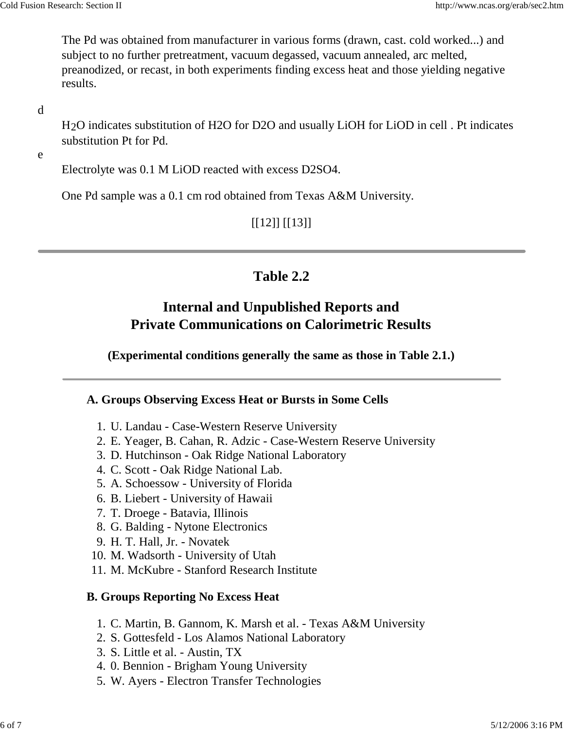The Pd was obtained from manufacturer in various forms (drawn, cast. cold worked...) and subject to no further pretreatment, vacuum degassed, vacuum annealed, arc melted, preanodized, or recast, in both experiments finding excess heat and those yielding negative results.

d

$H_2O$ indicates substitution of H2O for D2O and usually LiOH for LiOD in cell . Pt indicates substitution Pt for Pd.

e

Electrolyte was 0.1 M LiOD reacted with excess D2SO4.

One Pd sample was a 0.1 cm rod obtained from Texas A&M University.

[[12]] [[13]]

---

## Table 2.2

## Internal and Unpublished Reports and Private Communications on Calorimetric Results

**(Experimental conditions generally the same as those in Table 2.1.)**

---

**A. Groups Observing Excess Heat or Bursts in Some Cells**

1. U. Landau - Case-Western Reserve University
2. E. Yeager, B. Cahan, R. Adzic - Case-Western Reserve University
3. D. Hutchinson - Oak Ridge National Laboratory
4. C. Scott - Oak Ridge National Lab.
5. A. Schoessow - University of Florida
6. B. Liebert - University of Hawaii
7. T. Droege - Batavia, Illinois
8. G. Balding - Nytone Electronics
9. H. T. Hall, Jr. - Novatek
10. M. Wadsorth - University of Utah
11. M. McKubre - Stanford Research Institute

**B. Groups Reporting No Excess Heat**

1. C. Martin, B. Gannom, K. Marsh et al. - Texas A&M University
2. S. Gottesfeld - Los Alamos National Laboratory
3. S. Little et al. - Austin, TX
4. 0. Bennion - Brigham Young University
5. W. Ayers - Electron Transfer Technologies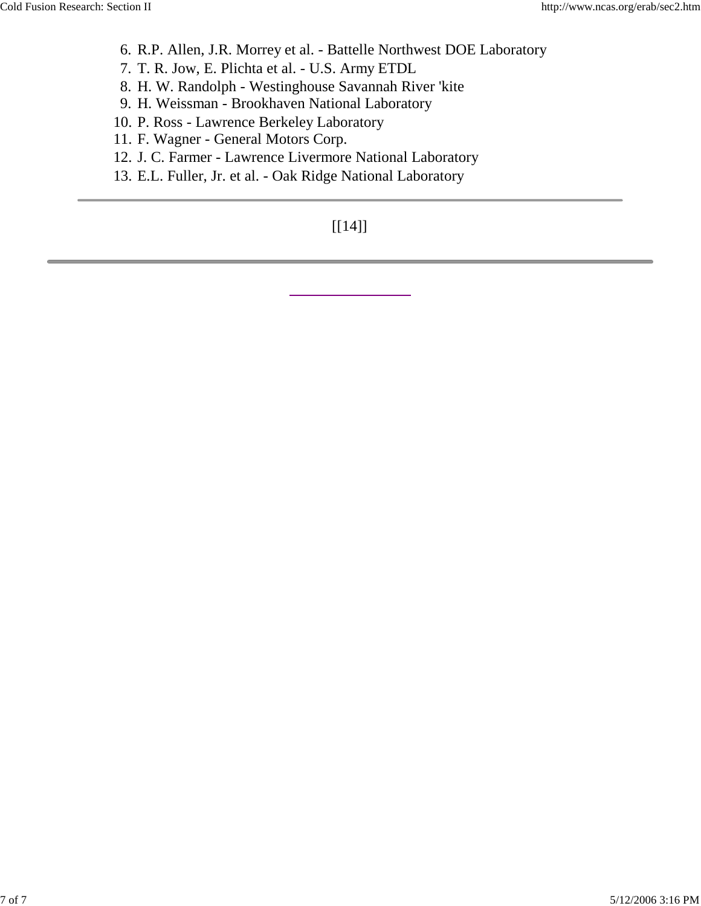6. R.P. Allen, J.R. Morrey et al. - Battelle Northwest DOE Laboratory
7. T. R. Jow, E. Plichta et al. - U.S. Army ETDL
8. H. W. Randolph - Westinghouse Savannah River 'kite
9. H. Weissman - Brookhaven National Laboratory
10. P. Ross - Lawrence Berkeley Laboratory
11. F. Wagner - General Motors Corp.
12. J. C. Farmer - Lawrence Livermore National Laboratory
13. E.L. Fuller, Jr. et al. - Oak Ridge National Laboratory

---

[[14]]

---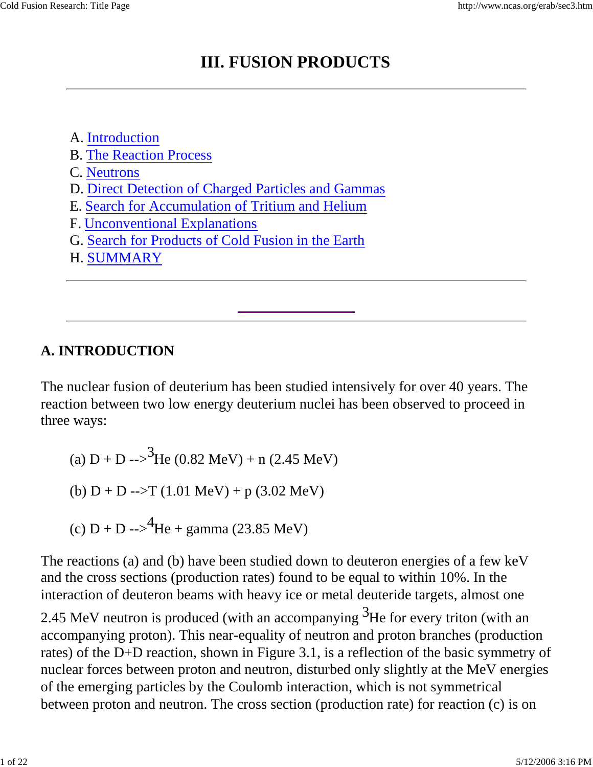# III. FUSION PRODUCTS

---

A. Introduction
B. The Reaction Process
C. Neutrons
D. Direct Detection of Charged Particles and Gammas
E. Search for Accumulation of Tritium and Helium
F. Unconventional Explanations
G. Search for Products of Cold Fusion in the Earth
H. SUMMARY

---

---

## A. INTRODUCTION

The nuclear fusion of deuterium has been studied intensively for over 40 years. The reaction between two low energy deuterium nuclei has been observed to proceed in three ways:

(a) D + D --> $^{3}$He (0.82 MeV) + n (2.45 MeV)

(b) D + D --> T (1.01 MeV) + p (3.02 MeV)

(c) D + D --> $^{4}$He + gamma (23.85 MeV)

The reactions (a) and (b) have been studied down to deuteron energies of a few keV and the cross sections (production rates) found to be equal to within 10%. In the interaction of deuteron beams with heavy ice or metal deuteride targets, almost one 2.45 MeV neutron is produced (with an accompanying $^{3}$He for every triton (with an accompanying proton). This near-equality of neutron and proton branches (production rates) of the D+D reaction, shown in Figure 3.1, is a reflection of the basic symmetry of nuclear forces between proton and neutron, disturbed only slightly at the MeV energies of the emerging particles by the Coulomb interaction, which is not symmetrical between proton and neutron. The cross section (production rate) for reaction (c) is on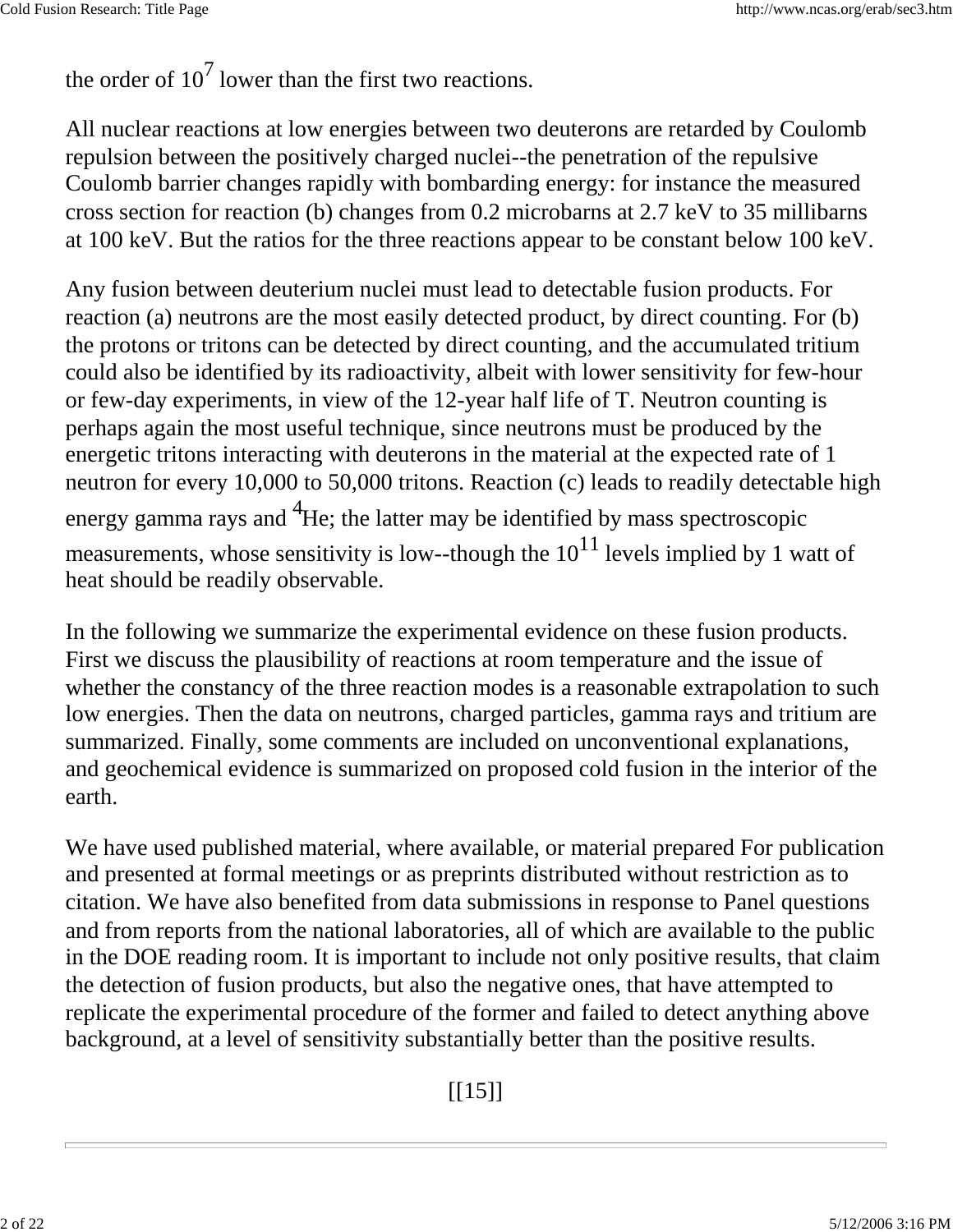the order of $10^7$ lower than the first two reactions.

All nuclear reactions at low energies between two deuterons are retarded by Coulomb repulsion between the positively charged nuclei--the penetration of the repulsive Coulomb barrier changes rapidly with bombarding energy: for instance the measured cross section for reaction (b) changes from 0.2 microbarns at 2.7 keV to 35 millibarns at 100 keV. But the ratios for the three reactions appear to be constant below 100 keV.

Any fusion between deuterium nuclei must lead to detectable fusion products. For reaction (a) neutrons are the most easily detected product, by direct counting. For (b) the protons or tritons can be detected by direct counting, and the accumulated tritium could also be identified by its radioactivity, albeit with lower sensitivity for few-hour or few-day experiments, in view of the 12-year half life of T. Neutron counting is perhaps again the most useful technique, since neutrons must be produced by the energetic tritons interacting with deuterons in the material at the expected rate of 1 neutron for every 10,000 to 50,000 tritons. Reaction (c) leads to readily detectable high energy gamma rays and $^4$He; the latter may be identified by mass spectroscopic measurements, whose sensitivity is low--though the $10^{11}$ levels implied by 1 watt of heat should be readily observable.

In the following we summarize the experimental evidence on these fusion products. First we discuss the plausibility of reactions at room temperature and the issue of whether the constancy of the three reaction modes is a reasonable extrapolation to such low energies. Then the data on neutrons, charged particles, gamma rays and tritium are summarized. Finally, some comments are included on unconventional explanations, and geochemical evidence is summarized on proposed cold fusion in the interior of the earth.

We have used published material, where available, or material prepared For publication and presented at formal meetings or as preprints distributed without restriction as to citation. We have also benefited from data submissions in response to Panel questions and from reports from the national laboratories, all of which are available to the public in the DOE reading room. It is important to include not only positive results, that claim the detection of fusion products, but also the negative ones, that have attempted to replicate the experimental procedure of the former and failed to detect anything above background, at a level of sensitivity substantially better than the positive results.

[[15]]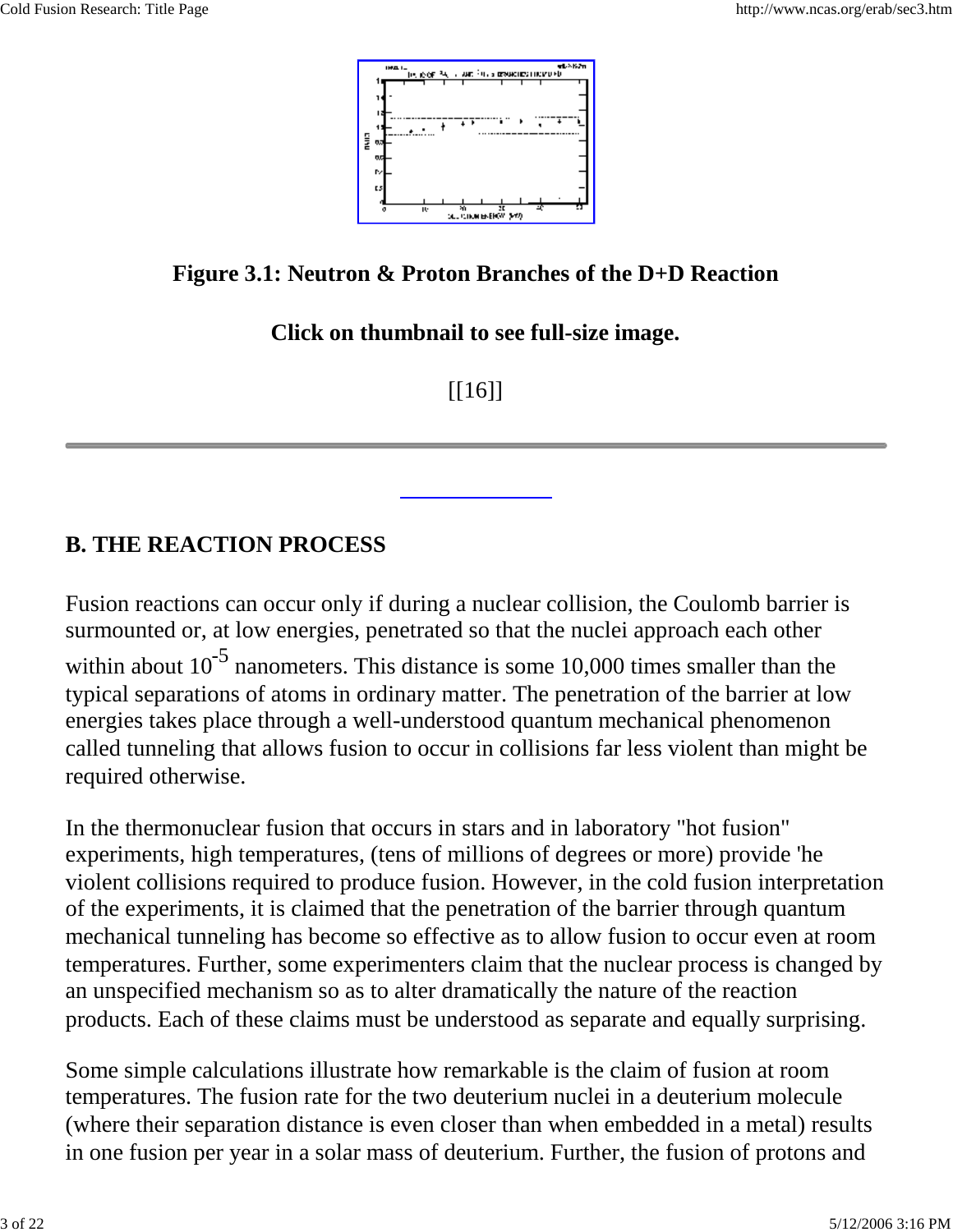**Figure 3.1: Neutron & Proton Branches of the D+D Reaction**

**Click on thumbnail to see full-size image.**

[[16]]

---

## B. THE REACTION PROCESS

Fusion reactions can occur only if during a nuclear collision, the Coulomb barrier is surmounted or, at low energies, penetrated so that the nuclei approach each other within about $10^{-5}$ nanometers. This distance is some 10,000 times smaller than the typical separations of atoms in ordinary matter. The penetration of the barrier at low energies takes place through a well-understood quantum mechanical phenomenon called tunneling that allows fusion to occur in collisions far less violent than might be required otherwise.

In the thermonuclear fusion that occurs in stars and in laboratory "hot fusion" experiments, high temperatures, (tens of millions of degrees or more) provide 'he violent collisions required to produce fusion. However, in the cold fusion interpretation of the experiments, it is claimed that the penetration of the barrier through quantum mechanical tunneling has become so effective as to allow fusion to occur even at room temperatures. Further, some experimenters claim that the nuclear process is changed by an unspecified mechanism so as to alter dramatically the nature of the reaction products. Each of these claims must be understood as separate and equally surprising.

Some simple calculations illustrate how remarkable is the claim of fusion at room temperatures. The fusion rate for the two deuterium nuclei in a deuterium molecule (where their separation distance is even closer than when embedded in a metal) results in one fusion per year in a solar mass of deuterium. Further, the fusion of protons and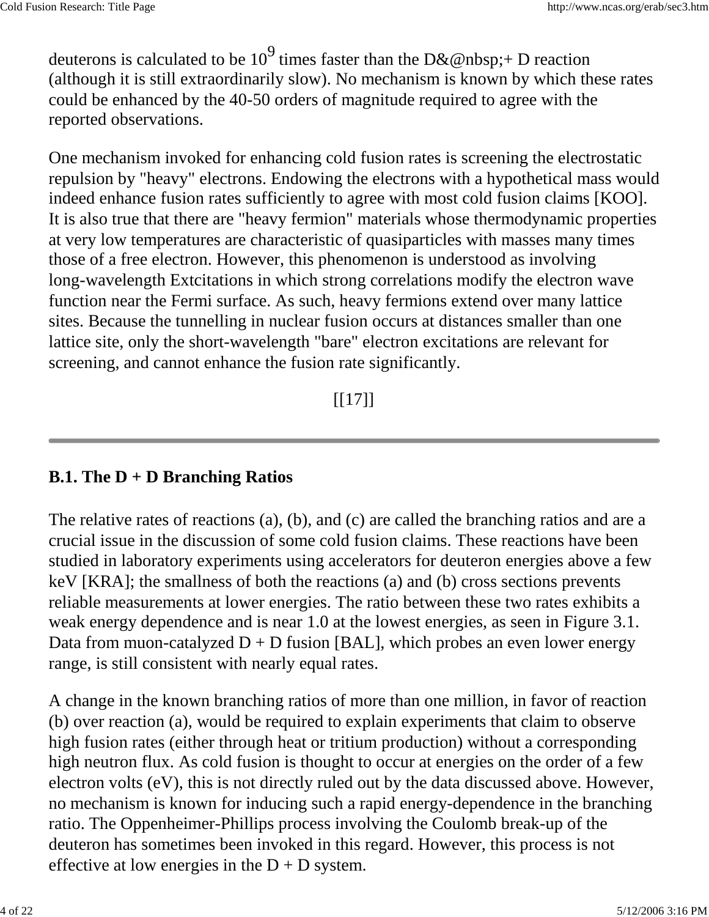deuterons is calculated to be $10^9$ times faster than the D&@nbsp;+ D reaction (although it is still extraordinarily slow). No mechanism is known by which these rates could be enhanced by the 40-50 orders of magnitude required to agree with the reported observations.

One mechanism invoked for enhancing cold fusion rates is screening the electrostatic repulsion by "heavy" electrons. Endowing the electrons with a hypothetical mass would indeed enhance fusion rates sufficiently to agree with most cold fusion claims [KOO]. It is also true that there are "heavy fermion" materials whose thermodynamic properties at very low temperatures are characteristic of quasiparticles with masses many times those of a free electron. However, this phenomenon is understood as involving long-wavelength Extcitations in which strong correlations modify the electron wave function near the Fermi surface. As such, heavy fermions extend over many lattice sites. Because the tunnelling in nuclear fusion occurs at distances smaller than one lattice site, only the short-wavelength "bare" electron excitations are relevant for screening, and cannot enhance the fusion rate significantly.

[[17]]

---

## B.1. The D + D Branching Ratios

The relative rates of reactions (a), (b), and (c) are called the branching ratios and are a crucial issue in the discussion of some cold fusion claims. These reactions have been studied in laboratory experiments using accelerators for deuteron energies above a few keV [KRA]; the smallness of both the reactions (a) and (b) cross sections prevents reliable measurements at lower energies. The ratio between these two rates exhibits a weak energy dependence and is near 1.0 at the lowest energies, as seen in Figure 3.1. Data from muon-catalyzed D + D fusion [BAL], which probes an even lower energy range, is still consistent with nearly equal rates.

A change in the known branching ratios of more than one million, in favor of reaction (b) over reaction (a), would be required to explain experiments that claim to observe high fusion rates (either through heat or tritium production) without a corresponding high neutron flux. As cold fusion is thought to occur at energies on the order of a few electron volts (eV), this is not directly ruled out by the data discussed above. However, no mechanism is known for inducing such a rapid energy-dependence in the branching ratio. The Oppenheimer-Phillips process involving the Coulomb break-up of the deuteron has sometimes been invoked in this regard. However, this process is not effective at low energies in the D + D system.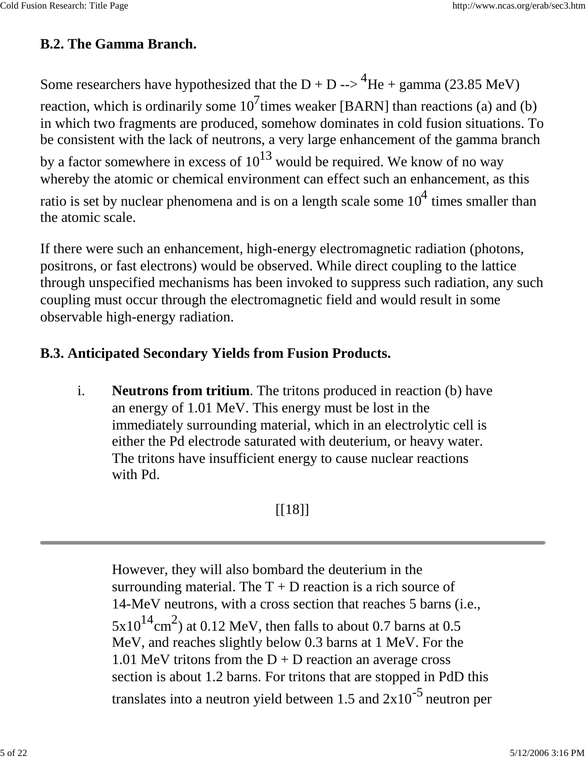**B.2. The Gamma Branch.**

Some researchers have hypothesized that the D + D --> $^4$He + gamma (23.85 MeV) reaction, which is ordinarily some $10^7$ times weaker [BARN] than reactions (a) and (b) in which two fragments are produced, somehow dominates in cold fusion situations. To be consistent with the lack of neutrons, a very large enhancement of the gamma branch by a factor somewhere in excess of $10^{13}$ would be required. We know of no way whereby the atomic or chemical environment can effect such an enhancement, as this ratio is set by nuclear phenomena and is on a length scale some $10^4$ times smaller than the atomic scale.

If there were such an enhancement, high-energy electromagnetic radiation (photons, positrons, or fast electrons) would be observed. While direct coupling to the lattice through unspecified mechanisms has been invoked to suppress such radiation, any such coupling must occur through the electromagnetic field and would result in some observable high-energy radiation.

**B.3. Anticipated Secondary Yields from Fusion Products.**

i. **Neutrons from tritium**. The tritons produced in reaction (b) have an energy of 1.01 MeV. This energy must be lost in the immediately surrounding material, which in an electrolytic cell is either the Pd electrode saturated with deuterium, or heavy water. The tritons have insufficient energy to cause nuclear reactions with Pd.

[[18]]

However, they will also bombard the deuterium in the surrounding material. The T + D reaction is a rich source of 14-MeV neutrons, with a cross section that reaches 5 barns (i.e., $5 \times 10^{14} cm^2$) at 0.12 MeV, then falls to about 0.7 barns at 0.5 MeV, and reaches slightly below 0.3 barns at 1 MeV. For the 1.01 MeV tritons from the D + D reaction an average cross section is about 1.2 barns. For tritons that are stopped in PdD this translates into a neutron yield between 1.5 and $2 \times 10^{-5}$ neutron per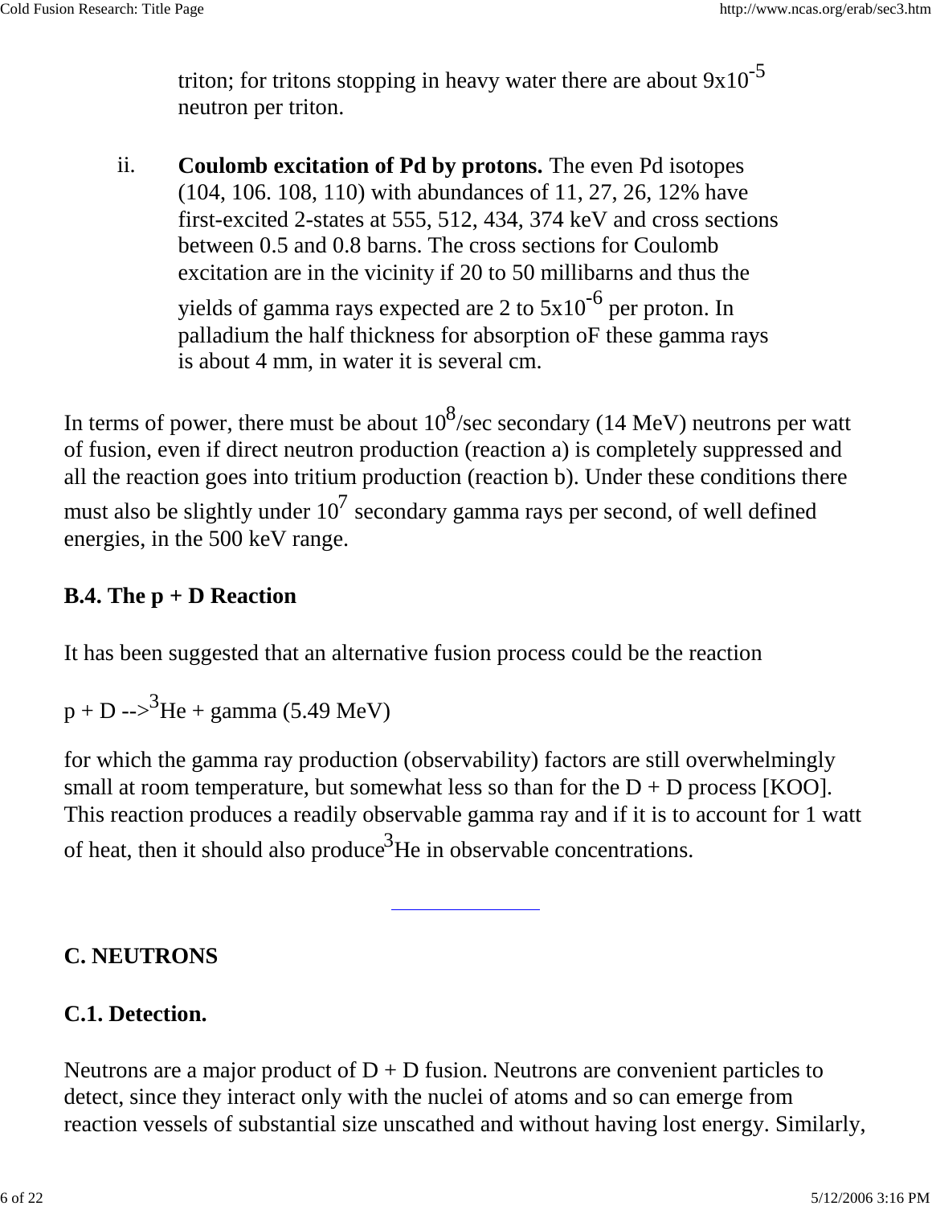triton; for tritons stopping in heavy water there are about $9 \times 10^{-5}$ neutron per triton.

ii. **Coulomb excitation of Pd by protons.** The even Pd isotopes (104, 106. 108, 110) with abundances of 11, 27, 26, 12% have first-excited 2-states at 555, 512, 434, 374 keV and cross sections between 0.5 and 0.8 barns. The cross sections for Coulomb excitation are in the vicinity if 20 to 50 millibarns and thus the yields of gamma rays expected are 2 to $5 \times 10^{-6}$ per proton. In palladium the half thickness for absorption oF these gamma rays is about 4 mm, in water it is several cm.

In terms of power, there must be about $10^8$/sec secondary (14 MeV) neutrons per watt of fusion, even if direct neutron production (reaction a) is completely suppressed and all the reaction goes into tritium production (reaction b). Under these conditions there must also be slightly under $10^7$ secondary gamma rays per second, of well defined energies, in the 500 keV range.

### B.4. The p + D Reaction

It has been suggested that an alternative fusion process could be the reaction

p + D --> $^3$He + gamma (5.49 MeV)

for which the gamma ray production (observability) factors are still overwhelmingly small at room temperature, but somewhat less so than for the D + D process [KOO]. This reaction produces a readily observable gamma ray and if it is to account for 1 watt of heat, then it should also produce $^3$He in observable concentrations.

---

## C. NEUTRONS

### C.1. Detection.

Neutrons are a major product of D + D fusion. Neutrons are convenient particles to detect, since they interact only with the nuclei of atoms and so can emerge from reaction vessels of substantial size unscathed and without having lost energy. Similarly,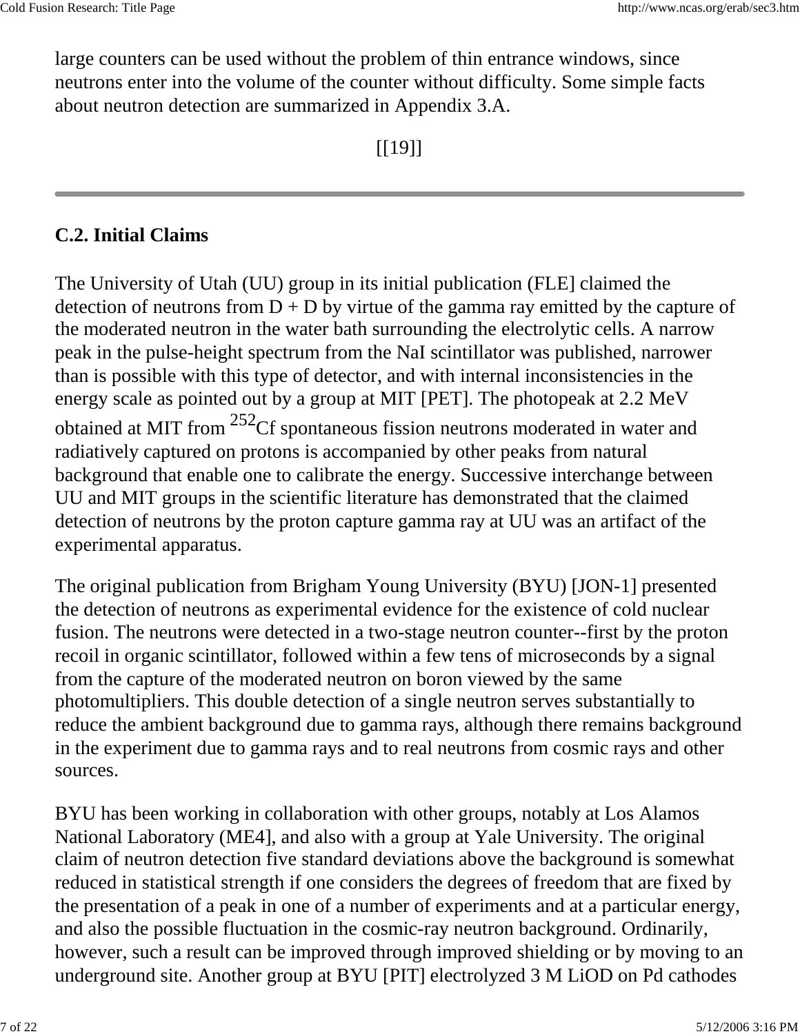large counters can be used without the problem of thin entrance windows, since neutrons enter into the volume of the counter without difficulty. Some simple facts about neutron detection are summarized in Appendix 3.A.

[[19]]

---

## C.2. Initial Claims

The University of Utah (UU) group in its initial publication (FLE] claimed the detection of neutrons from D + D by virtue of the gamma ray emitted by the capture of the moderated neutron in the water bath surrounding the electrolytic cells. A narrow peak in the pulse-height spectrum from the NaI scintillator was published, narrower than is possible with this type of detector, and with internal inconsistencies in the energy scale as pointed out by a group at MIT [PET]. The photopeak at 2.2 MeV obtained at MIT from $^{252}$Cf spontaneous fission neutrons moderated in water and radiatively captured on protons is accompanied by other peaks from natural background that enable one to calibrate the energy. Successive interchange between UU and MIT groups in the scientific literature has demonstrated that the claimed detection of neutrons by the proton capture gamma ray at UU was an artifact of the experimental apparatus.

The original publication from Brigham Young University (BYU) [JON-1] presented the detection of neutrons as experimental evidence for the existence of cold nuclear fusion. The neutrons were detected in a two-stage neutron counter--first by the proton recoil in organic scintillator, followed within a few tens of microseconds by a signal from the capture of the moderated neutron on boron viewed by the same photomultipliers. This double detection of a single neutron serves substantially to reduce the ambient background due to gamma rays, although there remains background in the experiment due to gamma rays and to real neutrons from cosmic rays and other sources.

BYU has been working in collaboration with other groups, notably at Los Alamos National Laboratory (ME4], and also with a group at Yale University. The original claim of neutron detection five standard deviations above the background is somewhat reduced in statistical strength if one considers the degrees of freedom that are fixed by the presentation of a peak in one of a number of experiments and at a particular energy, and also the possible fluctuation in the cosmic-ray neutron background. Ordinarily, however, such a result can be improved through improved shielding or by moving to an underground site. Another group at BYU [PIT] electrolyzed 3 M LiOD on Pd cathodes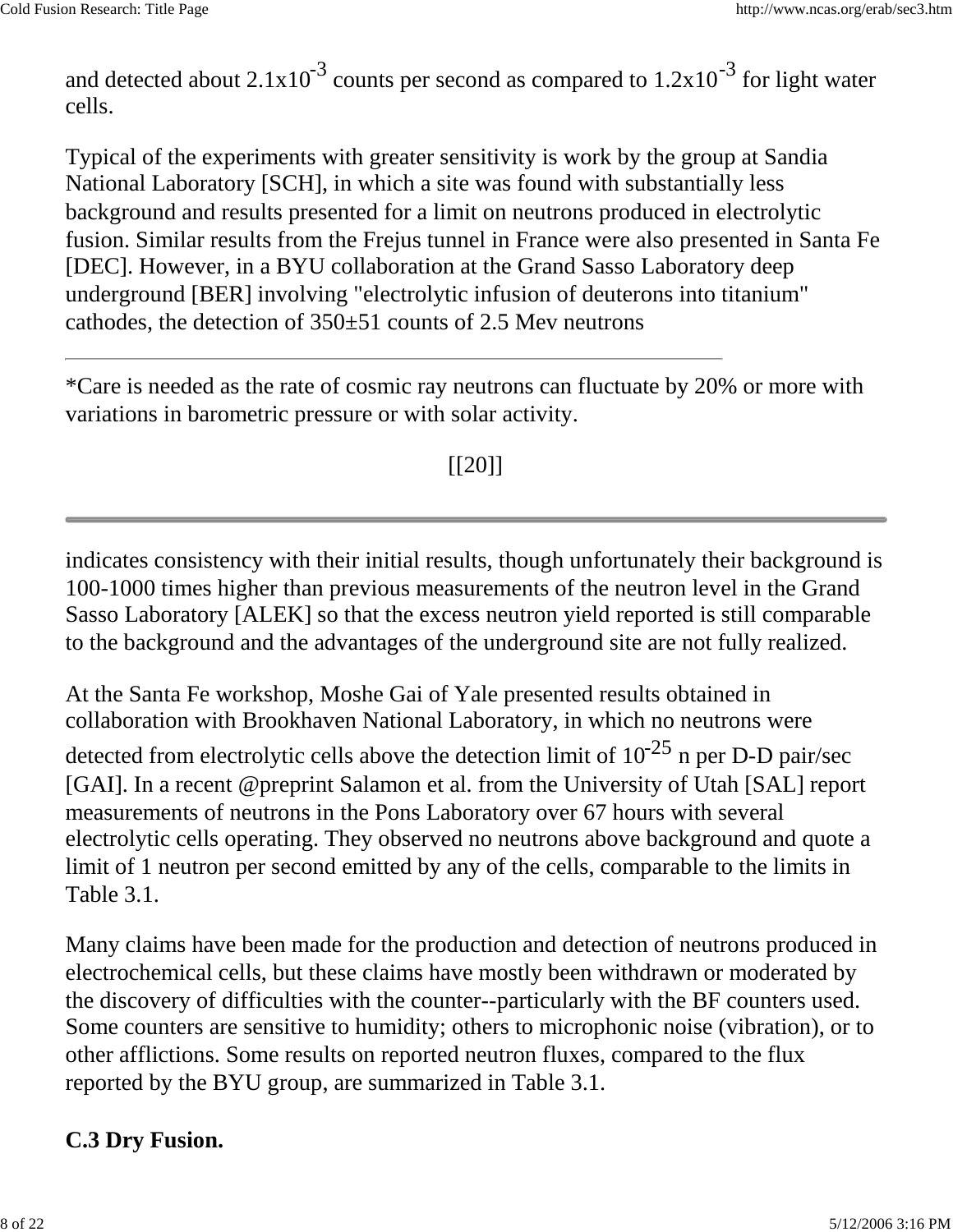and detected about $2.1 \times 10^{-3}$ counts per second as compared to $1.2 \times 10^{-3}$ for light water cells.

Typical of the experiments with greater sensitivity is work by the group at Sandia National Laboratory [SCH], in which a site was found with substantially less background and results presented for a limit on neutrons produced in electrolytic fusion. Similar results from the Frejus tunnel in France were also presented in Santa Fe [DEC]. However, in a BYU collaboration at the Grand Sasso Laboratory deep underground [BER] involving "electrolytic infusion of deuterons into titanium" cathodes, the detection of 350±51 counts of 2.5 Mev neutrons

---

*Care is needed as the rate of cosmic ray neutrons can fluctuate by 20% or more with variations in barometric pressure or with solar activity.

[[20]]

---

indicates consistency with their initial results, though unfortunately their background is 100-1000 times higher than previous measurements of the neutron level in the Grand Sasso Laboratory [ALEK] so that the excess neutron yield reported is still comparable to the background and the advantages of the underground site are not fully realized.

At the Santa Fe workshop, Moshe Gai of Yale presented results obtained in collaboration with Brookhaven National Laboratory, in which no neutrons were detected from electrolytic cells above the detection limit of $10^{-25}$ n per D-D pair/sec [GAI]. In a recent @preprint Salamon et al. from the University of Utah [SAL] report measurements of neutrons in the Pons Laboratory over 67 hours with several electrolytic cells operating. They observed no neutrons above background and quote a limit of 1 neutron per second emitted by any of the cells, comparable to the limits in Table 3.1.

Many claims have been made for the production and detection of neutrons produced in electrochemical cells, but these claims have mostly been withdrawn or moderated by the discovery of difficulties with the counter--particularly with the BF counters used. Some counters are sensitive to humidity; others to microphonic noise (vibration), or to other afflictions. Some results on reported neutron fluxes, compared to the flux reported by the BYU group, are summarized in Table 3.1.

**C.3 Dry Fusion.**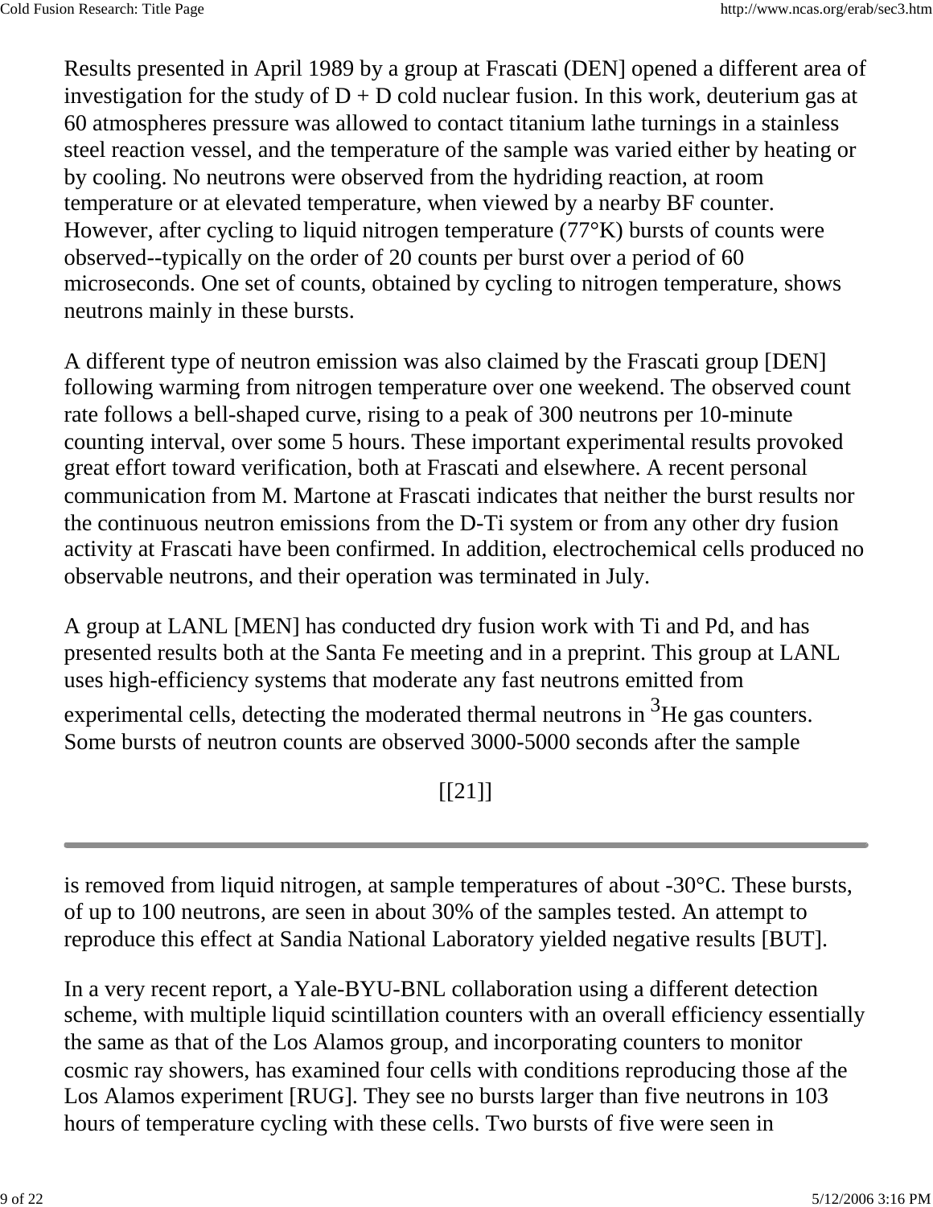Results presented in April 1989 by a group at Frascati [DEN] opened a different area of investigation for the study of D + D cold nuclear fusion. In this work, deuterium gas at 60 atmospheres pressure was allowed to contact titanium lathe turnings in a stainless steel reaction vessel, and the temperature of the sample was varied either by heating or by cooling. No neutrons were observed from the hydriding reaction, at room temperature or at elevated temperature, when viewed by a nearby BF counter. However, after cycling to liquid nitrogen temperature (77°K) bursts of counts were observed--typically on the order of 20 counts per burst over a period of 60 microseconds. One set of counts, obtained by cycling to nitrogen temperature, shows neutrons mainly in these bursts.

A different type of neutron emission was also claimed by the Frascati group [DEN] following warming from nitrogen temperature over one weekend. The observed count rate follows a bell-shaped curve, rising to a peak of 300 neutrons per 10-minute counting interval, over some 5 hours. These important experimental results provoked great effort toward verification, both at Frascati and elsewhere. A recent personal communication from M. Martone at Frascati indicates that neither the burst results nor the continuous neutron emissions from the D-Ti system or from any other dry fusion activity at Frascati have been confirmed. In addition, electrochemical cells produced no observable neutrons, and their operation was terminated in July.

A group at LANL [MEN] has conducted dry fusion work with Ti and Pd, and has presented results both at the Santa Fe meeting and in a preprint. This group at LANL uses high-efficiency systems that moderate any fast neutrons emitted from experimental cells, detecting the moderated thermal neutrons in $^{3}$He gas counters. Some bursts of neutron counts are observed 3000-5000 seconds after the sample

[[21]]

is removed from liquid nitrogen, at sample temperatures of about -30°C. These bursts, of up to 100 neutrons, are seen in about 30% of the samples tested. An attempt to reproduce this effect at Sandia National Laboratory yielded negative results [BUT].

In a very recent report, a Yale-BYU-BNL collaboration using a different detection scheme, with multiple liquid scintillation counters with an overall efficiency essentially the same as that of the Los Alamos group, and incorporating counters to monitor cosmic ray showers, has examined four cells with conditions reproducing those af the Los Alamos experiment [RUG]. They see no bursts larger than five neutrons in 103 hours of temperature cycling with these cells. Two bursts of five were seen in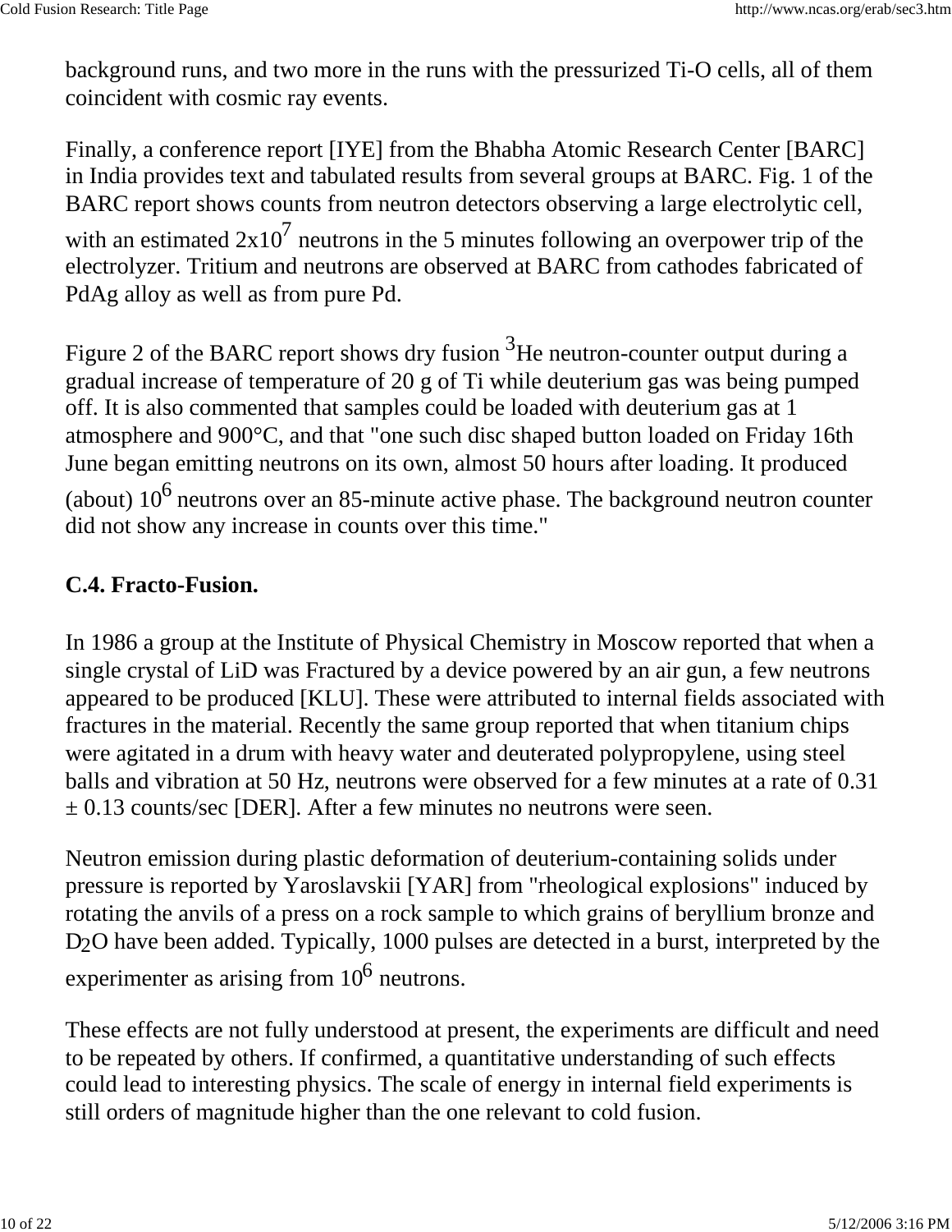background runs, and two more in the runs with the pressurized Ti-O cells, all of them coincident with cosmic ray events.

Finally, a conference report [IYE] from the Bhabha Atomic Research Center [BARC] in India provides text and tabulated results from several groups at BARC. Fig. 1 of the BARC report shows counts from neutron detectors observing a large electrolytic cell, with an estimated $2x10^7$ neutrons in the 5 minutes following an overpower trip of the electrolyzer. Tritium and neutrons are observed at BARC from cathodes fabricated of PdAg alloy as well as from pure Pd.

Figure 2 of the BARC report shows dry fusion $^3He$ neutron-counter output during a gradual increase of temperature of 20 g of Ti while deuterium gas was being pumped off. It is also commented that samples could be loaded with deuterium gas at 1 atmosphere and 900°C, and that "one such disc shaped button loaded on Friday 16th June began emitting neutrons on its own, almost 50 hours after loading. It produced (about) $10^6$ neutrons over an 85-minute active phase. The background neutron counter did not show any increase in counts over this time."

### C.4. Fracto-Fusion.

In 1986 a group at the Institute of Physical Chemistry in Moscow reported that when a single crystal of LiD was Fractured by a device powered by an air gun, a few neutrons appeared to be produced [KLU]. These were attributed to internal fields associated with fractures in the material. Recently the same group reported that when titanium chips were agitated in a drum with heavy water and deuterated polypropylene, using steel balls and vibration at 50 Hz, neutrons were observed for a few minutes at a rate of 0.31 ± 0.13 counts/sec [DER]. After a few minutes no neutrons were seen.

Neutron emission during plastic deformation of deuterium-containing solids under pressure is reported by Yaroslavskii [YAR] from "rheological explosions" induced by rotating the anvils of a press on a rock sample to which grains of beryllium bronze and $D_2O$ have been added. Typically, 1000 pulses are detected in a burst, interpreted by the experimenter as arising from $10^6$ neutrons.

These effects are not fully understood at present, the experiments are difficult and need to be repeated by others. If confirmed, a quantitative understanding of such effects could lead to interesting physics. The scale of energy in internal field experiments is still orders of magnitude higher than the one relevant to cold fusion.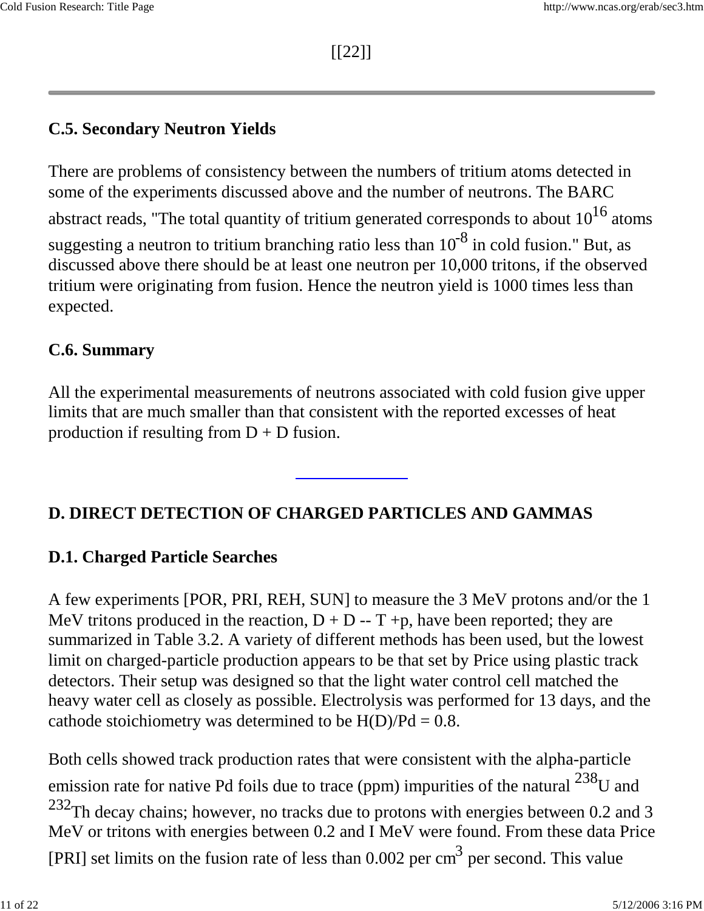[[22]]

---

### C.5. Secondary Neutron Yields

There are problems of consistency between the numbers of tritium atoms detected in some of the experiments discussed above and the number of neutrons. The BARC abstract reads, "The total quantity of tritium generated corresponds to about $10^{16}$ atoms suggesting a neutron to tritium branching ratio less than $10^{-8}$ in cold fusion." But, as discussed above there should be at least one neutron per 10,000 tritons, if the observed tritium were originating from fusion. Hence the neutron yield is 1000 times less than expected.

### C.6. Summary

All the experimental measurements of neutrons associated with cold fusion give upper limits that are much smaller than that consistent with the reported excesses of heat production if resulting from D + D fusion.

---

## D. DIRECT DETECTION OF CHARGED PARTICLES AND GAMMAS

### D.1. Charged Particle Searches

A few experiments [POR, PRI, REH, SUN] to measure the 3 MeV protons and/or the 1 MeV tritons produced in the reaction, D + D -- T +p, have been reported; they are summarized in Table 3.2. A variety of different methods has been used, but the lowest limit on charged-particle production appears to be that set by Price using plastic track detectors. Their setup was designed so that the light water control cell matched the heavy water cell as closely as possible. Electrolysis was performed for 13 days, and the cathode stoichiometry was determined to be H(D)/Pd = 0.8.

Both cells showed track production rates that were consistent with the alpha-particle emission rate for native Pd foils due to trace (ppm) impurities of the natural $^{238}U$ and $^{232}Th$ decay chains; however, no tracks due to protons with energies between 0.2 and 3 MeV or tritons with energies between 0.2 and I MeV were found. From these data Price [PRI] set limits on the fusion rate of less than 0.002 per $cm^3$ per second. This value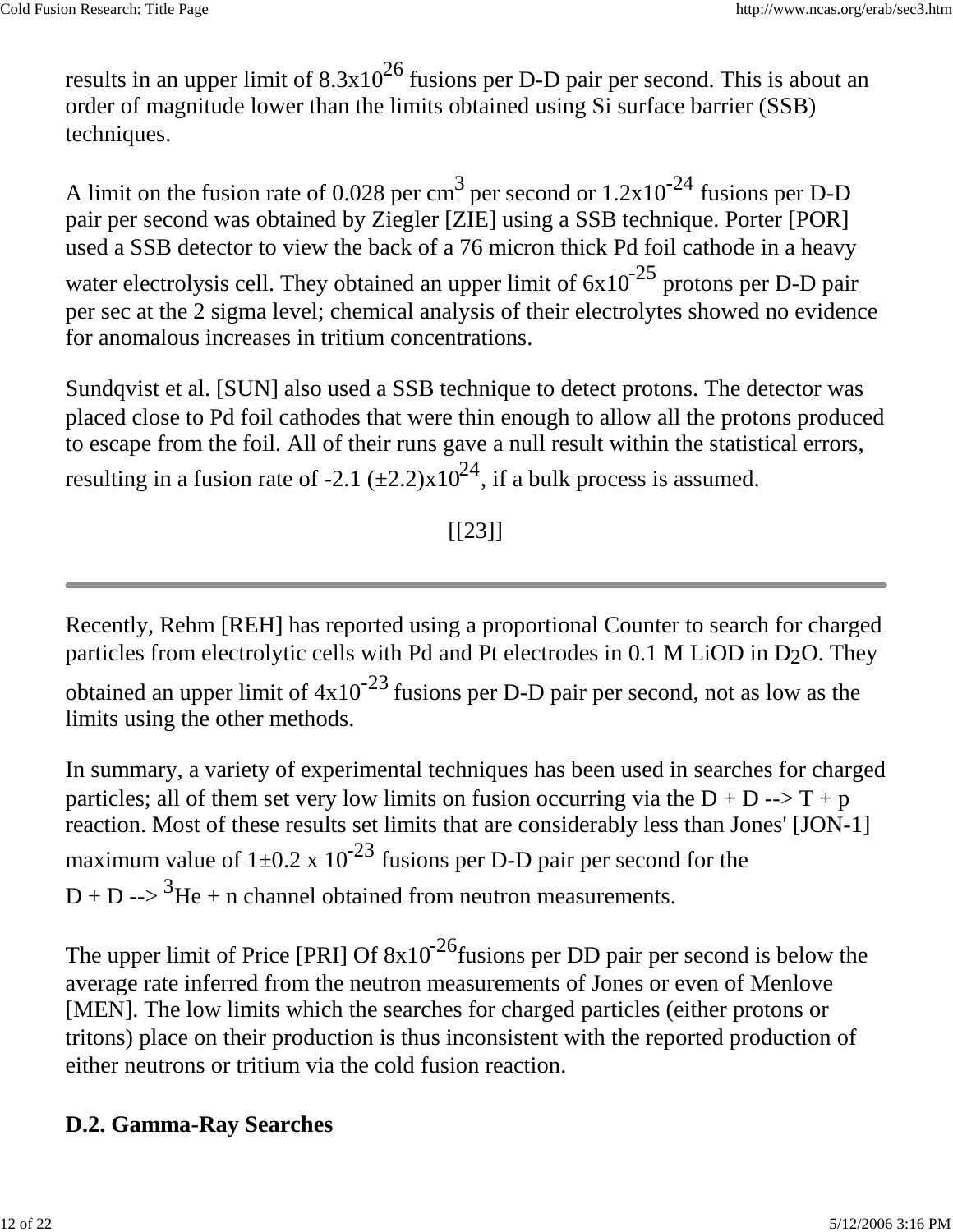results in an upper limit of $8.3 \times 10^{26}$ fusions per D-D pair per second. This is about an order of magnitude lower than the limits obtained using Si surface barrier (SSB) techniques.

A limit on the fusion rate of 0.028 per $cm^3$ per second or $1.2 \times 10^{-24}$ fusions per D-D pair per second was obtained by Ziegler [ZIE] using a SSB technique. Porter [POR] used a SSB detector to view the back of a 76 micron thick Pd foil cathode in a heavy water electrolysis cell. They obtained an upper limit of $6 \times 10^{-25}$ protons per D-D pair per sec at the 2 sigma level; chemical analysis of their electrolytes showed no evidence for anomalous increases in tritium concentrations.

Sundqvist et al. [SUN] also used a SSB technique to detect protons. The detector was placed close to Pd foil cathodes that were thin enough to allow all the protons produced to escape from the foil. All of their runs gave a null result within the statistical errors, resulting in a fusion rate of $-2.1\ (\pm 2.2) \times 10^{24}$, if a bulk process is assumed.

[[23]]

---

Recently, Rehm [REH] has reported using a proportional Counter to search for charged particles from electrolytic cells with Pd and Pt electrodes in 0.1 M LiOD in $D_2O$. They obtained an upper limit of $4 \times 10^{-23}$ fusions per D-D pair per second, not as low as the limits using the other methods.

In summary, a variety of experimental techniques has been used in searches for charged particles; all of them set very low limits on fusion occurring via the D + D --> T + p reaction. Most of these results set limits that are considerably less than Jones' [JON-1] maximum value of $1 \pm 0.2 \times 10^{-23}$ fusions per D-D pair per second for the D + D --> $^3He$ + n channel obtained from neutron measurements.

The upper limit of Price [PRI] Of $8 \times 10^{-26}$fusions per DD pair per second is below the average rate inferred from the neutron measurements of Jones or even of Menlove [MEN]. The low limits which the searches for charged particles (either protons or tritons) place on their production is thus inconsistent with the reported production of either neutrons or tritium via the cold fusion reaction.

### D.2. Gamma-Ray Searches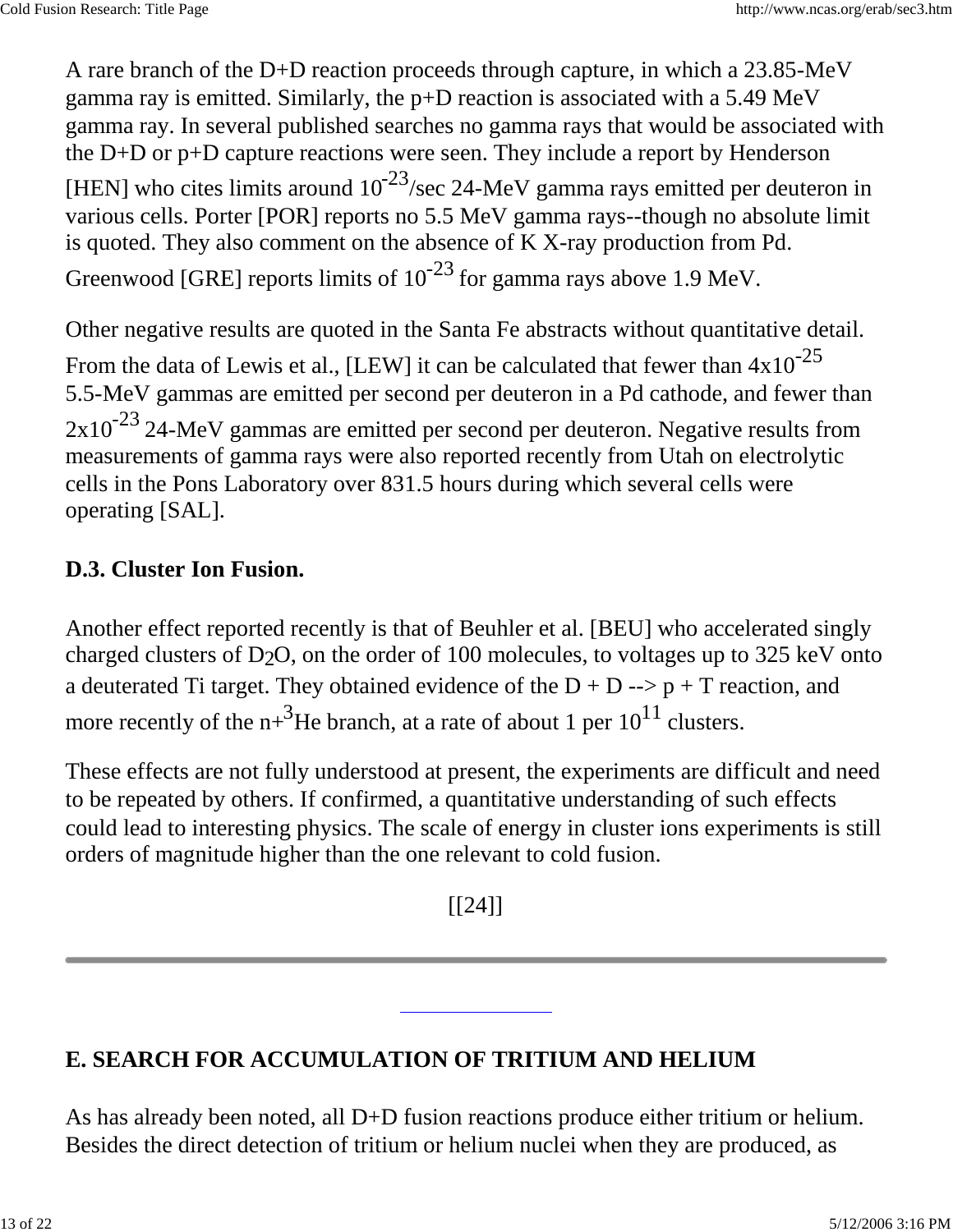A rare branch of the D+D reaction proceeds through capture, in which a 23.85-MeV gamma ray is emitted. Similarly, the p+D reaction is associated with a 5.49 MeV gamma ray. In several published searches no gamma rays that would be associated with the D+D or p+D capture reactions were seen. They include a report by Henderson [HEN] who cites limits around $10^{-23}$/sec 24-MeV gamma rays emitted per deuteron in various cells. Porter [POR] reports no 5.5 MeV gamma rays--though no absolute limit is quoted. They also comment on the absence of K X-ray production from Pd. Greenwood [GRE] reports limits of $10^{-23}$ for gamma rays above 1.9 MeV.

Other negative results are quoted in the Santa Fe abstracts without quantitative detail. From the data of Lewis et al., [LEW] it can be calculated that fewer than $4 \times 10^{-25}$ 5.5-MeV gammas are emitted per second per deuteron in a Pd cathode, and fewer than $2 \times 10^{-23}$ 24-MeV gammas are emitted per second per deuteron. Negative results from measurements of gamma rays were also reported recently from Utah on electrolytic cells in the Pons Laboratory over 831.5 hours during which several cells were operating [SAL].

### D.3. Cluster Ion Fusion.

Another effect reported recently is that of Beuhler et al. [BEU] who accelerated singly charged clusters of $D_2O$, on the order of 100 molecules, to voltages up to 325 keV onto a deuterated Ti target. They obtained evidence of the D + D --> p + T reaction, and more recently of the n+$^3$He branch, at a rate of about 1 per $10^{11}$ clusters.

These effects are not fully understood at present, the experiments are difficult and need to be repeated by others. If confirmed, a quantitative understanding of such effects could lead to interesting physics. The scale of energy in cluster ions experiments is still orders of magnitude higher than the one relevant to cold fusion.

[[24]]

---

## E. SEARCH FOR ACCUMULATION OF TRITIUM AND HELIUM

As has already been noted, all D+D fusion reactions produce either tritium or helium. Besides the direct detection of tritium or helium nuclei when they are produced, as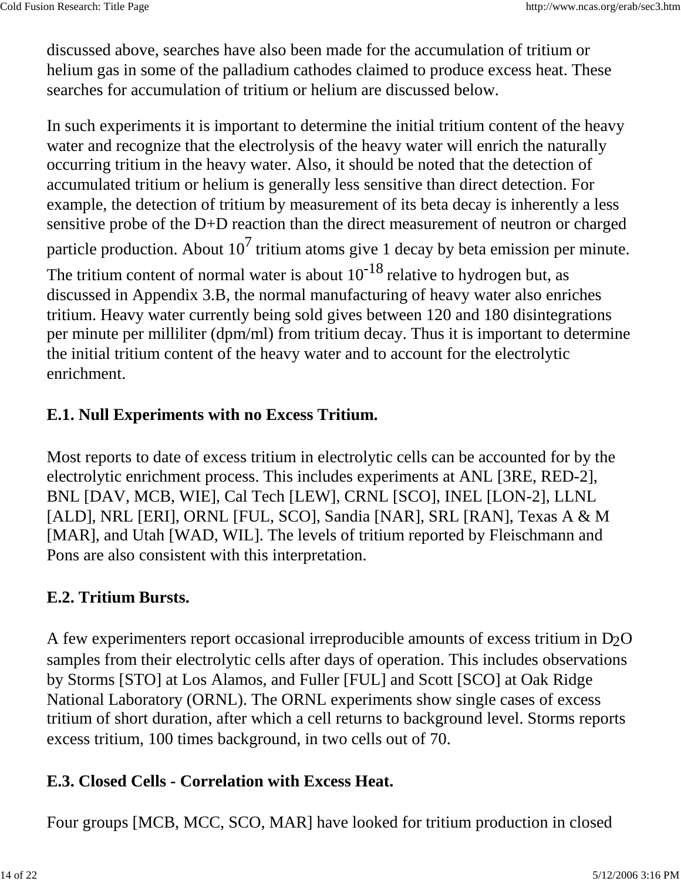discussed above, searches have also been made for the accumulation of tritium or helium gas in some of the palladium cathodes claimed to produce excess heat. These searches for accumulation of tritium or helium are discussed below.

In such experiments it is important to determine the initial tritium content of the heavy water and recognize that the electrolysis of the heavy water will enrich the naturally occurring tritium in the heavy water. Also, it should be noted that the detection of accumulated tritium or helium is generally less sensitive than direct detection. For example, the detection of tritium by measurement of its beta decay is inherently a less sensitive probe of the D+D reaction than the direct measurement of neutron or charged particle production. About $10^7$ tritium atoms give 1 decay by beta emission per minute. The tritium content of normal water is about $10^{-18}$ relative to hydrogen but, as discussed in Appendix 3.B, the normal manufacturing of heavy water also enriches tritium. Heavy water currently being sold gives between 120 and 180 disintegrations per minute per milliliter (dpm/ml) from tritium decay. Thus it is important to determine the initial tritium content of the heavy water and to account for the electrolytic enrichment.

### E.1. Null Experiments with no Excess Tritium.

Most reports to date of excess tritium in electrolytic cells can be accounted for by the electrolytic enrichment process. This includes experiments at ANL [3RE, RED-2], BNL [DAV, MCB, WIE], Cal Tech [LEW], CRNL [SCO], INEL [LON-2], LLNL [ALD], NRL [ERI], ORNL [FUL, SCO], Sandia [NAR], SRL [RAN], Texas A & M [MAR], and Utah [WAD, WIL]. The levels of tritium reported by Fleischmann and Pons are also consistent with this interpretation.

### E.2. Tritium Bursts.

A few experimenters report occasional irreproducible amounts of excess tritium in $D_2O$ samples from their electrolytic cells after days of operation. This includes observations by Storms [STO] at Los Alamos, and Fuller [FUL] and Scott [SCO] at Oak Ridge National Laboratory (ORNL). The ORNL experiments show single cases of excess tritium of short duration, after which a cell returns to background level. Storms reports excess tritium, 100 times background, in two cells out of 70.

### E.3. Closed Cells - Correlation with Excess Heat.

Four groups [MCB, MCC, SCO, MAR] have looked for tritium production in closed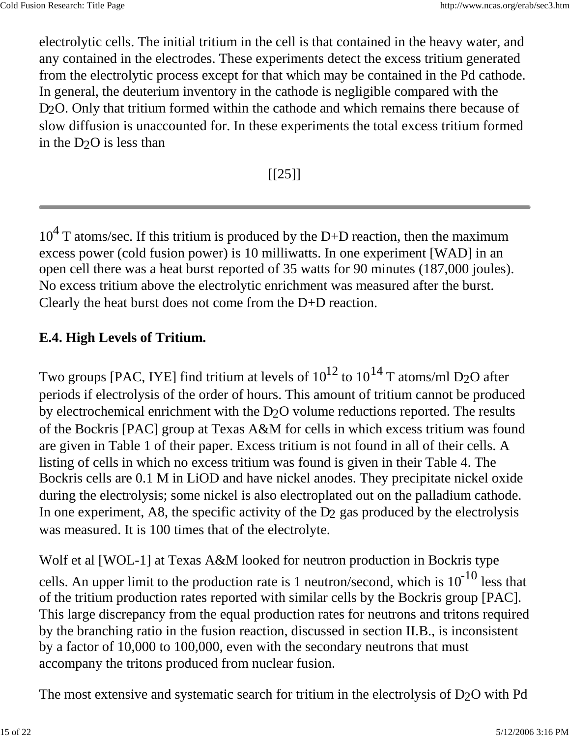electrolytic cells. The initial tritium in the cell is that contained in the heavy water, and any contained in the electrodes. These experiments detect the excess tritium generated from the electrolytic process except for that which may be contained in the Pd cathode. In general, the deuterium inventory in the cathode is negligible compared with the $D_2O$. Only that tritium formed within the cathode and which remains there because of slow diffusion is unaccounted for. In these experiments the total excess tritium formed in the $D_2O$ is less than

[[25]]

---

$10^4$ T atoms/sec. If this tritium is produced by the D+D reaction, then the maximum excess power (cold fusion power) is 10 milliwatts. In one experiment [WAD] in an open cell there was a heat burst reported of 35 watts for 90 minutes (187,000 joules). No excess tritium above the electrolytic enrichment was measured after the burst. Clearly the heat burst does not come from the D+D reaction.

**E.4. High Levels of Tritium.**

Two groups [PAC, IYE] find tritium at levels of $10^{12}$ to $10^{14}$ T atoms/ml $D_2O$ after periods if electrolysis of the order of hours. This amount of tritium cannot be produced by electrochemical enrichment with the $D_2O$ volume reductions reported. The results of the Bockris [PAC] group at Texas A&M for cells in which excess tritium was found are given in Table 1 of their paper. Excess tritium is not found in all of their cells. A listing of cells in which no excess tritium was found is given in their Table 4. The Bockris cells are 0.1 M in LiOD and have nickel anodes. They precipitate nickel oxide during the electrolysis; some nickel is also electroplated out on the palladium cathode. In one experiment, A8, the specific activity of the $D_2$ gas produced by the electrolysis was measured. It is 100 times that of the electrolyte.

Wolf et al [WOL-1] at Texas A&M looked for neutron production in Bockris type cells. An upper limit to the production rate is 1 neutron/second, which is $10^{-10}$ less that of the tritium production rates reported with similar cells by the Bockris group [PAC]. This large discrepancy from the equal production rates for neutrons and tritons required by the branching ratio in the fusion reaction, discussed in section II.B., is inconsistent by a factor of 10,000 to 100,000, even with the secondary neutrons that must accompany the tritons produced from nuclear fusion.

The most extensive and systematic search for tritium in the electrolysis of $D_2O$ with Pd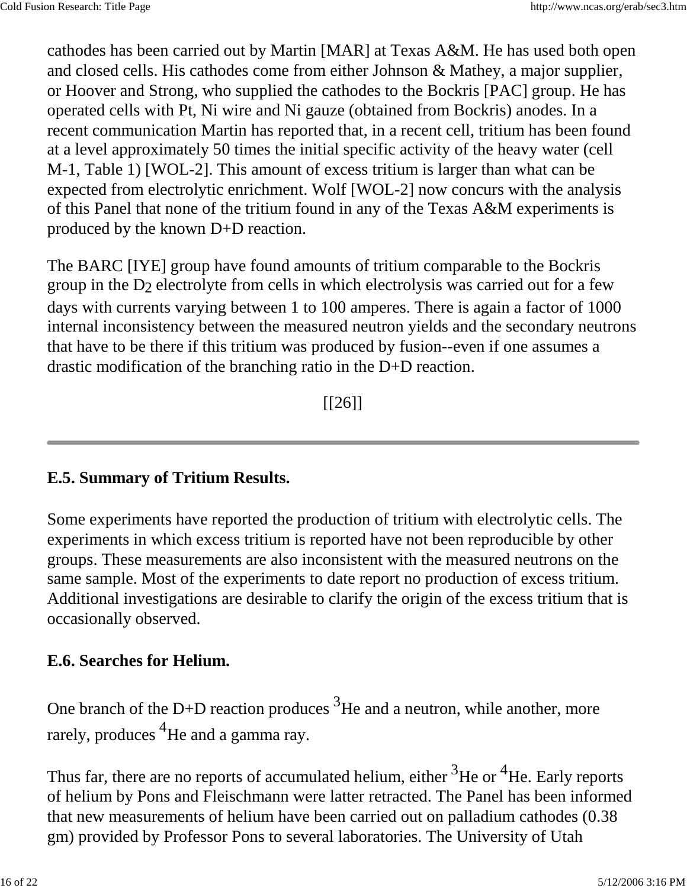cathodes has been carried out by Martin [MAR] at Texas A&M. He has used both open and closed cells. His cathodes come from either Johnson & Mathey, a major supplier, or Hoover and Strong, who supplied the cathodes to the Bockris [PAC] group. He has operated cells with Pt, Ni wire and Ni gauze (obtained from Bockris) anodes. In a recent communication Martin has reported that, in a recent cell, tritium has been found at a level approximately 50 times the initial specific activity of the heavy water (cell M-1, Table 1) [WOL-2]. This amount of excess tritium is larger than what can be expected from electrolytic enrichment. Wolf [WOL-2] now concurs with the analysis of this Panel that none of the tritium found in any of the Texas A&M experiments is produced by the known D+D reaction.

The BARC [IYE] group have found amounts of tritium comparable to the Bockris group in the $D_2$ electrolyte from cells in which electrolysis was carried out for a few days with currents varying between 1 to 100 amperes. There is again a factor of 1000 internal inconsistency between the measured neutron yields and the secondary neutrons that have to be there if this tritium was produced by fusion--even if one assumes a drastic modification of the branching ratio in the D+D reaction.

[[26]]

---

**E.5. Summary of Tritium Results.**

Some experiments have reported the production of tritium with electrolytic cells. The experiments in which excess tritium is reported have not been reproducible by other groups. These measurements are also inconsistent with the measured neutrons on the same sample. Most of the experiments to date report no production of excess tritium. Additional investigations are desirable to clarify the origin of the excess tritium that is occasionally observed.

**E.6. Searches for Helium.**

One branch of the D+D reaction produces $^3$He and a neutron, while another, more rarely, produces $^4$He and a gamma ray.

Thus far, there are no reports of accumulated helium, either $^3$He or $^4$He. Early reports of helium by Pons and Fleischmann were latter retracted. The Panel has been informed that new measurements of helium have been carried out on palladium cathodes (0.38 gm) provided by Professor Pons to several laboratories. The University of Utah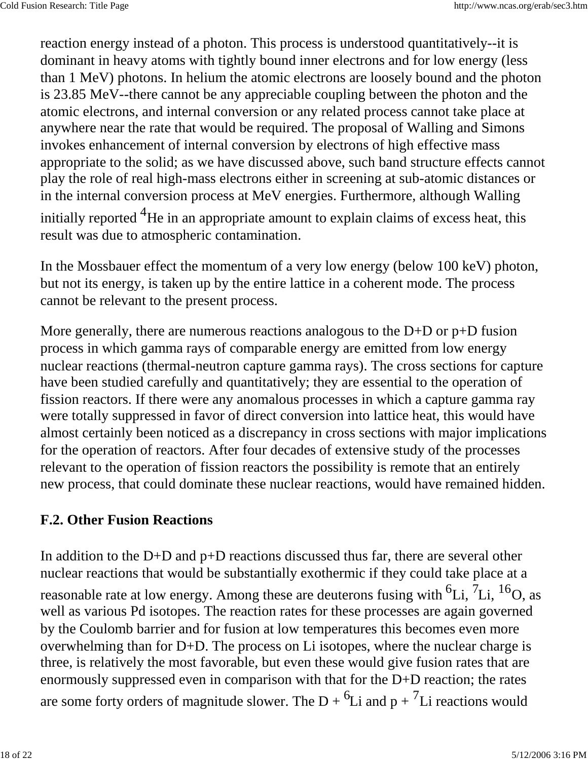reaction energy instead of a photon. This process is understood quantitatively--it is dominant in heavy atoms with tightly bound inner electrons and for low energy (less than 1 MeV) photons. In helium the atomic electrons are loosely bound and the photon is 23.85 MeV--there cannot be any appreciable coupling between the photon and the atomic electrons, and internal conversion or any related process cannot take place at anywhere near the rate that would be required. The proposal of Walling and Simons invokes enhancement of internal conversion by electrons of high effective mass appropriate to the solid; as we have discussed above, such band structure effects cannot play the role of real high-mass electrons either in screening at sub-atomic distances or in the internal conversion process at MeV energies. Furthermore, although Walling initially reported $^4$He in an appropriate amount to explain claims of excess heat, this result was due to atmospheric contamination.

In the Mossbauer effect the momentum of a very low energy (below 100 keV) photon, but not its energy, is taken up by the entire lattice in a coherent mode. The process cannot be relevant to the present process.

More generally, there are numerous reactions analogous to the D+D or p+D fusion process in which gamma rays of comparable energy are emitted from low energy nuclear reactions (thermal-neutron capture gamma rays). The cross sections for capture have been studied carefully and quantitatively; they are essential to the operation of fission reactors. If there were any anomalous processes in which a capture gamma ray were totally suppressed in favor of direct conversion into lattice heat, this would have almost certainly been noticed as a discrepancy in cross sections with major implications for the operation of reactors. After four decades of extensive study of the processes relevant to the operation of fission reactors the possibility is remote that an entirely new process, that could dominate these nuclear reactions, would have remained hidden.

### F.2. Other Fusion Reactions

In addition to the D+D and p+D reactions discussed thus far, there are several other nuclear reactions that would be substantially exothermic if they could take place at a reasonable rate at low energy. Among these are deuterons fusing with $^6$Li, $^7$Li, $^{16}$O, as well as various Pd isotopes. The reaction rates for these processes are again governed by the Coulomb barrier and for fusion at low temperatures this becomes even more overwhelming than for D+D. The process on Li isotopes, where the nuclear charge is three, is relatively the most favorable, but even these would give fusion rates that are enormously suppressed even in comparison with that for the D+D reaction; the rates are some forty orders of magnitude slower. The D + $^6$Li and p + $^7$Li reactions would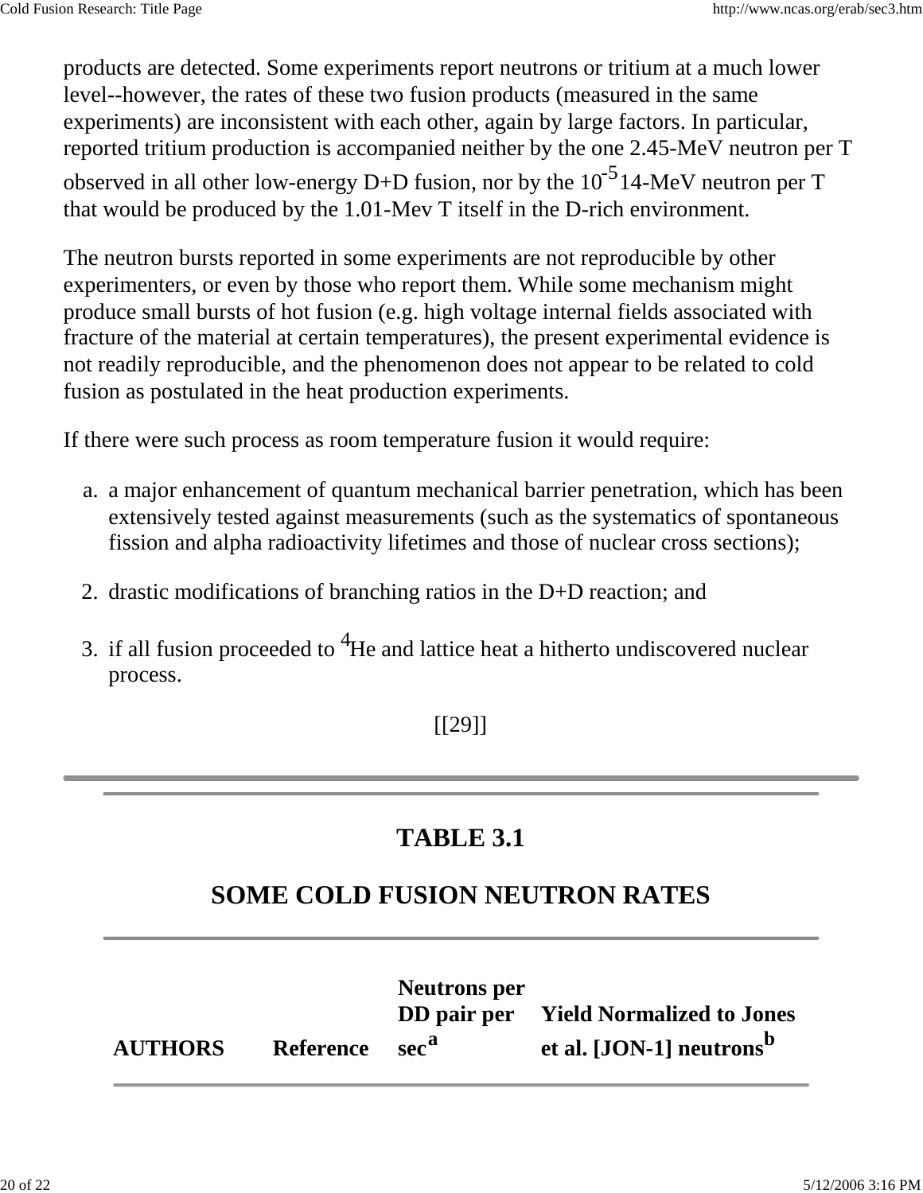products are detected. Some experiments report neutrons or tritium at a much lower level--however, the rates of these two fusion products (measured in the same experiments) are inconsistent with each other, again by large factors. In particular, reported tritium production is accompanied neither by the one 2.45-MeV neutron per T observed in all other low-energy D+D fusion, nor by the $10^{-5}$ 14-MeV neutron per T that would be produced by the 1.01-Mev T itself in the D-rich environment.

The neutron bursts reported in some experiments are not reproducible by other experimenters, or even by those who report them. While some mechanism might produce small bursts of hot fusion (e.g. high voltage internal fields associated with fracture of the material at certain temperatures), the present experimental evidence is not readily reproducible, and the phenomenon does not appear to be related to cold fusion as postulated in the heat production experiments.

If there were such process as room temperature fusion it would require:

a. a major enhancement of quantum mechanical barrier penetration, which has been extensively tested against measurements (such as the systematics of spontaneous fission and alpha radioactivity lifetimes and those of nuclear cross sections);
2. drastic modifications of branching ratios in the D+D reaction; and
3. if all fusion proceeded to $^4$He and lattice heat a hitherto undiscovered nuclear process.

[[29]]

---

## TABLE 3.1

## SOME COLD FUSION NEUTRON RATES

| AUTHORS | Reference | Neutrons per DD pair per sec[a] | Yield Normalized to Jones et al. [JON-1] neutrons[b] |
|---|---|---|---|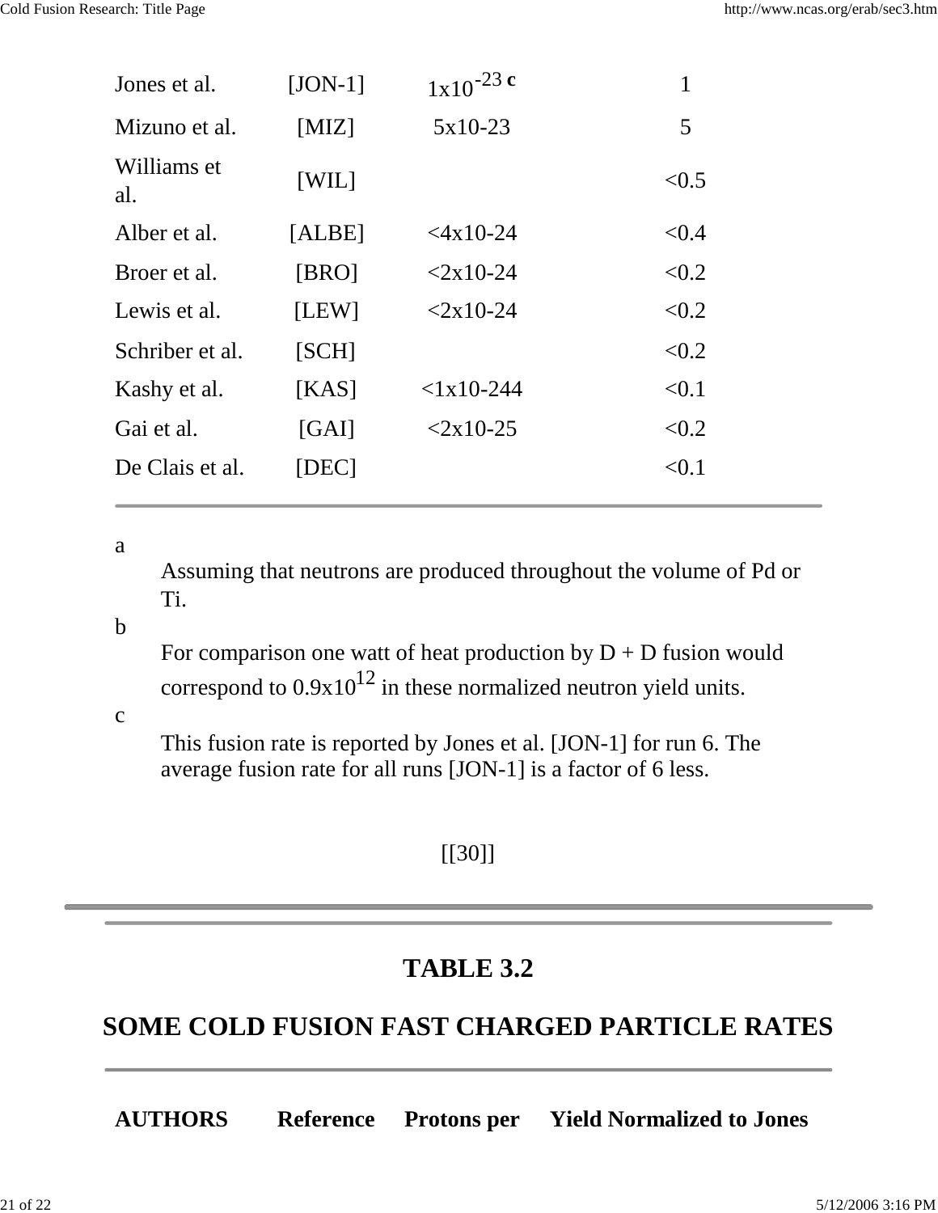| | | | |
|---|---|---|---|
| Jones et al. | [JON-1] | $1x10^{-23}$ **c** | 1 |
| Mizuno et al. | [MIZ] | 5x10-23 | 5 |
| Williams et al. | [WIL] | | <0.5 |
| Alber et al. | [ALBE] | <4x10-24 | <0.4 |
| Broer et al. | [BRO] | <2x10-24 | <0.2 |
| Lewis et al. | [LEW] | <2x10-24 | <0.2 |
| Schriber et al. | [SCH] | | <0.2 |
| Kashy et al. | [KAS] | <1x10-244 | <0.1 |
| Gai et al. | [GAI] | <2x10-25 | <0.2 |
| De Clais et al. | [DEC] | | <0.1 |

a
: Assuming that neutrons are produced throughout the volume of Pd or Ti.

b
: For comparison one watt of heat production by D + D fusion would correspond to $0.9x10^{12}$ in these normalized neutron yield units.

c
: This fusion rate is reported by Jones et al. [JON-1] for run 6. The average fusion rate for all runs [JON-1] is a factor of 6 less.

[[30]]

---

## TABLE 3.2

## SOME COLD FUSION FAST CHARGED PARTICLE RATES

| AUTHORS | Reference | Protons per | Yield Normalized to Jones |
|---|---|---|---|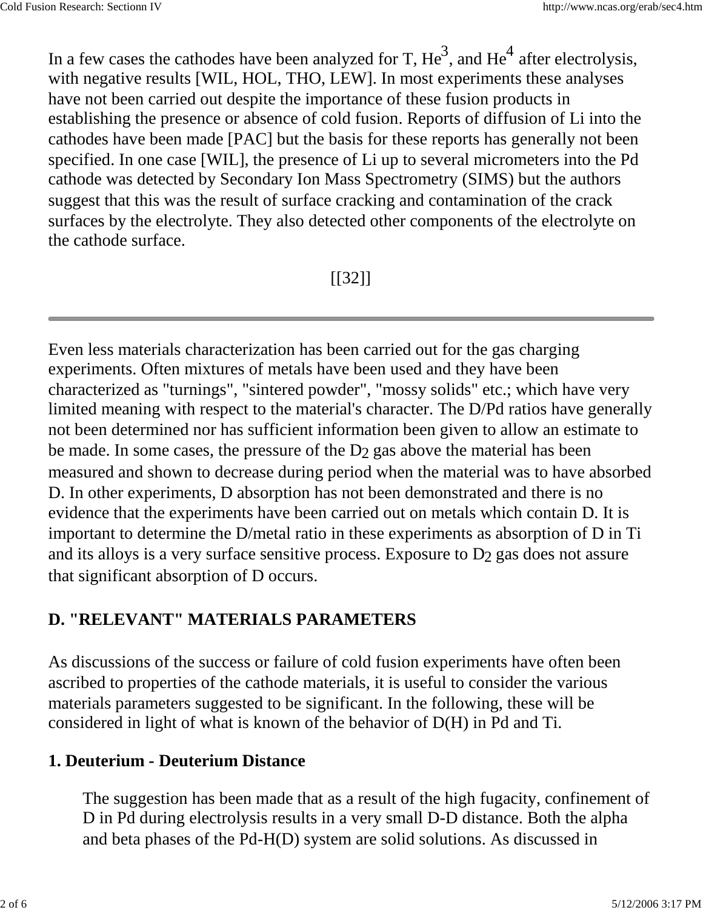In a few cases the cathodes have been analyzed for T, $He^3$, and $He^4$ after electrolysis, with negative results [WIL, HOL, THO, LEW]. In most experiments these analyses have not been carried out despite the importance of these fusion products in establishing the presence or absence of cold fusion. Reports of diffusion of Li into the cathodes have been made [PAC] but the basis for these reports has generally not been specified. In one case [WIL], the presence of Li up to several micrometers into the Pd cathode was detected by Secondary Ion Mass Spectrometry (SIMS) but the authors suggest that this was the result of surface cracking and contamination of the crack surfaces by the electrolyte. They also detected other components of the electrolyte on the cathode surface.

[[32]]

---

Even less materials characterization has been carried out for the gas charging experiments. Often mixtures of metals have been used and they have been characterized as "turnings", "sintered powder", "mossy solids" etc.; which have very limited meaning with respect to the material's character. The D/Pd ratios have generally not been determined nor has sufficient information been given to allow an estimate to be made. In some cases, the pressure of the $D_2$ gas above the material has been measured and shown to decrease during period when the material was to have absorbed D. In other experiments, D absorption has not been demonstrated and there is no evidence that the experiments have been carried out on metals which contain D. It is important to determine the D/metal ratio in these experiments as absorption of D in Ti and its alloys is a very surface sensitive process. Exposure to $D_2$ gas does not assure that significant absorption of D occurs.

## D. "RELEVANT" MATERIALS PARAMETERS

As discussions of the success or failure of cold fusion experiments have often been ascribed to properties of the cathode materials, it is useful to consider the various materials parameters suggested to be significant. In the following, these will be considered in light of what is known of the behavior of D(H) in Pd and Ti.

### 1. Deuterium - Deuterium Distance

The suggestion has been made that as a result of the high fugacity, confinement of D in Pd during electrolysis results in a very small D-D distance. Both the alpha and beta phases of the Pd-H(D) system are solid solutions. As discussed in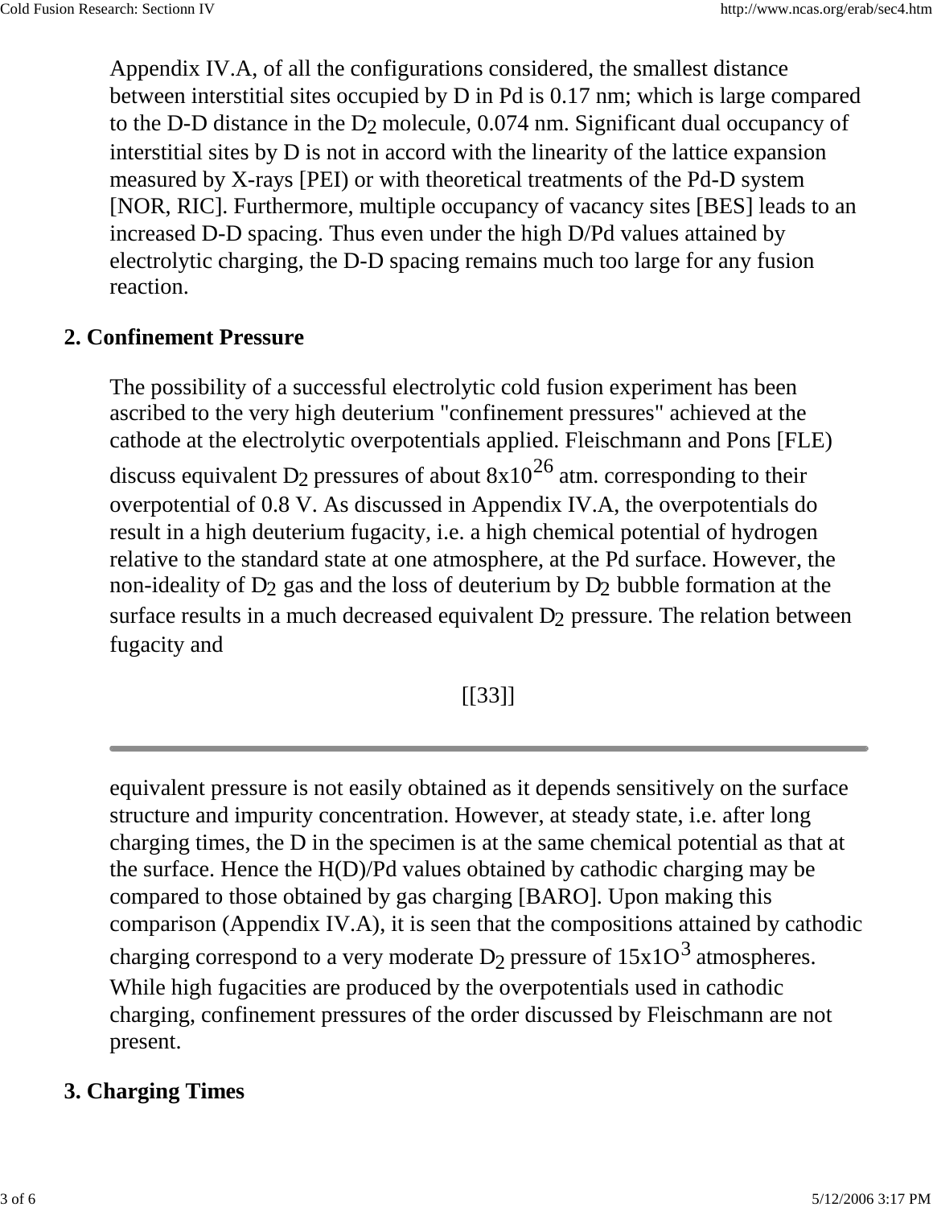Appendix IV.A, of all the configurations considered, the smallest distance between interstitial sites occupied by D in Pd is 0.17 nm; which is large compared to the D-D distance in the $D_2$ molecule, 0.074 nm. Significant dual occupancy of interstitial sites by D is not in accord with the linearity of the lattice expansion measured by X-rays [PEI) or with theoretical treatments of the Pd-D system [NOR, RIC]. Furthermore, multiple occupancy of vacancy sites [BES] leads to an increased D-D spacing. Thus even under the high D/Pd values attained by electrolytic charging, the D-D spacing remains much too large for any fusion reaction.

## 2. Confinement Pressure

The possibility of a successful electrolytic cold fusion experiment has been ascribed to the very high deuterium "confinement pressures" achieved at the cathode at the electrolytic overpotentials applied. Fleischmann and Pons [FLE) discuss equivalent $D_2$ pressures of about $8 \times 10^{26}$ atm. corresponding to their overpotential of 0.8 V. As discussed in Appendix IV.A, the overpotentials do result in a high deuterium fugacity, i.e. a high chemical potential of hydrogen relative to the standard state at one atmosphere, at the Pd surface. However, the non-ideality of $D_2$ gas and the loss of deuterium by $D_2$ bubble formation at the surface results in a much decreased equivalent $D_2$ pressure. The relation between fugacity and

[[33]]

equivalent pressure is not easily obtained as it depends sensitively on the surface structure and impurity concentration. However, at steady state, i.e. after long charging times, the D in the specimen is at the same chemical potential as that at the surface. Hence the H(D)/Pd values obtained by cathodic charging may be compared to those obtained by gas charging [BARO]. Upon making this comparison (Appendix IV.A), it is seen that the compositions attained by cathodic charging correspond to a very moderate $D_2$ pressure of $15 \times 1O^3$ atmospheres. While high fugacities are produced by the overpotentials used in cathodic charging, confinement pressures of the order discussed by Fleischmann are not present.

## 3. Charging Times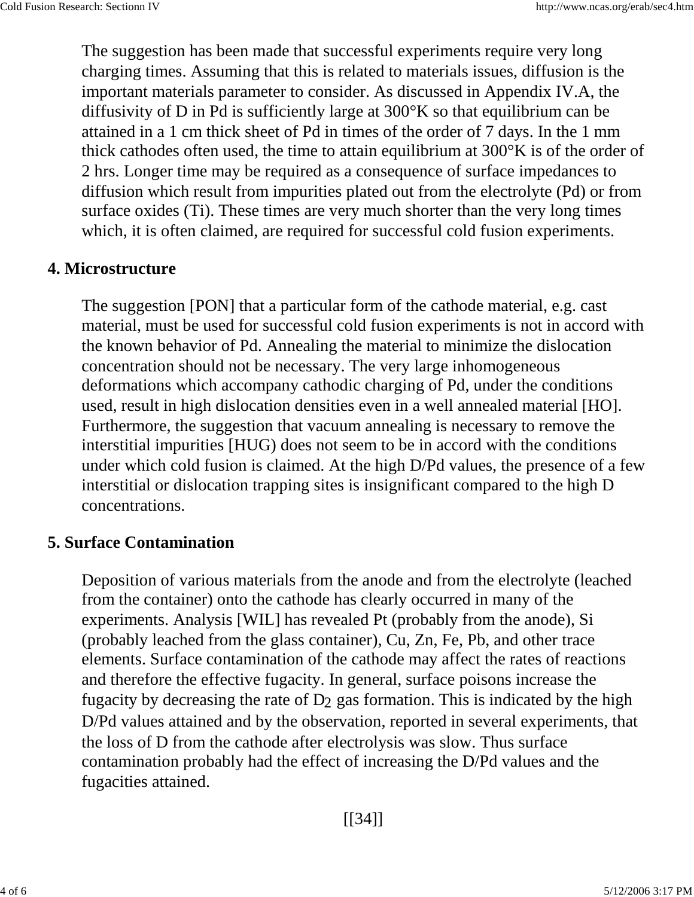The suggestion has been made that successful experiments require very long charging times. Assuming that this is related to materials issues, diffusion is the important materials parameter to consider. As discussed in Appendix IV.A, the diffusivity of D in Pd is sufficiently large at 300°K so that equilibrium can be attained in a 1 cm thick sheet of Pd in times of the order of 7 days. In the 1 mm thick cathodes often used, the time to attain equilibrium at 300°K is of the order of 2 hrs. Longer time may be required as a consequence of surface impedances to diffusion which result from impurities plated out from the electrolyte (Pd) or from surface oxides (Ti). These times are very much shorter than the very long times which, it is often claimed, are required for successful cold fusion experiments.

### 4. Microstructure

The suggestion [PON] that a particular form of the cathode material, e.g. cast material, must be used for successful cold fusion experiments is not in accord with the known behavior of Pd. Annealing the material to minimize the dislocation concentration should not be necessary. The very large inhomogeneous deformations which accompany cathodic charging of Pd, under the conditions used, result in high dislocation densities even in a well annealed material [HO]. Furthermore, the suggestion that vacuum annealing is necessary to remove the interstitial impurities [HUG) does not seem to be in accord with the conditions under which cold fusion is claimed. At the high D/Pd values, the presence of a few interstitial or dislocation trapping sites is insignificant compared to the high D concentrations.

### 5. Surface Contamination

Deposition of various materials from the anode and from the electrolyte (leached from the container) onto the cathode has clearly occurred in many of the experiments. Analysis [WIL] has revealed Pt (probably from the anode), Si (probably leached from the glass container), Cu, Zn, Fe, Pb, and other trace elements. Surface contamination of the cathode may affect the rates of reactions and therefore the effective fugacity. In general, surface poisons increase the fugacity by decreasing the rate of $D_2$ gas formation. This is indicated by the high D/Pd values attained and by the observation, reported in several experiments, that the loss of D from the cathode after electrolysis was slow. Thus surface contamination probably had the effect of increasing the D/Pd values and the fugacities attained.

[[34]]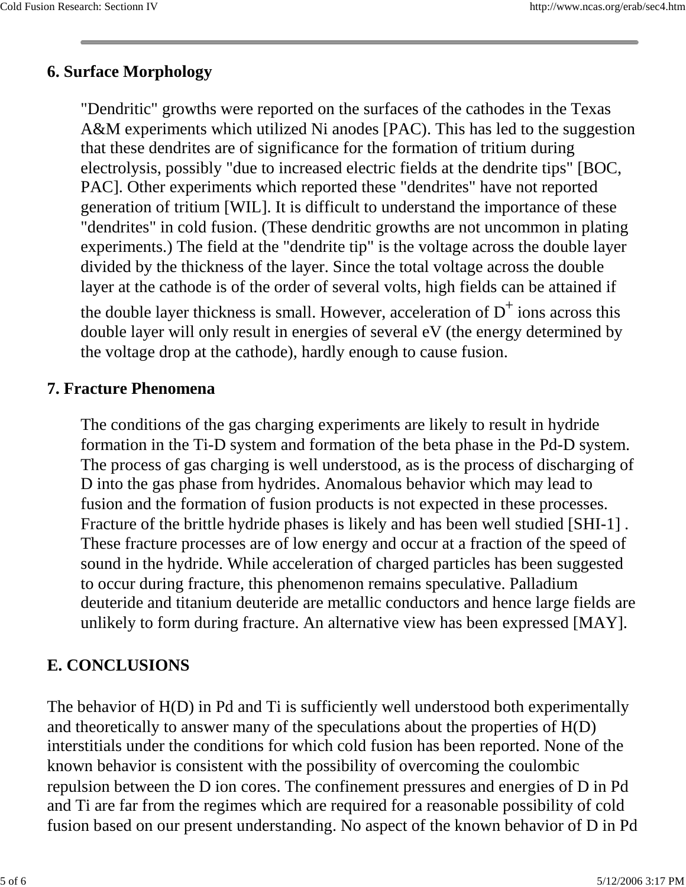### 6. Surface Morphology

"Dendritic" growths were reported on the surfaces of the cathodes in the Texas A&M experiments which utilized Ni anodes [PAC). This has led to the suggestion that these dendrites are of significance for the formation of tritium during electrolysis, possibly "due to increased electric fields at the dendrite tips" [BOC, PAC]. Other experiments which reported these "dendrites" have not reported generation of tritium [WIL]. It is difficult to understand the importance of these "dendrites" in cold fusion. (These dendritic growths are not uncommon in plating experiments.) The field at the "dendrite tip" is the voltage across the double layer divided by the thickness of the layer. Since the total voltage across the double layer at the cathode is of the order of several volts, high fields can be attained if the double layer thickness is small. However, acceleration of $D^+$ ions across this double layer will only result in energies of several eV (the energy determined by the voltage drop at the cathode), hardly enough to cause fusion.

### 7. Fracture Phenomena

The conditions of the gas charging experiments are likely to result in hydride formation in the Ti-D system and formation of the beta phase in the Pd-D system. The process of gas charging is well understood, as is the process of discharging of D into the gas phase from hydrides. Anomalous behavior which may lead to fusion and the formation of fusion products is not expected in these processes. Fracture of the brittle hydride phases is likely and has been well studied [SHI-1] . These fracture processes are of low energy and occur at a fraction of the speed of sound in the hydride. While acceleration of charged particles has been suggested to occur during fracture, this phenomenon remains speculative. Palladium deuteride and titanium deuteride are metallic conductors and hence large fields are unlikely to form during fracture. An alternative view has been expressed [MAY].

## E. CONCLUSIONS

The behavior of H(D) in Pd and Ti is sufficiently well understood both experimentally and theoretically to answer many of the speculations about the properties of H(D) interstitials under the conditions for which cold fusion has been reported. None of the known behavior is consistent with the possibility of overcoming the coulombic repulsion between the D ion cores. The confinement pressures and energies of D in Pd and Ti are far from the regimes which are required for a reasonable possibility of cold fusion based on our present understanding. No aspect of the known behavior of D in Pd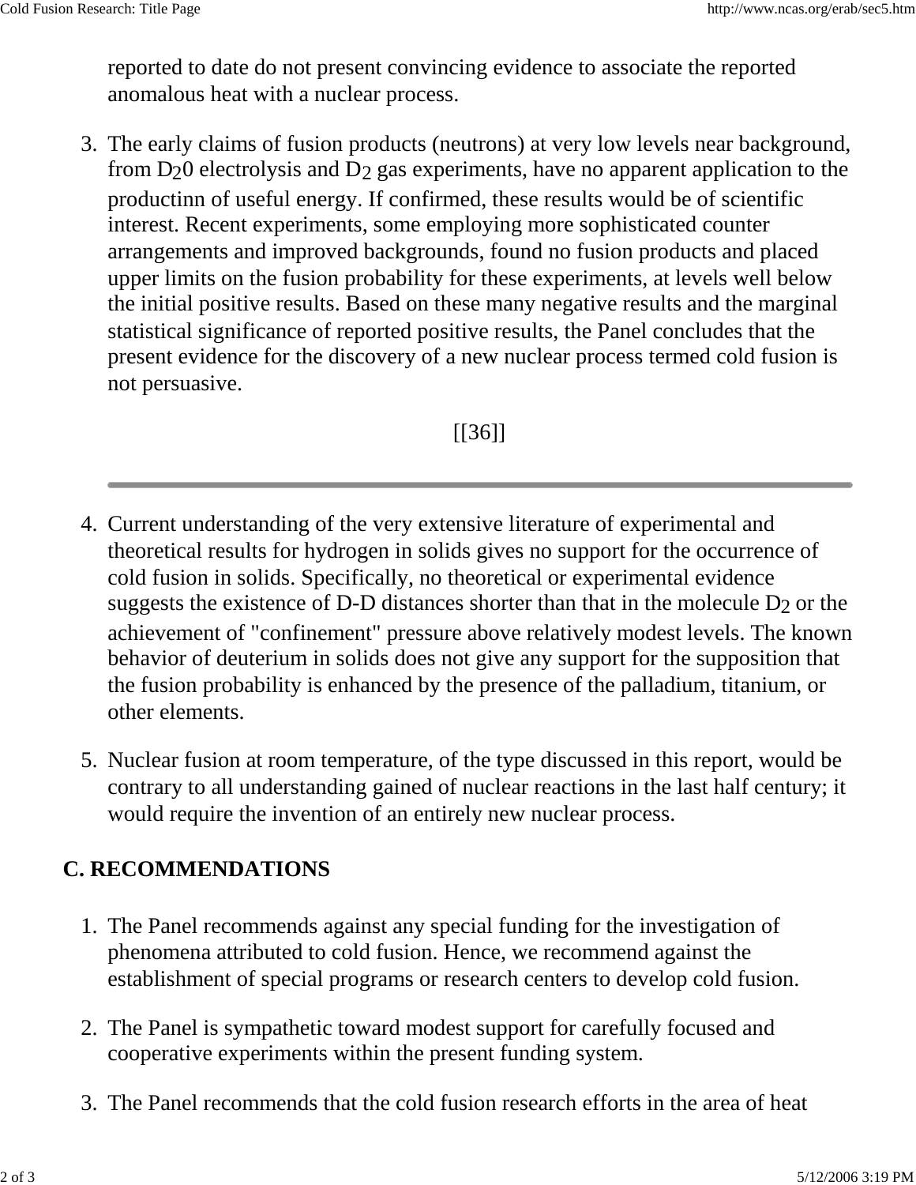reported to date do not present convincing evidence to associate the reported anomalous heat with a nuclear process.

3. The early claims of fusion products (neutrons) at very low levels near background, from $D_20$ electrolysis and $D_2$ gas experiments, have no apparent application to the productinn of useful energy. If confirmed, these results would be of scientific interest. Recent experiments, some employing more sophisticated counter arrangements and improved backgrounds, found no fusion products and placed upper limits on the fusion probability for these experiments, at levels well below the initial positive results. Based on these many negative results and the marginal statistical significance of reported positive results, the Panel concludes that the present evidence for the discovery of a new nuclear process termed cold fusion is not persuasive.

[[36]]

---

4. Current understanding of the very extensive literature of experimental and theoretical results for hydrogen in solids gives no support for the occurrence of cold fusion in solids. Specifically, no theoretical or experimental evidence suggests the existence of D-D distances shorter than that in the molecule $D_2$ or the achievement of "confinement" pressure above relatively modest levels. The known behavior of deuterium in solids does not give any support for the supposition that the fusion probability is enhanced by the presence of the palladium, titanium, or other elements.

5. Nuclear fusion at room temperature, of the type discussed in this report, would be contrary to all understanding gained of nuclear reactions in the last half century; it would require the invention of an entirely new nuclear process.

## C. RECOMMENDATIONS

1. The Panel recommends against any special funding for the investigation of phenomena attributed to cold fusion. Hence, we recommend against the establishment of special programs or research centers to develop cold fusion.

2. The Panel is sympathetic toward modest support for carefully focused and cooperative experiments within the present funding system.

3. The Panel recommends that the cold fusion research efforts in the area of heat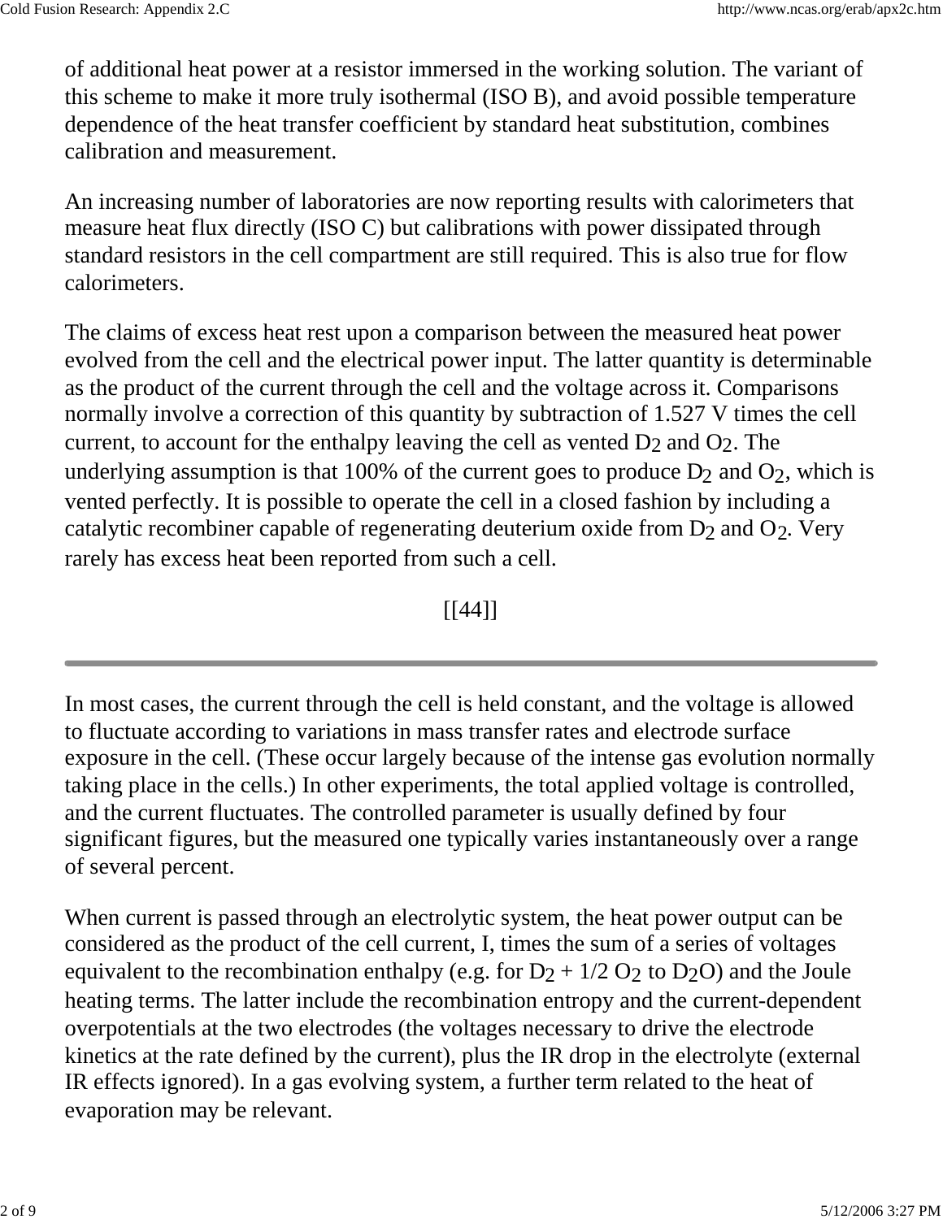of additional heat power at a resistor immersed in the working solution. The variant of this scheme to make it more truly isothermal (ISO B), and avoid possible temperature dependence of the heat transfer coefficient by standard heat substitution, combines calibration and measurement.

An increasing number of laboratories are now reporting results with calorimeters that measure heat flux directly (ISO C) but calibrations with power dissipated through standard resistors in the cell compartment are still required. This is also true for flow calorimeters.

The claims of excess heat rest upon a comparison between the measured heat power evolved from the cell and the electrical power input. The latter quantity is determinable as the product of the current through the cell and the voltage across it. Comparisons normally involve a correction of this quantity by subtraction of 1.527 V times the cell current, to account for the enthalpy leaving the cell as vented $D_2$ and $O_2$. The underlying assumption is that 100% of the current goes to produce $D_2$ and $O_2$, which is vented perfectly. It is possible to operate the cell in a closed fashion by including a catalytic recombiner capable of regenerating deuterium oxide from $D_2$ and $O_2$. Very rarely has excess heat been reported from such a cell.

[[44]]

---

In most cases, the current through the cell is held constant, and the voltage is allowed to fluctuate according to variations in mass transfer rates and electrode surface exposure in the cell. (These occur largely because of the intense gas evolution normally taking place in the cells.) In other experiments, the total applied voltage is controlled, and the current fluctuates. The controlled parameter is usually defined by four significant figures, but the measured one typically varies instantaneously over a range of several percent.

When current is passed through an electrolytic system, the heat power output can be considered as the product of the cell current, I, times the sum of a series of voltages equivalent to the recombination enthalpy (e.g. for $D_2$ + 1/2 $O_2$ to $D_2O$) and the Joule heating terms. The latter include the recombination entropy and the current-dependent overpotentials at the two electrodes (the voltages necessary to drive the electrode kinetics at the rate defined by the current), plus the IR drop in the electrolyte (external IR effects ignored). In a gas evolving system, a further term related to the heat of evaporation may be relevant.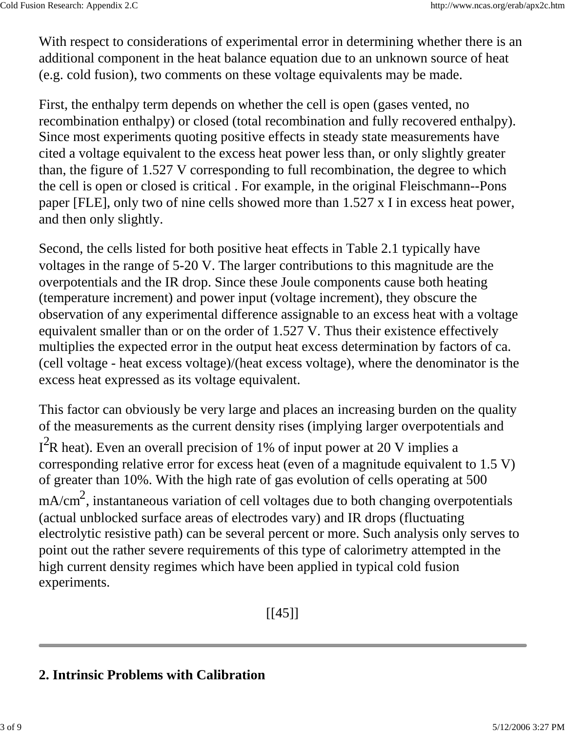With respect to considerations of experimental error in determining whether there is an additional component in the heat balance equation due to an unknown source of heat (e.g. cold fusion), two comments on these voltage equivalents may be made.

First, the enthalpy term depends on whether the cell is open (gases vented, no recombination enthalpy) or closed (total recombination and fully recovered enthalpy). Since most experiments quoting positive effects in steady state measurements have cited a voltage equivalent to the excess heat power less than, or only slightly greater than, the figure of 1.527 V corresponding to full recombination, the degree to which the cell is open or closed is critical . For example, in the original Fleischmann--Pons paper [FLE], only two of nine cells showed more than 1.527 x I in excess heat power, and then only slightly.

Second, the cells listed for both positive heat effects in Table 2.1 typically have voltages in the range of 5-20 V. The larger contributions to this magnitude are the overpotentials and the IR drop. Since these Joule components cause both heating (temperature increment) and power input (voltage increment), they obscure the observation of any experimental difference assignable to an excess heat with a voltage equivalent smaller than or on the order of 1.527 V. Thus their existence effectively multiplies the expected error in the output heat excess determination by factors of ca. (cell voltage - heat excess voltage)/(heat excess voltage), where the denominator is the excess heat expressed as its voltage equivalent.

This factor can obviously be very large and places an increasing burden on the quality of the measurements as the current density rises (implying larger overpotentials and $I^2R$ heat). Even an overall precision of 1% of input power at 20 V implies a corresponding relative error for excess heat (even of a magnitude equivalent to 1.5 V) of greater than 10%. With the high rate of gas evolution of cells operating at 500 $mA/cm^2$, instantaneous variation of cell voltages due to both changing overpotentials (actual unblocked surface areas of electrodes vary) and IR drops (fluctuating electrolytic resistive path) can be several percent or more. Such analysis only serves to point out the rather severe requirements of this type of calorimetry attempted in the high current density regimes which have been applied in typical cold fusion experiments.

[[45]]

---

## 2. Intrinsic Problems with Calibration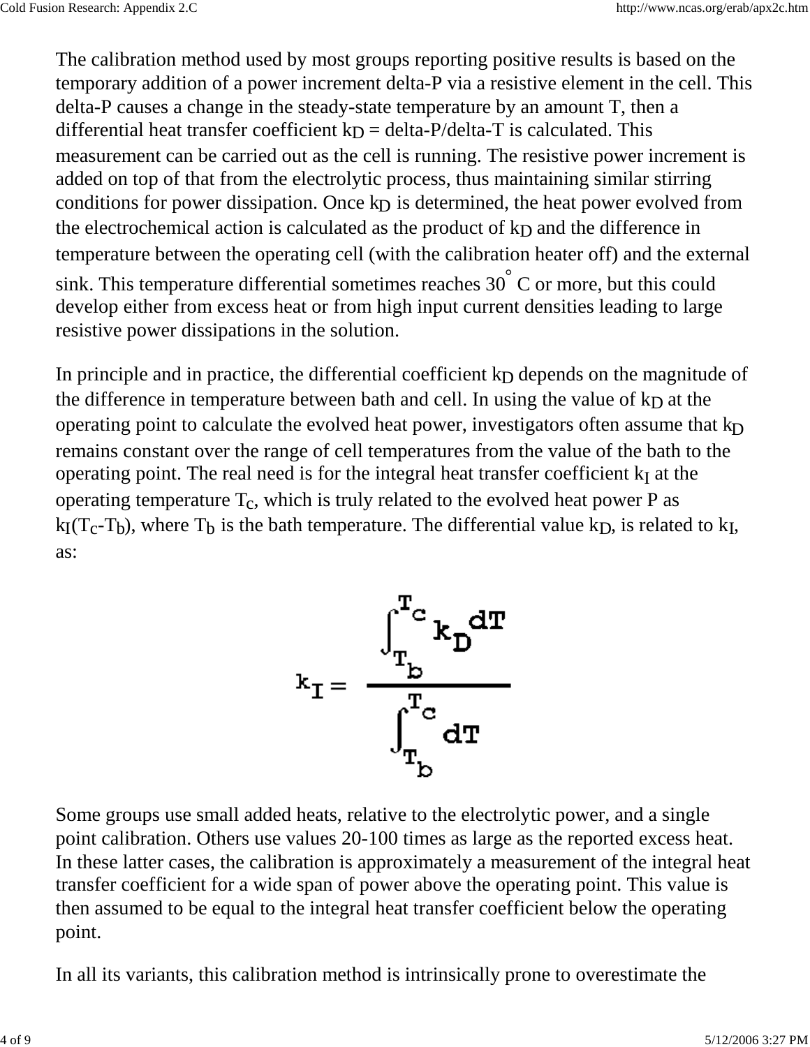The calibration method used by most groups reporting positive results is based on the temporary addition of a power increment delta-P via a resistive element in the cell. This delta-P causes a change in the steady-state temperature by an amount T, then a differential heat transfer coefficient $k_D$ = delta-P/delta-T is calculated. This measurement can be carried out as the cell is running. The resistive power increment is added on top of that from the electrolytic process, thus maintaining similar stirring conditions for power dissipation. Once $k_D$ is determined, the heat power evolved from the electrochemical action is calculated as the product of $k_D$ and the difference in temperature between the operating cell (with the calibration heater off) and the external sink. This temperature differential sometimes reaches 30° C or more, but this could develop either from excess heat or from high input current densities leading to large resistive power dissipations in the solution.

In principle and in practice, the differential coefficient $k_D$ depends on the magnitude of the difference in temperature between bath and cell. In using the value of $k_D$ at the operating point to calculate the evolved heat power, investigators often assume that $k_D$ remains constant over the range of cell temperatures from the value of the bath to the operating point. The real need is for the integral heat transfer coefficient $k_I$ at the operating temperature $T_c$, which is truly related to the evolved heat power P as $k_I(T_c-T_b)$, where $T_b$ is the bath temperature. The differential value $k_D$, is related to $k_I$, as:

$$k_I = \frac{\int_{T_b}^{T_c} k_D \, dT}{\int_{T_b}^{T_c} dT}$$

Some groups use small added heats, relative to the electrolytic power, and a single point calibration. Others use values 20-100 times as large as the reported excess heat. In these latter cases, the calibration is approximately a measurement of the integral heat transfer coefficient for a wide span of power above the operating point. This value is then assumed to be equal to the integral heat transfer coefficient below the operating point.

In all its variants, this calibration method is intrinsically prone to overestimate the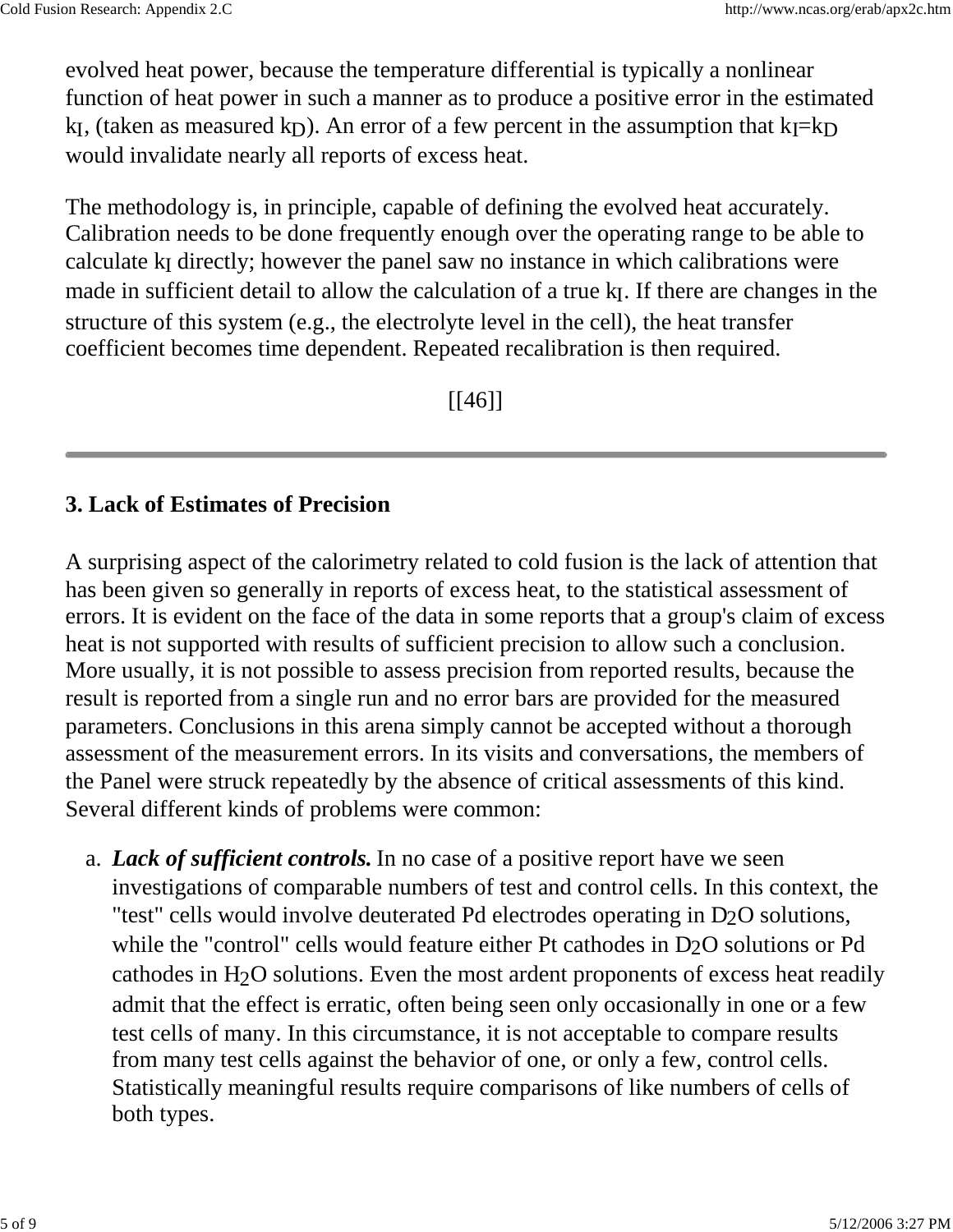evolved heat power, because the temperature differential is typically a nonlinear function of heat power in such a manner as to produce a positive error in the estimated $k_I$, (taken as measured $k_D$). An error of a few percent in the assumption that $k_I = k_D$ would invalidate nearly all reports of excess heat.

The methodology is, in principle, capable of defining the evolved heat accurately. Calibration needs to be done frequently enough over the operating range to be able to calculate $k_I$ directly; however the panel saw no instance in which calibrations were made in sufficient detail to allow the calculation of a true $k_I$. If there are changes in the structure of this system (e.g., the electrolyte level in the cell), the heat transfer coefficient becomes time dependent. Repeated recalibration is then required.

[[46]]

---

### 3. Lack of Estimates of Precision

A surprising aspect of the calorimetry related to cold fusion is the lack of attention that has been given so generally in reports of excess heat, to the statistical assessment of errors. It is evident on the face of the data in some reports that a group's claim of excess heat is not supported with results of sufficient precision to allow such a conclusion. More usually, it is not possible to assess precision from reported results, because the result is reported from a single run and no error bars are provided for the measured parameters. Conclusions in this arena simply cannot be accepted without a thorough assessment of the measurement errors. In its visits and conversations, the members of the Panel were struck repeatedly by the absence of critical assessments of this kind. Several different kinds of problems were common:

a. ***Lack of sufficient controls.*** In no case of a positive report have we seen investigations of comparable numbers of test and control cells. In this context, the "test" cells would involve deuterated Pd electrodes operating in $D_2O$ solutions, while the "control" cells would feature either Pt cathodes in $D_2O$ solutions or Pd cathodes in $H_2O$ solutions. Even the most ardent proponents of excess heat readily admit that the effect is erratic, often being seen only occasionally in one or a few test cells of many. In this circumstance, it is not acceptable to compare results from many test cells against the behavior of one, or only a few, control cells. Statistically meaningful results require comparisons of like numbers of cells of both types.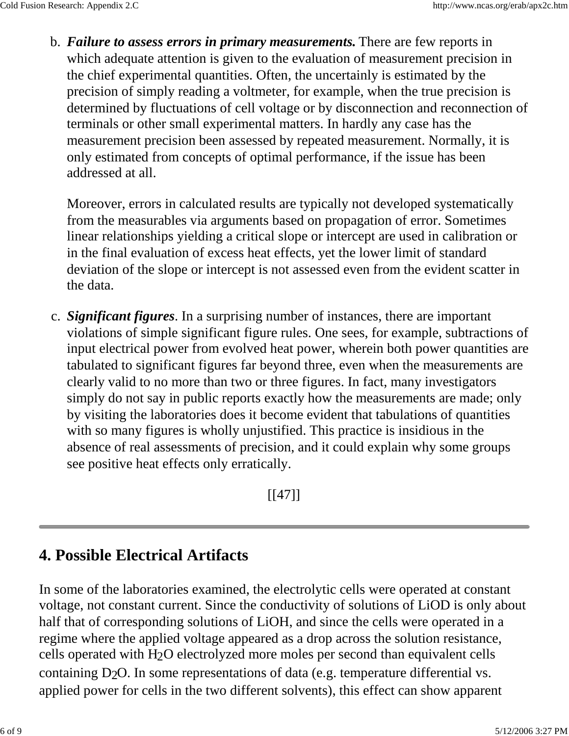b. ***Failure to assess errors in primary measurements.*** There are few reports in which adequate attention is given to the evaluation of measurement precision in the chief experimental quantities. Often, the uncertainly is estimated by the precision of simply reading a voltmeter, for example, when the true precision is determined by fluctuations of cell voltage or by disconnection and reconnection of terminals or other small experimental matters. In hardly any case has the measurement precision been assessed by repeated measurement. Normally, it is only estimated from concepts of optimal performance, if the issue has been addressed at all.

   Moreover, errors in calculated results are typically not developed systematically from the measurables via arguments based on propagation of error. Sometimes linear relationships yielding a critical slope or intercept are used in calibration or in the final evaluation of excess heat effects, yet the lower limit of standard deviation of the slope or intercept is not assessed even from the evident scatter in the data.

c. ***Significant figures***. In a surprising number of instances, there are important violations of simple significant figure rules. One sees, for example, subtractions of input electrical power from evolved heat power, wherein both power quantities are tabulated to significant figures far beyond three, even when the measurements are clearly valid to no more than two or three figures. In fact, many investigators simply do not say in public reports exactly how the measurements are made; only by visiting the laboratories does it become evident that tabulations of quantities with so many figures is wholly unjustified. This practice is insidious in the absence of real assessments of precision, and it could explain why some groups see positive heat effects only erratically.

[[47]]

---

## 4. Possible Electrical Artifacts

In some of the laboratories examined, the electrolytic cells were operated at constant voltage, not constant current. Since the conductivity of solutions of LiOD is only about half that of corresponding solutions of LiOH, and since the cells were operated in a regime where the applied voltage appeared as a drop across the solution resistance, cells operated with $H_2O$ electrolyzed more moles per second than equivalent cells containing $D_2O$. In some representations of data (e.g. temperature differential vs. applied power for cells in the two different solvents), this effect can show apparent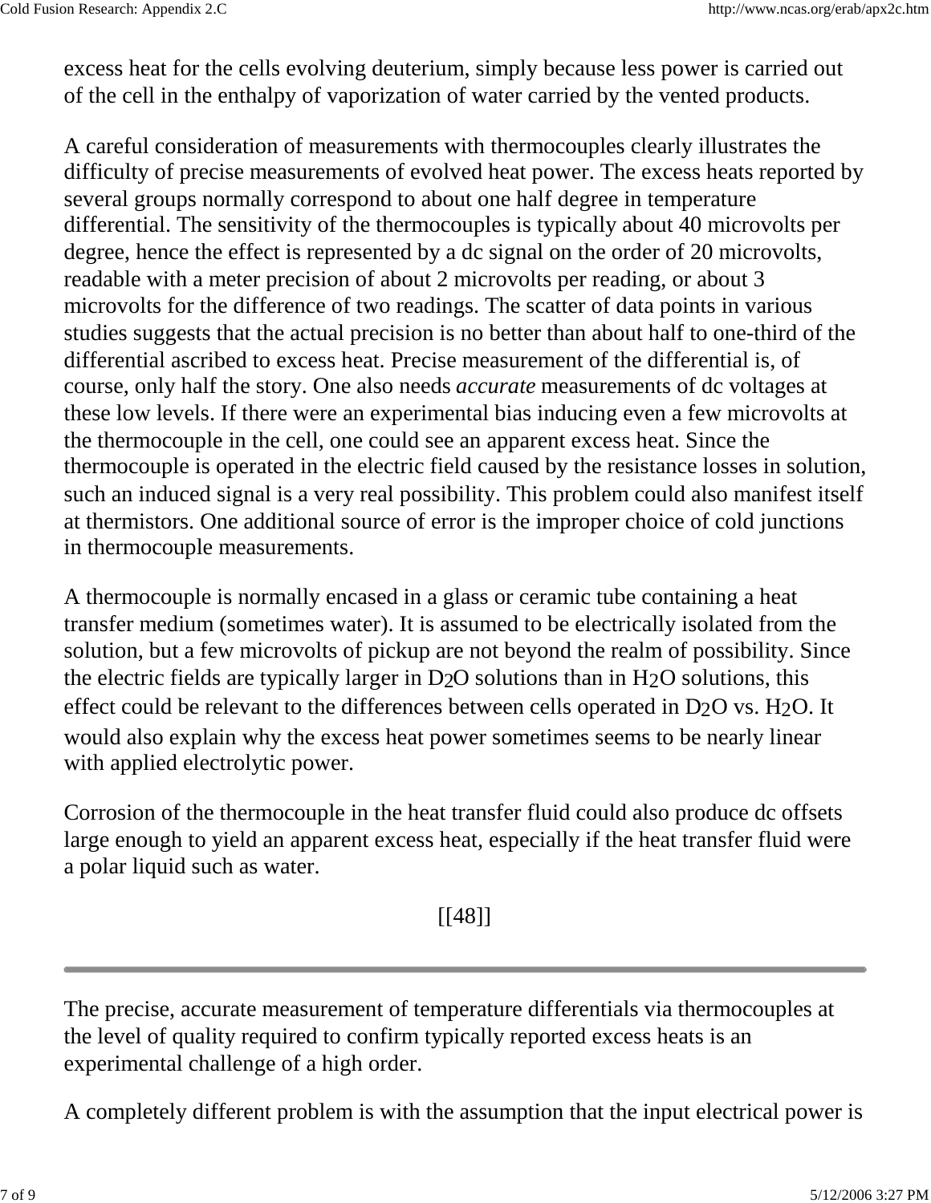excess heat for the cells evolving deuterium, simply because less power is carried out of the cell in the enthalpy of vaporization of water carried by the vented products.

A careful consideration of measurements with thermocouples clearly illustrates the difficulty of precise measurements of evolved heat power. The excess heats reported by several groups normally correspond to about one half degree in temperature differential. The sensitivity of the thermocouples is typically about 40 microvolts per degree, hence the effect is represented by a dc signal on the order of 20 microvolts, readable with a meter precision of about 2 microvolts per reading, or about 3 microvolts for the difference of two readings. The scatter of data points in various studies suggests that the actual precision is no better than about half to one-third of the differential ascribed to excess heat. Precise measurement of the differential is, of course, only half the story. One also needs *accurate* measurements of dc voltages at these low levels. If there were an experimental bias inducing even a few microvolts at the thermocouple in the cell, one could see an apparent excess heat. Since the thermocouple is operated in the electric field caused by the resistance losses in solution, such an induced signal is a very real possibility. This problem could also manifest itself at thermistors. One additional source of error is the improper choice of cold junctions in thermocouple measurements.

A thermocouple is normally encased in a glass or ceramic tube containing a heat transfer medium (sometimes water). It is assumed to be electrically isolated from the solution, but a few microvolts of pickup are not beyond the realm of possibility. Since the electric fields are typically larger in $D_2O$ solutions than in $H_2O$ solutions, this effect could be relevant to the differences between cells operated in $D_2O$ vs. $H_2O$. It would also explain why the excess heat power sometimes seems to be nearly linear with applied electrolytic power.

Corrosion of the thermocouple in the heat transfer fluid could also produce dc offsets large enough to yield an apparent excess heat, especially if the heat transfer fluid were a polar liquid such as water.

[[48]]

---

The precise, accurate measurement of temperature differentials via thermocouples at the level of quality required to confirm typically reported excess heats is an experimental challenge of a high order.

A completely different problem is with the assumption that the input electrical power is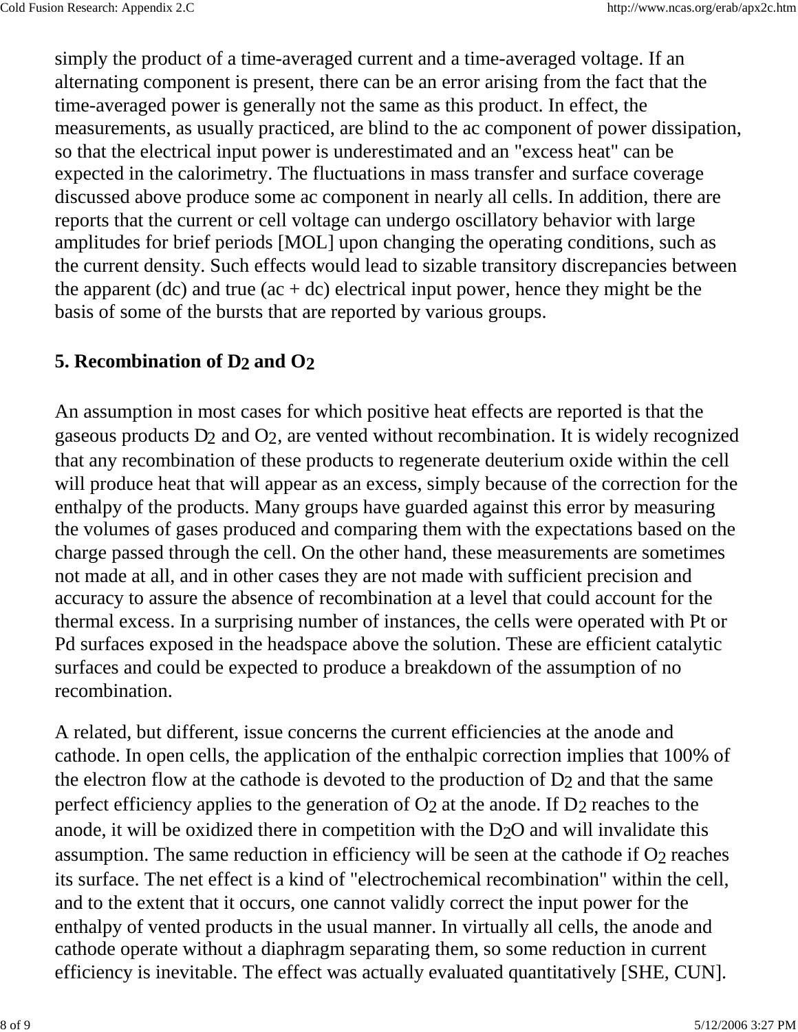simply the product of a time-averaged current and a time-averaged voltage. If an alternating component is present, there can be an error arising from the fact that the time-averaged power is generally not the same as this product. In effect, the measurements, as usually practiced, are blind to the ac component of power dissipation, so that the electrical input power is underestimated and an "excess heat" can be expected in the calorimetry. The fluctuations in mass transfer and surface coverage discussed above produce some ac component in nearly all cells. In addition, there are reports that the current or cell voltage can undergo oscillatory behavior with large amplitudes for brief periods [MOL] upon changing the operating conditions, such as the current density. Such effects would lead to sizable transitory discrepancies between the apparent (dc) and true (ac + dc) electrical input power, hence they might be the basis of some of the bursts that are reported by various groups.

### 5. Recombination of $D_2$ and $O_2$

An assumption in most cases for which positive heat effects are reported is that the gaseous products $D_2$ and $O_2$, are vented without recombination. It is widely recognized that any recombination of these products to regenerate deuterium oxide within the cell will produce heat that will appear as an excess, simply because of the correction for the enthalpy of the products. Many groups have guarded against this error by measuring the volumes of gases produced and comparing them with the expectations based on the charge passed through the cell. On the other hand, these measurements are sometimes not made at all, and in other cases they are not made with sufficient precision and accuracy to assure the absence of recombination at a level that could account for the thermal excess. In a surprising number of instances, the cells were operated with Pt or Pd surfaces exposed in the headspace above the solution. These are efficient catalytic surfaces and could be expected to produce a breakdown of the assumption of no recombination.

A related, but different, issue concerns the current efficiencies at the anode and cathode. In open cells, the application of the enthalpic correction implies that 100% of the electron flow at the cathode is devoted to the production of $D_2$ and that the same perfect efficiency applies to the generation of $O_2$ at the anode. If $D_2$ reaches to the anode, it will be oxidized there in competition with the $D_2O$ and will invalidate this assumption. The same reduction in efficiency will be seen at the cathode if $O_2$ reaches its surface. The net effect is a kind of "electrochemical recombination" within the cell, and to the extent that it occurs, one cannot validly correct the input power for the enthalpy of vented products in the usual manner. In virtually all cells, the anode and cathode operate without a diaphragm separating them, so some reduction in current efficiency is inevitable. The effect was actually evaluated quantitatively [SHE, CUN].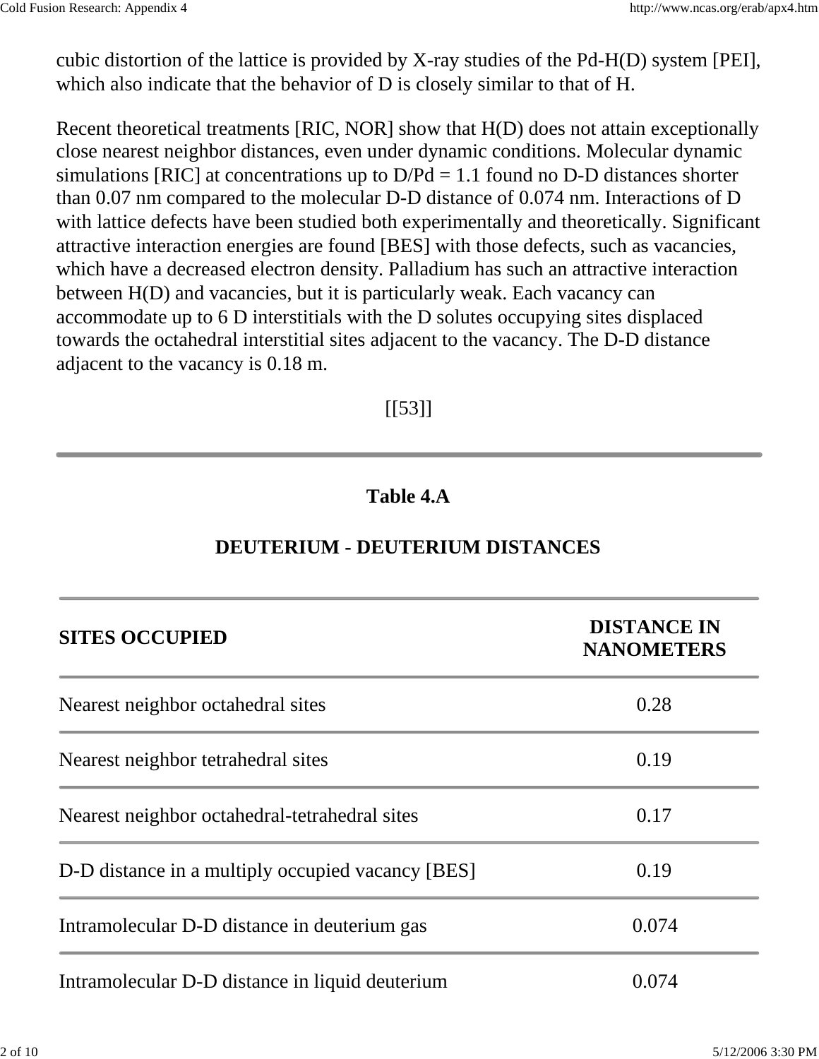cubic distortion of the lattice is provided by X-ray studies of the Pd-H(D) system [PEI], which also indicate that the behavior of D is closely similar to that of H.

Recent theoretical treatments [RIC, NOR] show that H(D) does not attain exceptionally close nearest neighbor distances, even under dynamic conditions. Molecular dynamic simulations [RIC] at concentrations up to D/Pd = 1.1 found no D-D distances shorter than 0.07 nm compared to the molecular D-D distance of 0.074 nm. Interactions of D with lattice defects have been studied both experimentally and theoretically. Significant attractive interaction energies are found [BES] with those defects, such as vacancies, which have a decreased electron density. Palladium has such an attractive interaction between H(D) and vacancies, but it is particularly weak. Each vacancy can accommodate up to 6 D interstitials with the D solutes occupying sites displaced towards the octahedral interstitial sites adjacent to the vacancy. The D-D distance adjacent to the vacancy is 0.18 m.

[[53]]

---

**Table 4.A**

**DEUTERIUM - DEUTERIUM DISTANCES**

| SITES OCCUPIED | DISTANCE IN NANOMETERS |
|---|---|
| Nearest neighbor octahedral sites | 0.28 |
| Nearest neighbor tetrahedral sites | 0.19 |
| Nearest neighbor octahedral-tetrahedral sites | 0.17 |
| D-D distance in a multiply occupied vacancy [BES] | 0.19 |
| Intramolecular D-D distance in deuterium gas | 0.074 |
| Intramolecular D-D distance in liquid deuterium | 0.074 |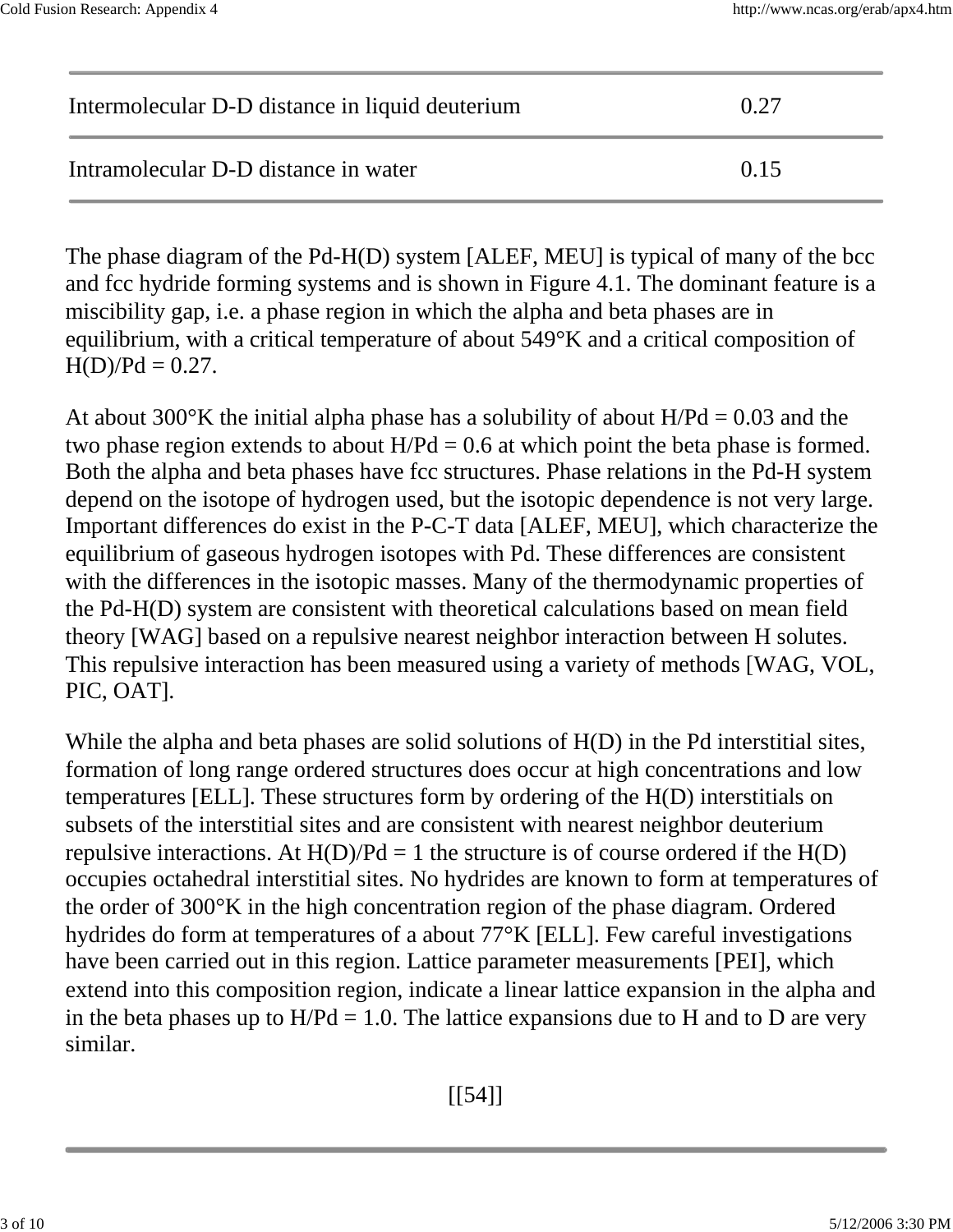| | |
|---|---|
| Intermolecular D-D distance in liquid deuterium | 0.27 |
| Intramolecular D-D distance in water | 0.15 |

The phase diagram of the Pd-H(D) system [ALEF, MEU] is typical of many of the bcc and fcc hydride forming systems and is shown in Figure 4.1. The dominant feature is a miscibility gap, i.e. a phase region in which the alpha and beta phases are in equilibrium, with a critical temperature of about 549°K and a critical composition of H(D)/Pd = 0.27.

At about 300°K the initial alpha phase has a solubility of about H/Pd = 0.03 and the two phase region extends to about H/Pd = 0.6 at which point the beta phase is formed. Both the alpha and beta phases have fcc structures. Phase relations in the Pd-H system depend on the isotope of hydrogen used, but the isotopic dependence is not very large. Important differences do exist in the P-C-T data [ALEF, MEU], which characterize the equilibrium of gaseous hydrogen isotopes with Pd. These differences are consistent with the differences in the isotopic masses. Many of the thermodynamic properties of the Pd-H(D) system are consistent with theoretical calculations based on mean field theory [WAG] based on a repulsive nearest neighbor interaction between H solutes. This repulsive interaction has been measured using a variety of methods [WAG, VOL, PIC, OAT].

While the alpha and beta phases are solid solutions of H(D) in the Pd interstitial sites, formation of long range ordered structures does occur at high concentrations and low temperatures [ELL]. These structures form by ordering of the H(D) interstitials on subsets of the interstitial sites and are consistent with nearest neighbor deuterium repulsive interactions. At H(D)/Pd = 1 the structure is of course ordered if the H(D) occupies octahedral interstitial sites. No hydrides are known to form at temperatures of the order of 300°K in the high concentration region of the phase diagram. Ordered hydrides do form at temperatures of a about 77°K [ELL]. Few careful investigations have been carried out in this region. Lattice parameter measurements [PEI], which extend into this composition region, indicate a linear lattice expansion in the alpha and in the beta phases up to H/Pd = 1.0. The lattice expansions due to H and to D are very similar.

[[54]]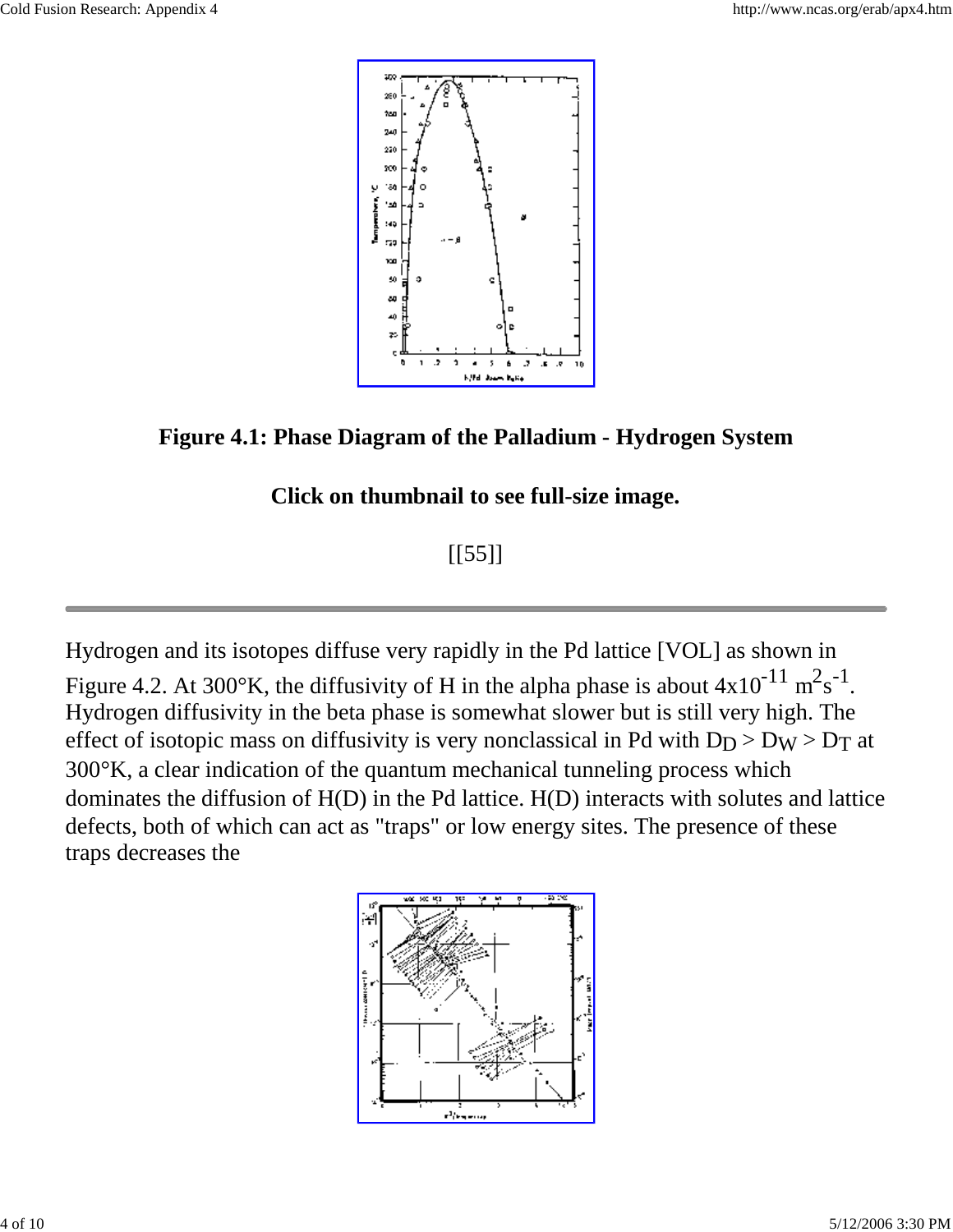**Figure 4.1: Phase Diagram of the Palladium - Hydrogen System**

**Click on thumbnail to see full-size image.**

[[55]]

---

Hydrogen and its isotopes diffuse very rapidly in the Pd lattice [VOL] as shown in Figure 4.2. At 300°K, the diffusivity of H in the alpha phase is about $4 \times 10^{-11}$ $m^2 s^{-1}$. Hydrogen diffusivity in the beta phase is somewhat slower but is still very high. The effect of isotopic mass on diffusivity is very nonclassical in Pd with $D_D > D_W > D_T$ at 300°K, a clear indication of the quantum mechanical tunneling process which dominates the diffusion of H(D) in the Pd lattice. H(D) interacts with solutes and lattice defects, both of which can act as "traps" or low energy sites. The presence of these traps decreases the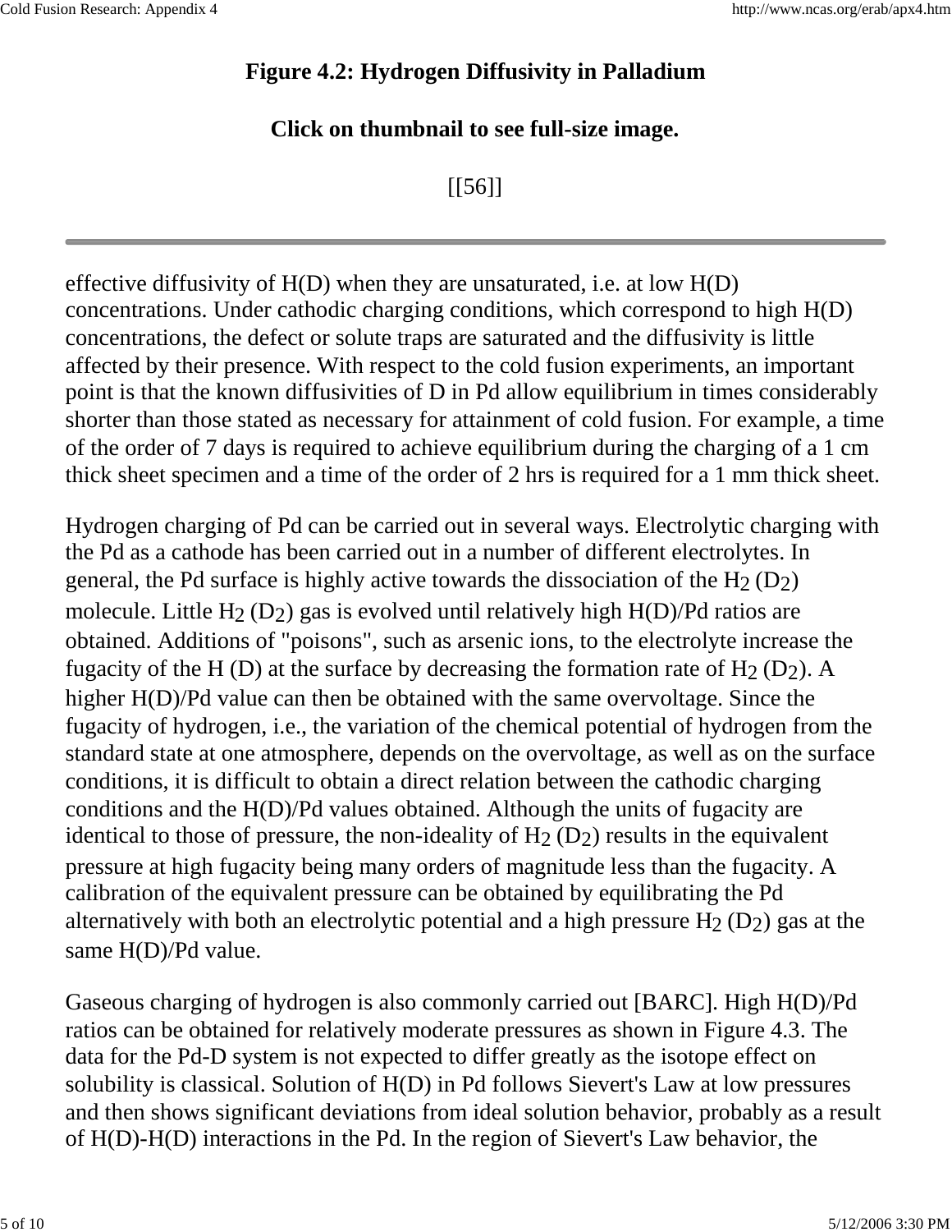**Figure 4.2: Hydrogen Diffusivity in Palladium**

**Click on thumbnail to see full-size image.**

[[56]]

---

effective diffusivity of H(D) when they are unsaturated, i.e. at low H(D) concentrations. Under cathodic charging conditions, which correspond to high H(D) concentrations, the defect or solute traps are saturated and the diffusivity is little affected by their presence. With respect to the cold fusion experiments, an important point is that the known diffusivities of D in Pd allow equilibrium in times considerably shorter than those stated as necessary for attainment of cold fusion. For example, a time of the order of 7 days is required to achieve equilibrium during the charging of a 1 cm thick sheet specimen and a time of the order of 2 hrs is required for a 1 mm thick sheet.

Hydrogen charging of Pd can be carried out in several ways. Electrolytic charging with the Pd as a cathode has been carried out in a number of different electrolytes. In general, the Pd surface is highly active towards the dissociation of the $H_2$ ($D_2$) molecule. Little $H_2$ ($D_2$) gas is evolved until relatively high H(D)/Pd ratios are obtained. Additions of "poisons", such as arsenic ions, to the electrolyte increase the fugacity of the H (D) at the surface by decreasing the formation rate of $H_2$ ($D_2$). A higher H(D)/Pd value can then be obtained with the same overvoltage. Since the fugacity of hydrogen, i.e., the variation of the chemical potential of hydrogen from the standard state at one atmosphere, depends on the overvoltage, as well as on the surface conditions, it is difficult to obtain a direct relation between the cathodic charging conditions and the H(D)/Pd values obtained. Although the units of fugacity are identical to those of pressure, the non-ideality of $H_2$ ($D_2$) results in the equivalent pressure at high fugacity being many orders of magnitude less than the fugacity. A calibration of the equivalent pressure can be obtained by equilibrating the Pd alternatively with both an electrolytic potential and a high pressure $H_2$ ($D_2$) gas at the same H(D)/Pd value.

Gaseous charging of hydrogen is also commonly carried out [BARC]. High H(D)/Pd ratios can be obtained for relatively moderate pressures as shown in Figure 4.3. The data for the Pd-D system is not expected to differ greatly as the isotope effect on solubility is classical. Solution of H(D) in Pd follows Sievert's Law at low pressures and then shows significant deviations from ideal solution behavior, probably as a result of H(D)-H(D) interactions in the Pd. In the region of Sievert's Law behavior, the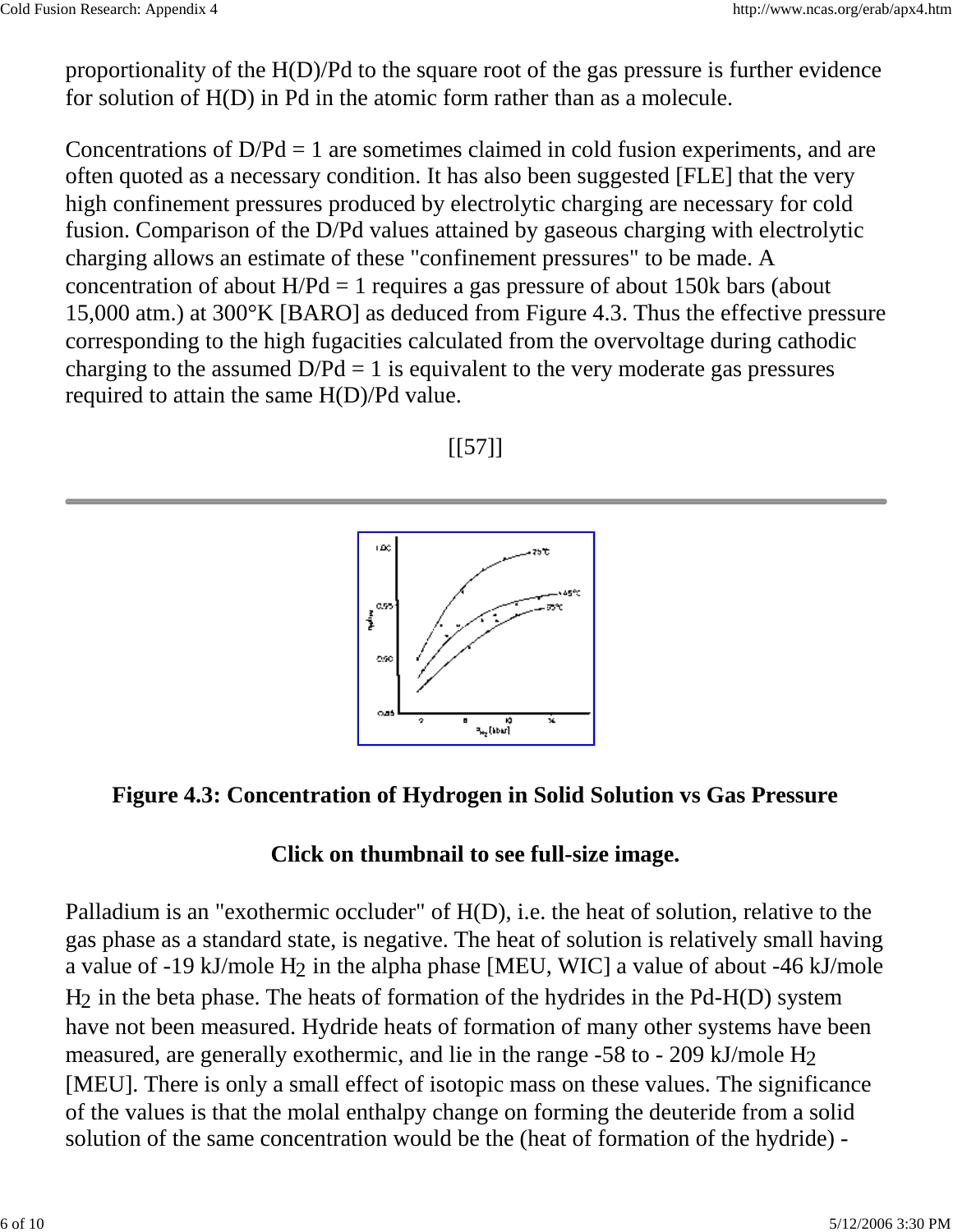proportionality of the H(D)/Pd to the square root of the gas pressure is further evidence for solution of H(D) in Pd in the atomic form rather than as a molecule.

Concentrations of D/Pd = 1 are sometimes claimed in cold fusion experiments, and are often quoted as a necessary condition. It has also been suggested [FLE] that the very high confinement pressures produced by electrolytic charging are necessary for cold fusion. Comparison of the D/Pd values attained by gaseous charging with electrolytic charging allows an estimate of these "confinement pressures" to be made. A concentration of about H/Pd = 1 requires a gas pressure of about 150k bars (about 15,000 atm.) at 300°K [BARO] as deduced from Figure 4.3. Thus the effective pressure corresponding to the high fugacities calculated from the overvoltage during cathodic charging to the assumed D/Pd = 1 is equivalent to the very moderate gas pressures required to attain the same H(D)/Pd value.

[[57]]

---

**Figure 4.3: Concentration of Hydrogen in Solid Solution vs Gas Pressure**

**Click on thumbnail to see full-size image.**

Palladium is an "exothermic occluder" of H(D), i.e. the heat of solution, relative to the gas phase as a standard state, is negative. The heat of solution is relatively small having a value of -19 kJ/mole $H_2$ in the alpha phase [MEU, WIC] a value of about -46 kJ/mole $H_2$ in the beta phase. The heats of formation of the hydrides in the Pd-H(D) system have not been measured. Hydride heats of formation of many other systems have been measured, are generally exothermic, and lie in the range -58 to - 209 kJ/mole $H_2$ [MEU]. There is only a small effect of isotopic mass on these values. The significance of the values is that the molal enthalpy change on forming the deuteride from a solid solution of the same concentration would be the (heat of formation of the hydride) -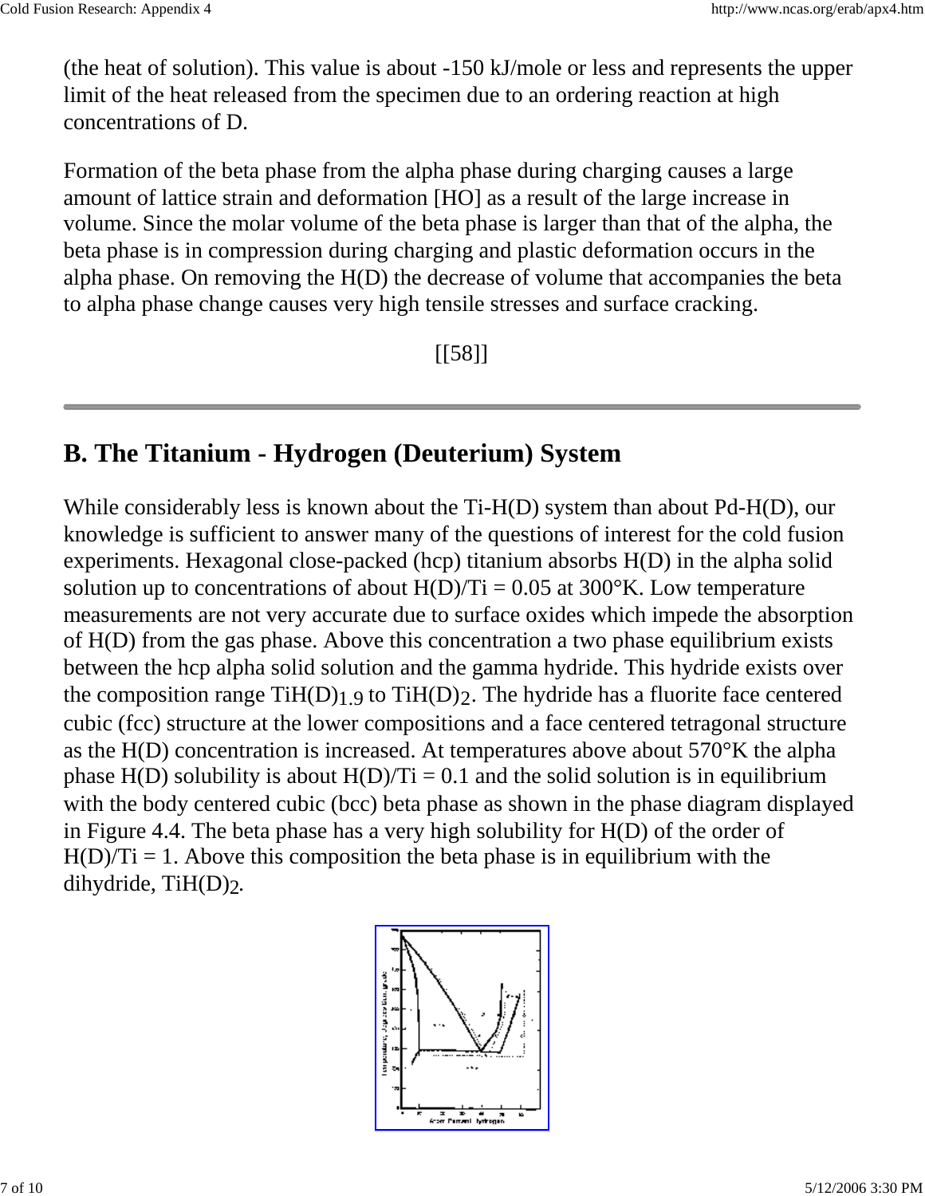(the heat of solution). This value is about -150 kJ/mole or less and represents the upper limit of the heat released from the specimen due to an ordering reaction at high concentrations of D.

Formation of the beta phase from the alpha phase during charging causes a large amount of lattice strain and deformation [HO] as a result of the large increase in volume. Since the molar volume of the beta phase is larger than that of the alpha, the beta phase is in compression during charging and plastic deformation occurs in the alpha phase. On removing the H(D) the decrease of volume that accompanies the beta to alpha phase change causes very high tensile stresses and surface cracking.

[[58]]

---

## B. The Titanium - Hydrogen (Deuterium) System

While considerably less is known about the Ti-H(D) system than about Pd-H(D), our knowledge is sufficient to answer many of the questions of interest for the cold fusion experiments. Hexagonal close-packed (hcp) titanium absorbs H(D) in the alpha solid solution up to concentrations of about H(D)/Ti = 0.05 at 300°K. Low temperature measurements are not very accurate due to surface oxides which impede the absorption of H(D) from the gas phase. Above this concentration a two phase equilibrium exists between the hcp alpha solid solution and the gamma hydride. This hydride exists over the composition range $TiH(D)_{1.9}$ to $TiH(D)_2$. The hydride has a fluorite face centered cubic (fcc) structure at the lower compositions and a face centered tetragonal structure as the H(D) concentration is increased. At temperatures above about 570°K the alpha phase H(D) solubility is about H(D)/Ti = 0.1 and the solid solution is in equilibrium with the body centered cubic (bcc) beta phase as shown in the phase diagram displayed in Figure 4.4. The beta phase has a very high solubility for H(D) of the order of H(D)/Ti = 1. Above this composition the beta phase is in equilibrium with the dihydride, $TiH(D)_2$.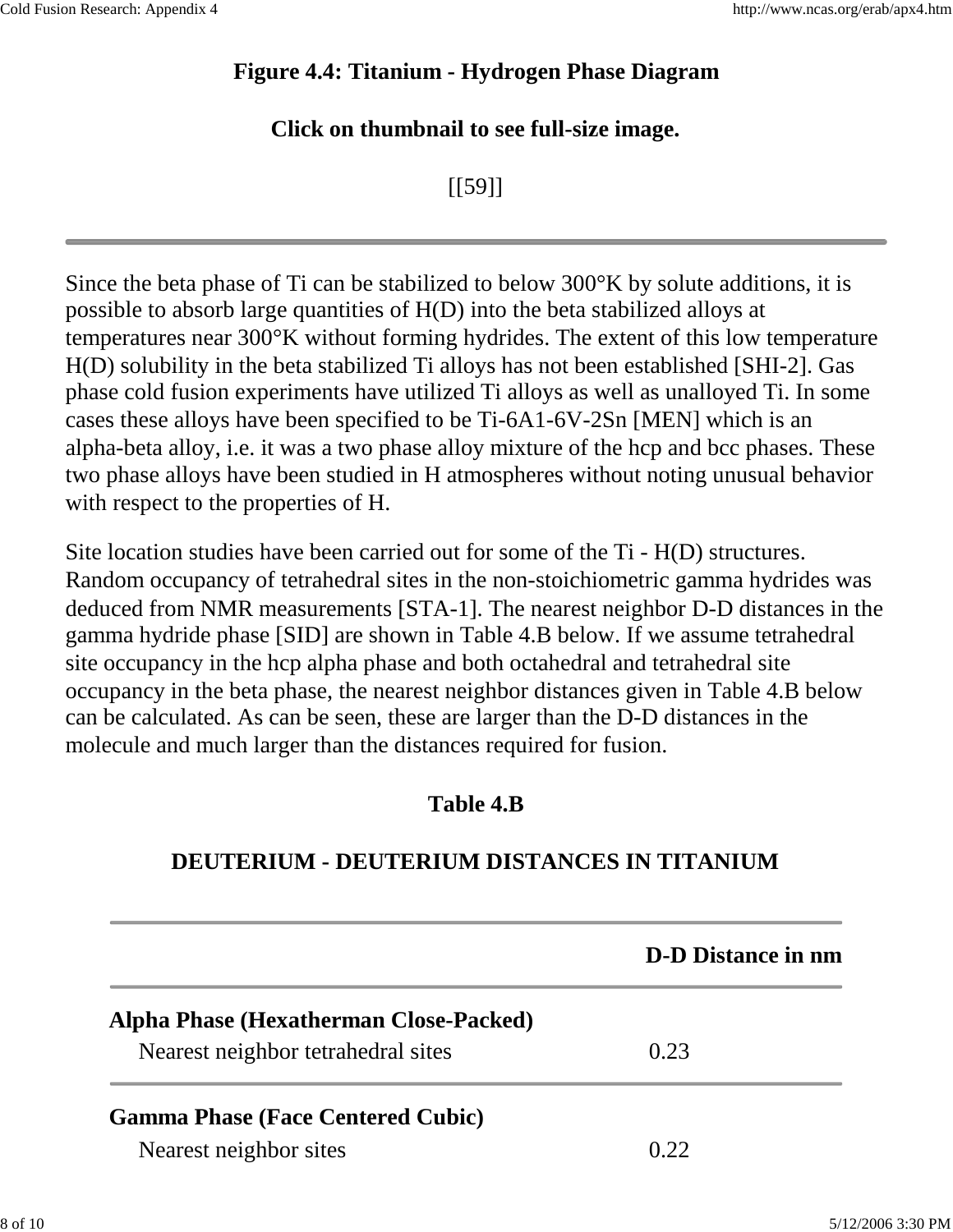**Figure 4.4: Titanium - Hydrogen Phase Diagram**

**Click on thumbnail to see full-size image.**

[[59]]

---

Since the beta phase of Ti can be stabilized to below 300°K by solute additions, it is possible to absorb large quantities of H(D) into the beta stabilized alloys at temperatures near 300°K without forming hydrides. The extent of this low temperature H(D) solubility in the beta stabilized Ti alloys has not been established [SHI-2]. Gas phase cold fusion experiments have utilized Ti alloys as well as unalloyed Ti. In some cases these alloys have been specified to be Ti-6A1-6V-2Sn [MEN] which is an alpha-beta alloy, i.e. it was a two phase alloy mixture of the hcp and bcc phases. These two phase alloys have been studied in H atmospheres without noting unusual behavior with respect to the properties of H.

Site location studies have been carried out for some of the Ti - H(D) structures. Random occupancy of tetrahedral sites in the non-stoichiometric gamma hydrides was deduced from NMR measurements [STA-1]. The nearest neighbor D-D distances in the gamma hydride phase [SID] are shown in Table 4.B below. If we assume tetrahedral site occupancy in the hcp alpha phase and both octahedral and tetrahedral site occupancy in the beta phase, the nearest neighbor distances given in Table 4.B below can be calculated. As can be seen, these are larger than the D-D distances in the molecule and much larger than the distances required for fusion.

**Table 4.B**

**DEUTERIUM - DEUTERIUM DISTANCES IN TITANIUM**

| | D-D Distance in nm |
|---|---|
| **Alpha Phase (Hexatherman Close-Packed)** | |
| Nearest neighbor tetrahedral sites | 0.23 |
| **Gamma Phase (Face Centered Cubic)** | |
| Nearest neighbor sites | 0.22 |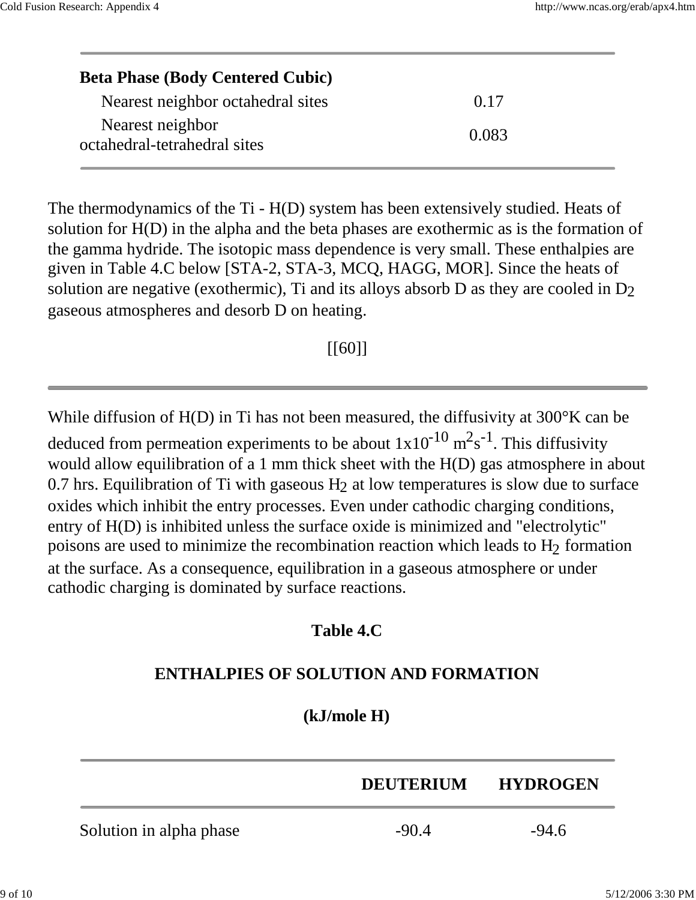| Beta Phase (Body Centered Cubic) | |
|---|---|
| Nearest neighbor octahedral sites | 0.17 |
| Nearest neighbor octahedral-tetrahedral sites | 0.083 |

The thermodynamics of the Ti - H(D) system has been extensively studied. Heats of solution for H(D) in the alpha and the beta phases are exothermic as is the formation of the gamma hydride. The isotopic mass dependence is very small. These enthalpies are given in Table 4.C below [STA-2, STA-3, MCQ, HAGG, MOR]. Since the heats of solution are negative (exothermic), Ti and its alloys absorb D as they are cooled in $D_2$ gaseous atmospheres and desorb D on heating.

[[60]]

---

While diffusion of H(D) in Ti has not been measured, the diffusivity at 300°K can be deduced from permeation experiments to be about $1 \times 10^{-10}$ $m^2s^{-1}$. This diffusivity would allow equilibration of a 1 mm thick sheet with the H(D) gas atmosphere in about 0.7 hrs. Equilibration of Ti with gaseous $H_2$ at low temperatures is slow due to surface oxides which inhibit the entry processes. Even under cathodic charging conditions, entry of H(D) is inhibited unless the surface oxide is minimized and "electrolytic" poisons are used to minimize the recombination reaction which leads to $H_2$ formation at the surface. As a consequence, equilibration in a gaseous atmosphere or under cathodic charging is dominated by surface reactions.

**Table 4.C**

**ENTHALPIES OF SOLUTION AND FORMATION**

**(kJ/mole H)**

| | DEUTERIUM | HYDROGEN |
|---|---|---|
| Solution in alpha phase | -90.4 | -94.6 |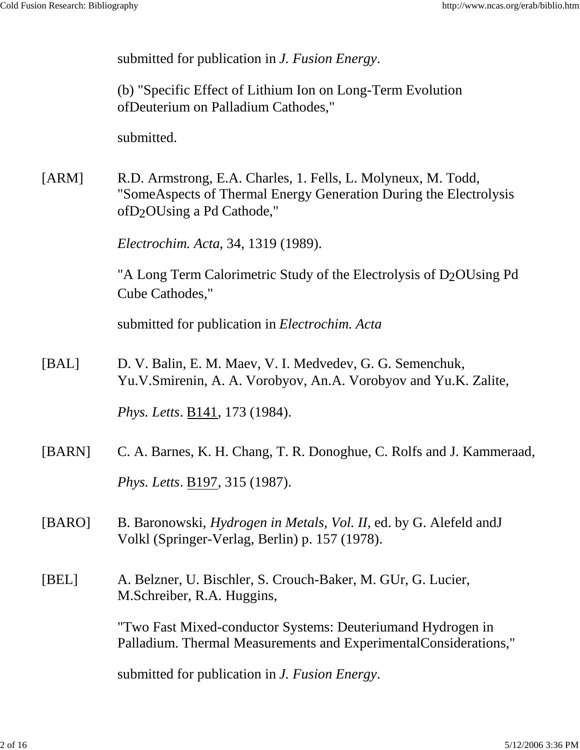submitted for publication in *J. Fusion Energy*.

(b) "Specific Effect of Lithium Ion on Long-Term Evolution ofDeuterium on Palladium Cathodes,"

submitted.

[ARM] R.D. Armstrong, E.A. Charles, 1. Fells, L. Molyneux, M. Todd, "SomeAspects of Thermal Energy Generation During the Electrolysis of$D_2O$Using a Pd Cathode,"

*Electrochim. Acta*, 34, 1319 (1989).

"A Long Term Calorimetric Study of the Electrolysis of $D_2O$Using Pd Cube Cathodes,"

submitted for publication in *Electrochim. Acta*

[BAL] D. V. Balin, E. M. Maev, V. I. Medvedev, G. G. Semenchuk, Yu.V.Smirenin, A. A. Vorobyov, An.A. Vorobyov and Yu.K. Zalite,

*Phys. Letts*. <u>B141</u>, 173 (1984).

[BARN] C. A. Barnes, K. H. Chang, T. R. Donoghue, C. Rolfs and J. Kammeraad,

*Phys. Letts*. <u>B197</u>, 315 (1987).

[BARO] B. Baronowski, *Hydrogen in Metals, Vol. II*, ed. by G. Alefeld andJ Volkl (Springer-Verlag, Berlin) p. 157 (1978).

[BEL] A. Belzner, U. Bischler, S. Crouch-Baker, M. GUr, G. Lucier, M.Schreiber, R.A. Huggins,

"Two Fast Mixed-conductor Systems: Deuteriumand Hydrogen in Palladium. Thermal Measurements and ExperimentalConsiderations,"

submitted for publication in *J. Fusion Energy*.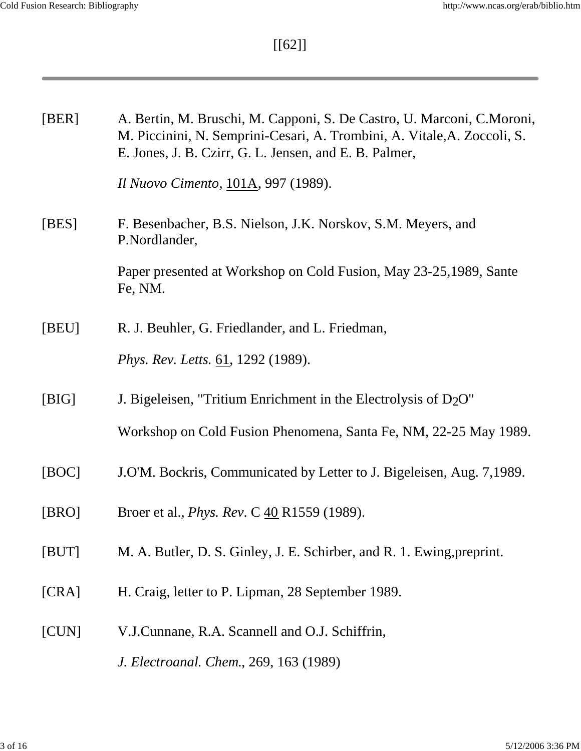[[62]]

---

[BER] A. Bertin, M. Bruschi, M. Capponi, S. De Castro, U. Marconi, C.Moroni, M. Piccinini, N. Semprini-Cesari, A. Trombini, A. Vitale,A. Zoccoli, S. E. Jones, J. B. Czirr, G. L. Jensen, and E. B. Palmer,

*Il Nuovo Cimento*, 101A, 997 (1989).

[BES] F. Besenbacher, B.S. Nielson, J.K. Norskov, S.M. Meyers, and P.Nordlander,

Paper presented at Workshop on Cold Fusion, May 23-25,1989, Sante Fe, NM.

[BEU] R. J. Beuhler, G. Friedlander, and L. Friedman,

*Phys. Rev. Letts.* 61, 1292 (1989).

[BIG] J. Bigeleisen, "Tritium Enrichment in the Electrolysis of $D_2O$"

Workshop on Cold Fusion Phenomena, Santa Fe, NM, 22-25 May 1989.

[BOC] J.O'M. Bockris, Communicated by Letter to J. Bigeleisen, Aug. 7,1989.

[BRO] Broer et al., *Phys. Rev*. C 40 R1559 (1989).

[BUT] M. A. Butler, D. S. Ginley, J. E. Schirber, and R. 1. Ewing,preprint.

[CRA] H. Craig, letter to P. Lipman, 28 September 1989.

[CUN] V.J.Cunnane, R.A. Scannell and O.J. Schiffrin,

*J. Electroanal. Chem.*, 269, 163 (1989)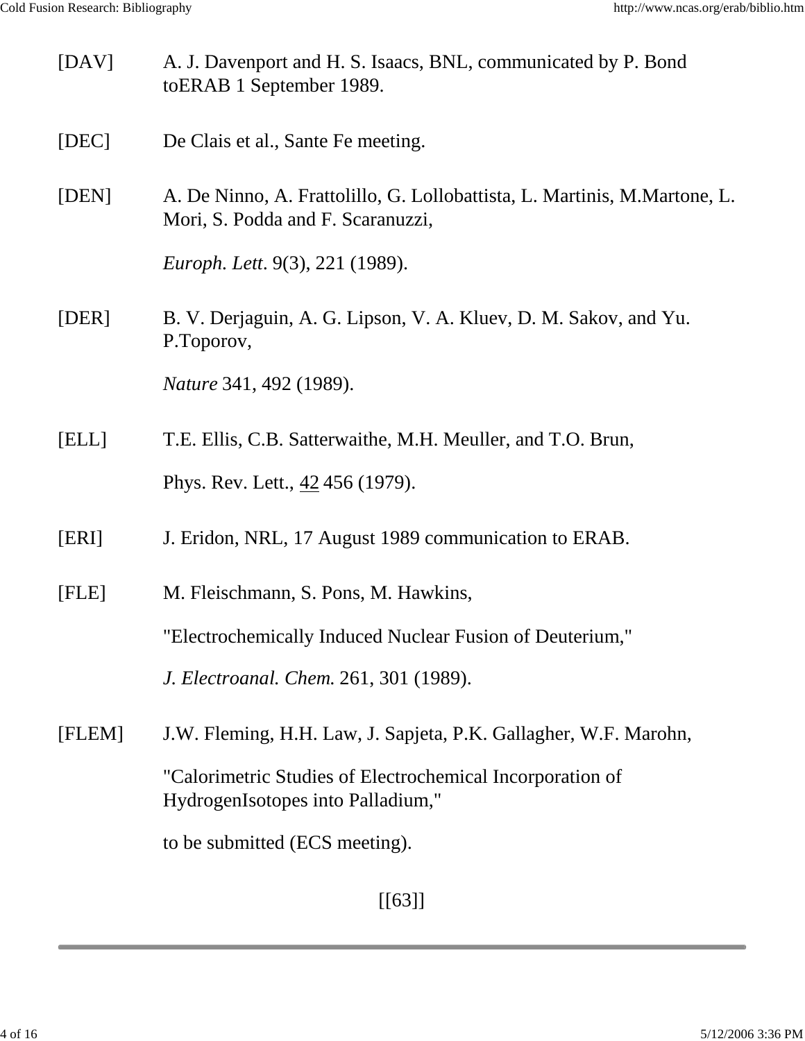[DAV] A. J. Davenport and H. S. Isaacs, BNL, communicated by P. Bond toERAB 1 September 1989.

[DEC] De Clais et al., Sante Fe meeting.

[DEN] A. De Ninno, A. Frattolillo, G. Lollobattista, L. Martinis, M.Martone, L. Mori, S. Podda and F. Scaranuzzi,

*Europh. Lett*. 9(3), 221 (1989).

[DER] B. V. Derjaguin, A. G. Lipson, V. A. Kluev, D. M. Sakov, and Yu. P.Toporov,

*Nature* 341, 492 (1989).

[ELL] T.E. Ellis, C.B. Satterwaithe, M.H. Meuller, and T.O. Brun,

Phys. Rev. Lett., 42 456 (1979).

[ERI] J. Eridon, NRL, 17 August 1989 communication to ERAB.

[FLE] M. Fleischmann, S. Pons, M. Hawkins,

"Electrochemically Induced Nuclear Fusion of Deuterium,"

*J. Electroanal. Chem.* 261, 301 (1989).

[FLEM] J.W. Fleming, H.H. Law, J. Sapjeta, P.K. Gallagher, W.F. Marohn,

"Calorimetric Studies of Electrochemical Incorporation of HydrogenIsotopes into Palladium,"

to be submitted (ECS meeting).

[[63]]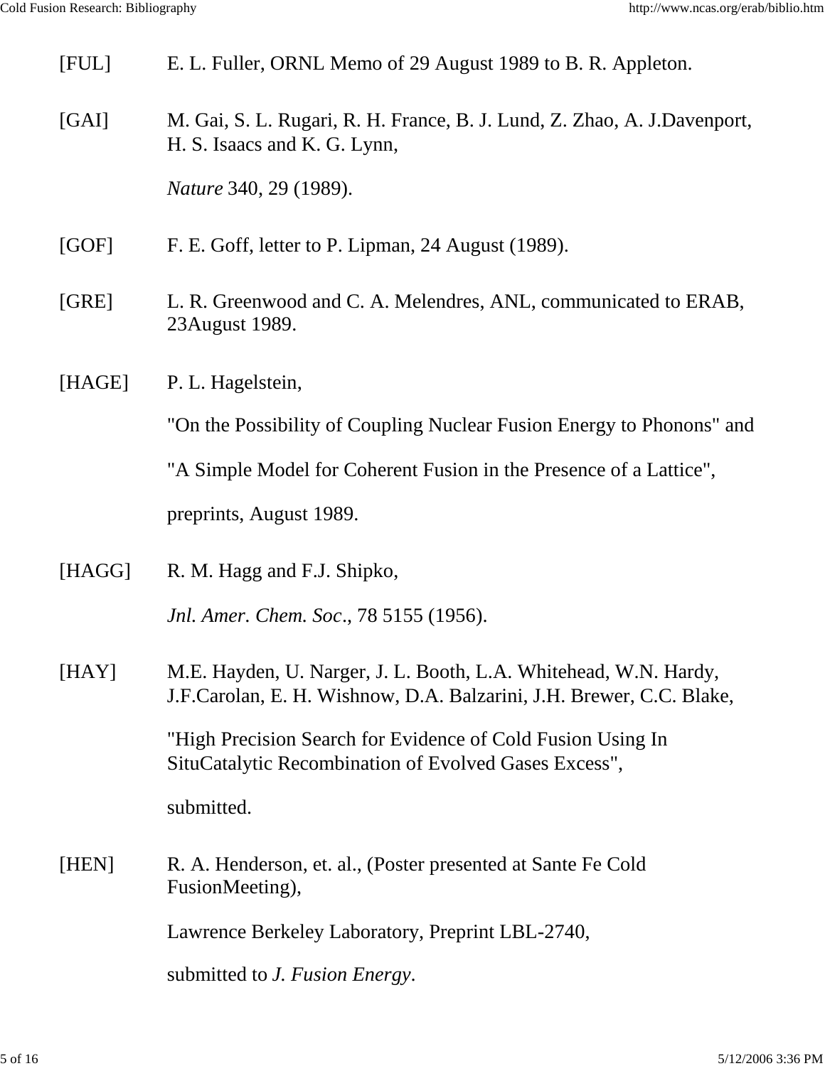[FUL] E. L. Fuller, ORNL Memo of 29 August 1989 to B. R. Appleton.

[GAI] M. Gai, S. L. Rugari, R. H. France, B. J. Lund, Z. Zhao, A. J.Davenport, H. S. Isaacs and K. G. Lynn,

*Nature* 340, 29 (1989).

[GOF] F. E. Goff, letter to P. Lipman, 24 August (1989).

[GRE] L. R. Greenwood and C. A. Melendres, ANL, communicated to ERAB, 23August 1989.

[HAGE] P. L. Hagelstein,

"On the Possibility of Coupling Nuclear Fusion Energy to Phonons" and

"A Simple Model for Coherent Fusion in the Presence of a Lattice",

preprints, August 1989.

[HAGG] R. M. Hagg and F.J. Shipko,

*Jnl. Amer. Chem. Soc*., 78 5155 (1956).

[HAY] M.E. Hayden, U. Narger, J. L. Booth, L.A. Whitehead, W.N. Hardy, J.F.Carolan, E. H. Wishnow, D.A. Balzarini, J.H. Brewer, C.C. Blake,

"High Precision Search for Evidence of Cold Fusion Using In SituCatalytic Recombination of Evolved Gases Excess",

submitted.

[HEN] R. A. Henderson, et. al., (Poster presented at Sante Fe Cold FusionMeeting),

Lawrence Berkeley Laboratory, Preprint LBL-2740,

submitted to *J. Fusion Energy*.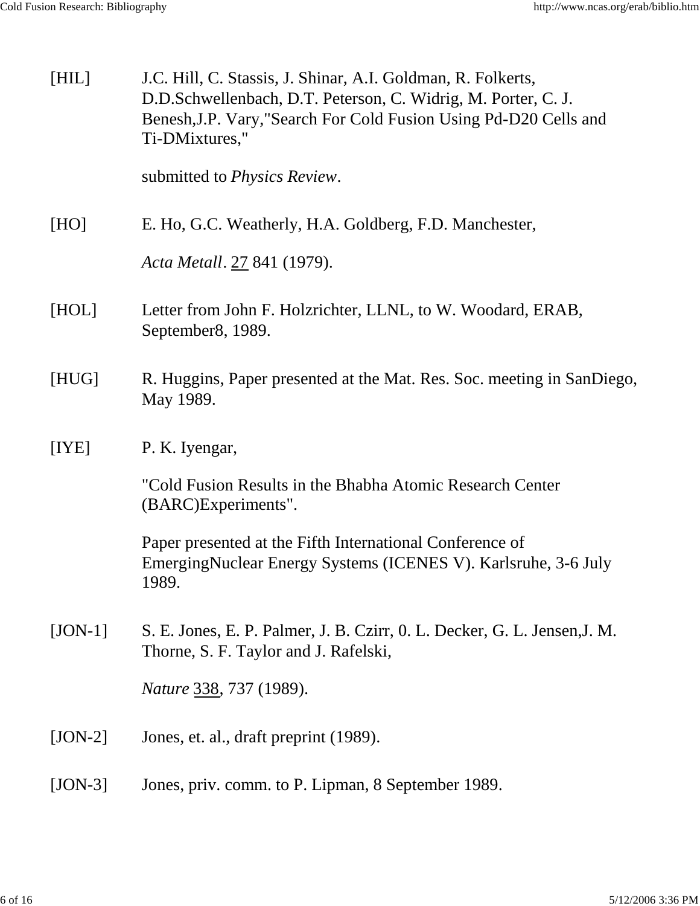[HIL] J.C. Hill, C. Stassis, J. Shinar, A.I. Goldman, R. Folkerts, D.D.Schwellenbach, D.T. Peterson, C. Widrig, M. Porter, C. J. Benesh,J.P. Vary,"Search For Cold Fusion Using Pd-D20 Cells and Ti-DMixtures,"

submitted to *Physics Review*.

[HO] E. Ho, G.C. Weatherly, H.A. Goldberg, F.D. Manchester,

*Acta Metall*. 27 841 (1979).

[HOL] Letter from John F. Holzrichter, LLNL, to W. Woodard, ERAB, September8, 1989.

[HUG] R. Huggins, Paper presented at the Mat. Res. Soc. meeting in SanDiego, May 1989.

[IYE] P. K. Iyengar,

"Cold Fusion Results in the Bhabha Atomic Research Center (BARC)Experiments".

Paper presented at the Fifth International Conference of EmergingNuclear Energy Systems (ICENES V). Karlsruhe, 3-6 July 1989.

[JON-1] S. E. Jones, E. P. Palmer, J. B. Czirr, 0. L. Decker, G. L. Jensen,J. M. Thorne, S. F. Taylor and J. Rafelski,

*Nature* 338, 737 (1989).

[JON-2] Jones, et. al., draft preprint (1989).

[JON-3] Jones, priv. comm. to P. Lipman, 8 September 1989.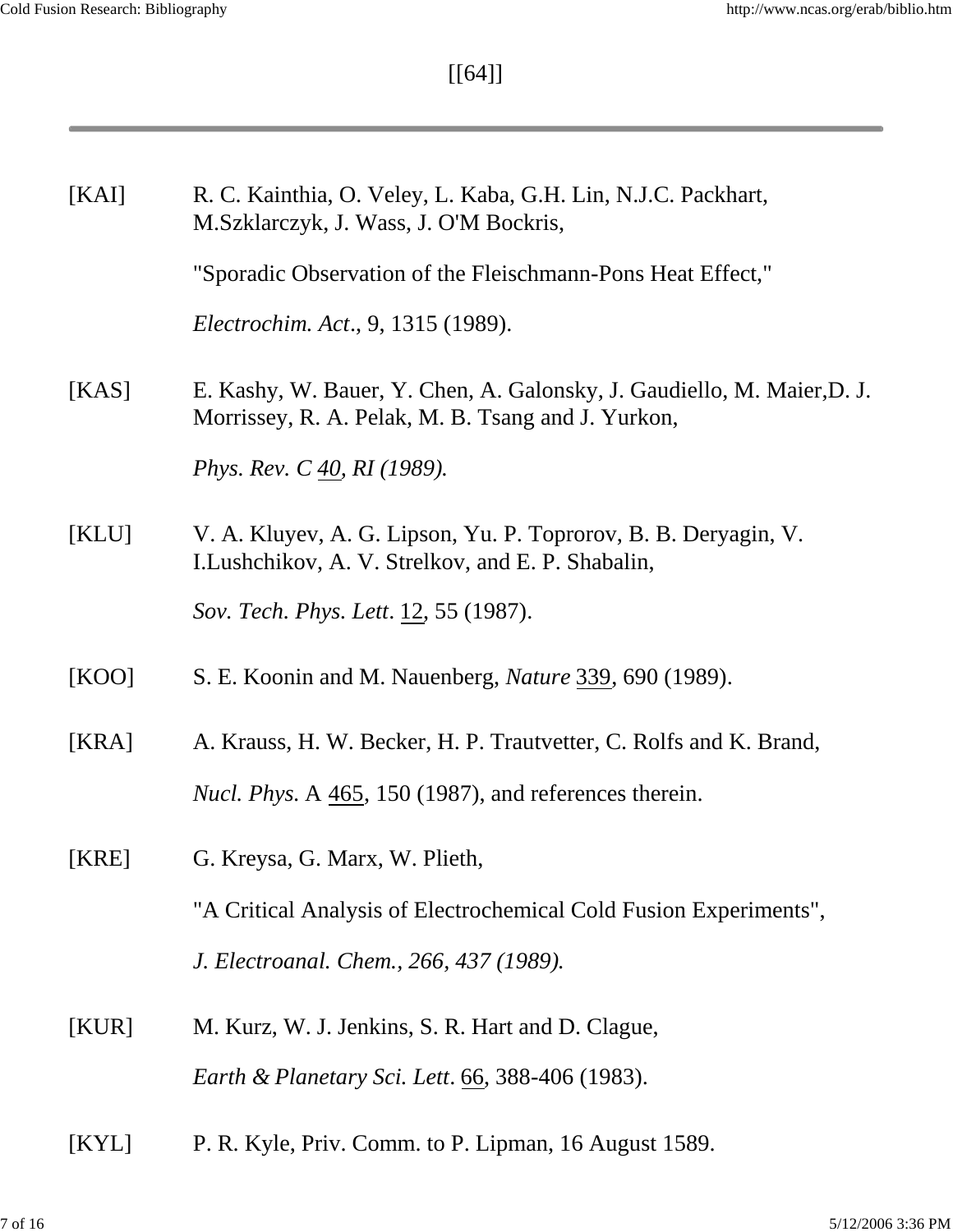[[64]]

---

[KAI] R. C. Kainthia, O. Veley, L. Kaba, G.H. Lin, N.J.C. Packhart, M.Szklarczyk, J. Wass, J. O'M Bockris,

"Sporadic Observation of the Fleischmann-Pons Heat Effect,"

*Electrochim. Act*., 9, 1315 (1989).

[KAS] E. Kashy, W. Bauer, Y. Chen, A. Galonsky, J. Gaudiello, M. Maier,D. J. Morrissey, R. A. Pelak, M. B. Tsang and J. Yurkon,

*Phys. Rev. C 40, RI (1989).*

[KLU] V. A. Kluyev, A. G. Lipson, Yu. P. Toprorov, B. B. Deryagin, V. I.Lushchikov, A. V. Strelkov, and E. P. Shabalin,

*Sov. Tech. Phys. Lett*. 12, 55 (1987).

[KOO] S. E. Koonin and M. Nauenberg, *Nature* 339, 690 (1989).

[KRA] A. Krauss, H. W. Becker, H. P. Trautvetter, C. Rolfs and K. Brand,

*Nucl. Phys.* A 465, 150 (1987), and references therein.

[KRE] G. Kreysa, G. Marx, W. Plieth,

"A Critical Analysis of Electrochemical Cold Fusion Experiments",

*J. Electroanal. Chem., 266, 437 (1989).*

[KUR] M. Kurz, W. J. Jenkins, S. R. Hart and D. Clague,

*Earth & Planetary Sci. Lett*. 66, 388-406 (1983).

[KYL] P. R. Kyle, Priv. Comm. to P. Lipman, 16 August 1589.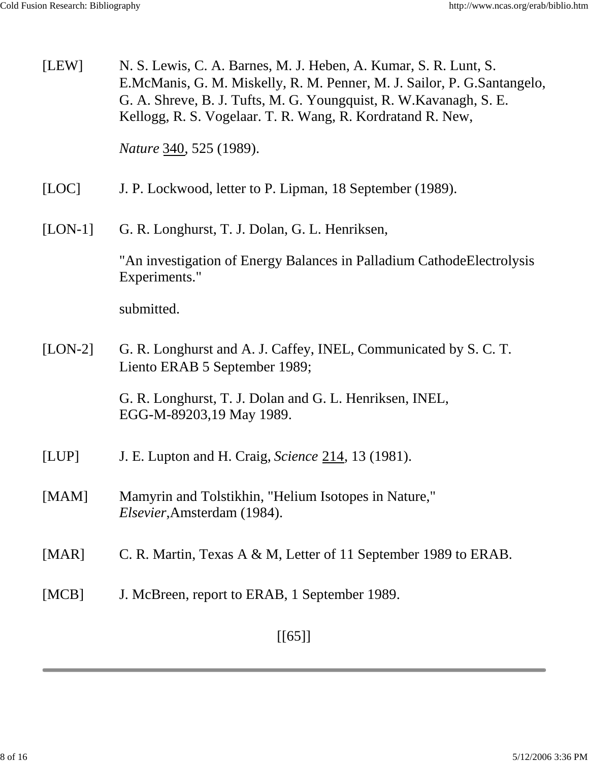[LEW] N. S. Lewis, C. A. Barnes, M. J. Heben, A. Kumar, S. R. Lunt, S. E.McManis, G. M. Miskelly, R. M. Penner, M. J. Sailor, P. G.Santangelo, G. A. Shreve, B. J. Tufts, M. G. Youngquist, R. W.Kavanagh, S. E. Kellogg, R. S. Vogelaar. T. R. Wang, R. Kordratand R. New,

*Nature* 340, 525 (1989).

[LOC] J. P. Lockwood, letter to P. Lipman, 18 September (1989).

[LON-1] G. R. Longhurst, T. J. Dolan, G. L. Henriksen,

"An investigation of Energy Balances in Palladium CathodeElectrolysis Experiments."

submitted.

[LON-2] G. R. Longhurst and A. J. Caffey, INEL, Communicated by S. C. T. Liento ERAB 5 September 1989;

G. R. Longhurst, T. J. Dolan and G. L. Henriksen, INEL, EGG-M-89203,19 May 1989.

[LUP] J. E. Lupton and H. Craig, *Science* 214, 13 (1981).

[MAM] Mamyrin and Tolstikhin, "Helium Isotopes in Nature," *Elsevier*,Amsterdam (1984).

[MAR] C. R. Martin, Texas A & M, Letter of 11 September 1989 to ERAB.

[MCB] J. McBreen, report to ERAB, 1 September 1989.

[[65]]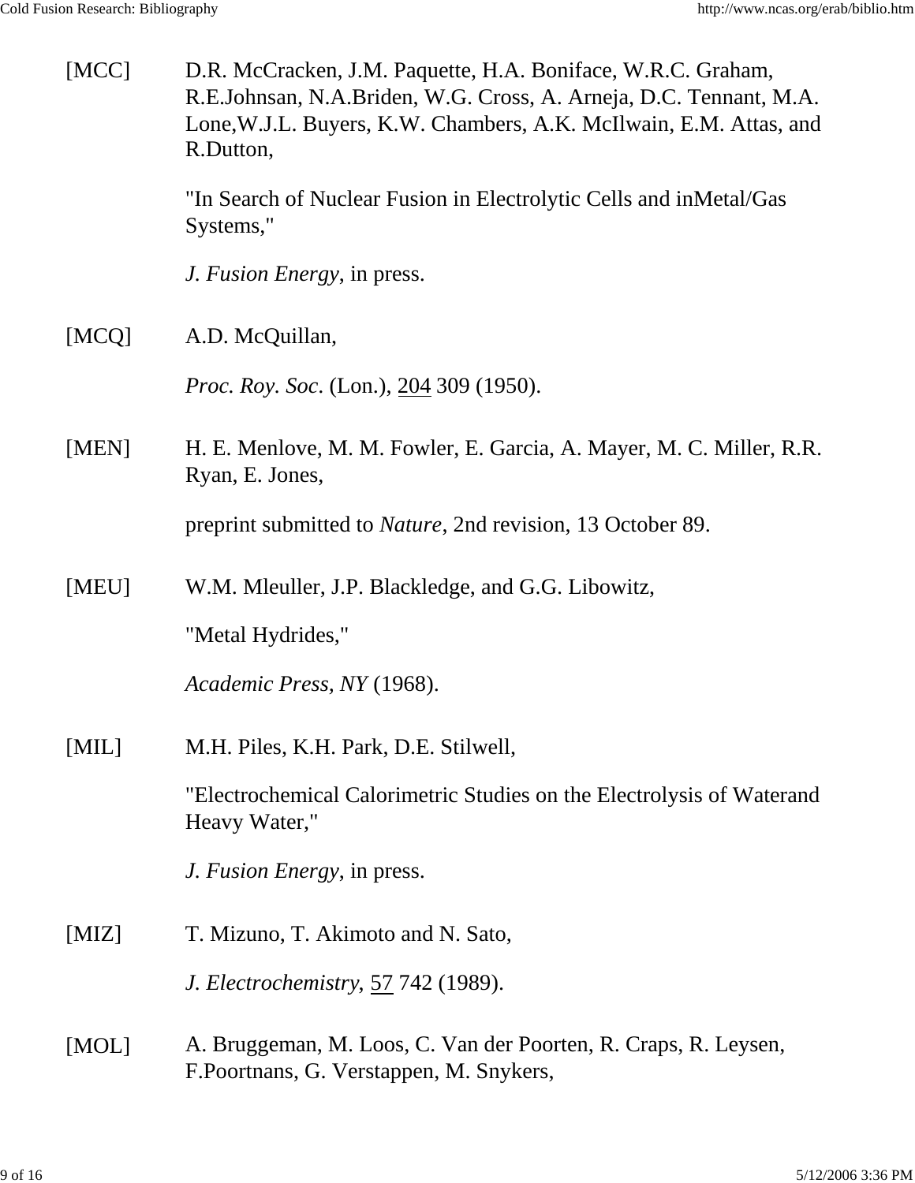[MCC] D.R. McCracken, J.M. Paquette, H.A. Boniface, W.R.C. Graham, R.E.Johnsan, N.A.Briden, W.G. Cross, A. Arneja, D.C. Tennant, M.A. Lone,W.J.L. Buyers, K.W. Chambers, A.K. McIlwain, E.M. Attas, and R.Dutton,

"In Search of Nuclear Fusion in Electrolytic Cells and inMetal/Gas Systems,"

*J. Fusion Energy*, in press.

[MCQ] A.D. McQuillan,

*Proc. Roy. Soc*. (Lon.), <u>204</u> 309 (1950).

[MEN] H. E. Menlove, M. M. Fowler, E. Garcia, A. Mayer, M. C. Miller, R.R. Ryan, E. Jones,

preprint submitted to *Nature*, 2nd revision, 13 October 89.

[MEU] W.M. Mleuller, J.P. Blackledge, and G.G. Libowitz,

"Metal Hydrides,"

*Academic Press, NY* (1968).

[MIL] M.H. Piles, K.H. Park, D.E. Stilwell,

"Electrochemical Calorimetric Studies on the Electrolysis of Waterand Heavy Water,"

*J. Fusion Energy*, in press.

[MIZ] T. Mizuno, T. Akimoto and N. Sato,

*J. Electrochemistry*, <u>57</u> 742 (1989).

[MOL] A. Bruggeman, M. Loos, C. Van der Poorten, R. Craps, R. Leysen, F.Poortnans, G. Verstappen, M. Snykers,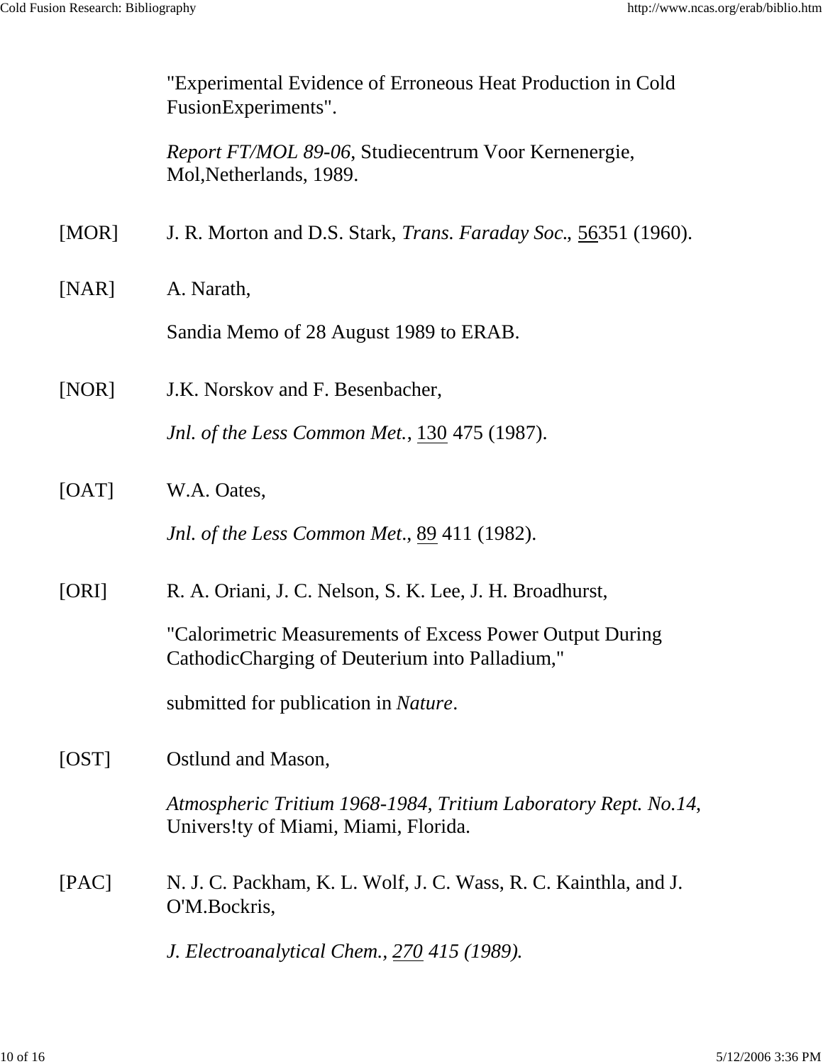"Experimental Evidence of Erroneous Heat Production in Cold FusionExperiments".

*Report FT/MOL 89-06*, Studiecentrum Voor Kernenergie, Mol,Netherlands, 1989.

[MOR] J. R. Morton and D.S. Stark, *Trans. Faraday Soc.*, 56351 (1960).

[NAR] A. Narath,

Sandia Memo of 28 August 1989 to ERAB.

[NOR] J.K. Norskov and F. Besenbacher,

*Jnl. of the Less Common Met.*, 130 475 (1987).

[OAT] W.A. Oates,

*Jnl. of the Less Common Met.*, 89 411 (1982).

[ORI] R. A. Oriani, J. C. Nelson, S. K. Lee, J. H. Broadhurst,

"Calorimetric Measurements of Excess Power Output During CathodicCharging of Deuterium into Palladium,"

submitted for publication in *Nature*.

[OST] Ostlund and Mason,

*Atmospheric Tritium 1968-1984, Tritium Laboratory Rept. No.14,* Univers!ty of Miami, Miami, Florida.

[PAC] N. J. C. Packham, K. L. Wolf, J. C. Wass, R. C. Kainthla, and J. O'M.Bockris,

*J. Electroanalytical Chem., 270 415 (1989).*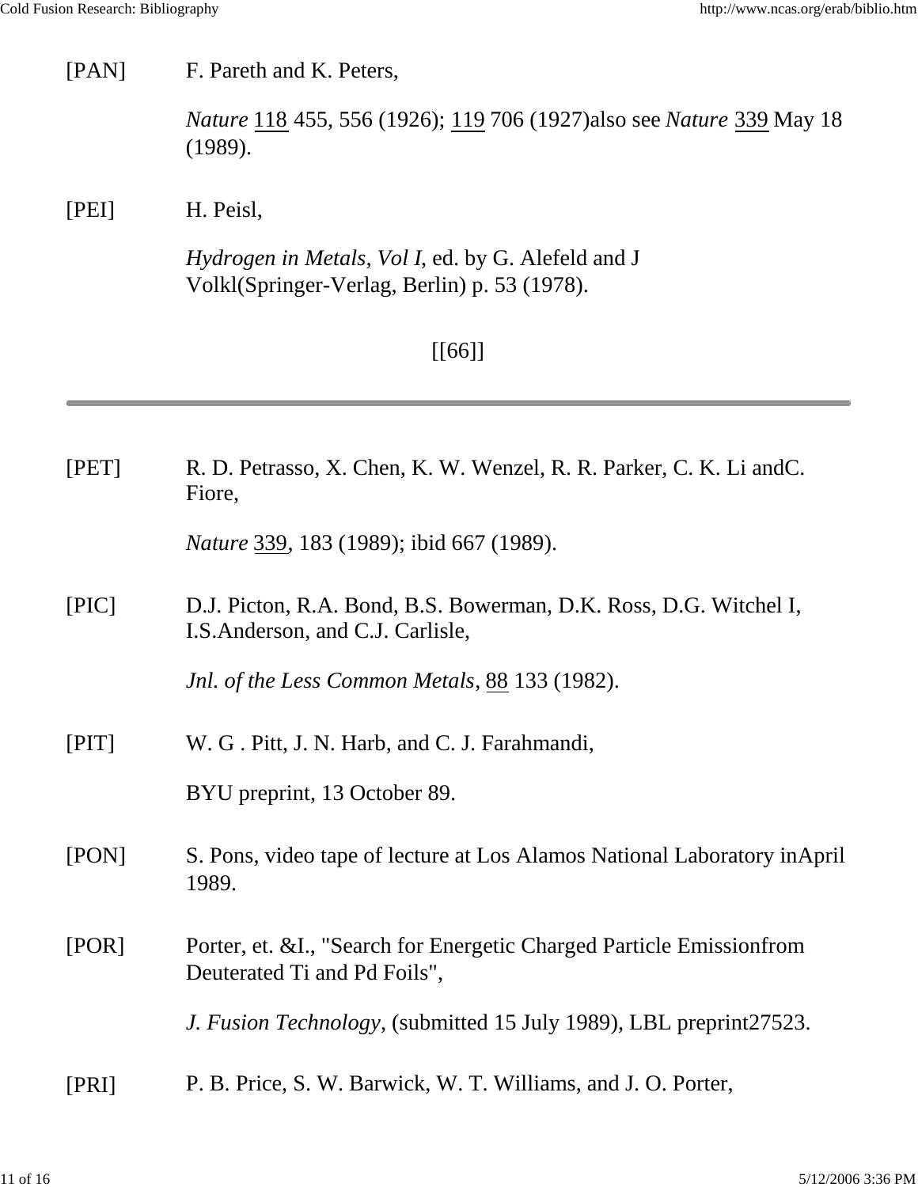[PAN] F. Pareth and K. Peters,

*Nature* 118 455, 556 (1926); 119 706 (1927)also see *Nature* 339 May 18 (1989).

[PEI] H. Peisl,

*Hydrogen in Metals, Vol I*, ed. by G. Alefeld and J Volkl(Springer-Verlag, Berlin) p. 53 (1978).

[[66]]

---

[PET] R. D. Petrasso, X. Chen, K. W. Wenzel, R. R. Parker, C. K. Li andC. Fiore,

*Nature* 339, 183 (1989); ibid 667 (1989).

[PIC] D.J. Picton, R.A. Bond, B.S. Bowerman, D.K. Ross, D.G. Witchel I, I.S.Anderson, and C.J. Carlisle,

*Jnl. of the Less Common Metals*, 88 133 (1982).

[PIT] W. G . Pitt, J. N. Harb, and C. J. Farahmandi,

BYU preprint, 13 October 89.

[PON] S. Pons, video tape of lecture at Los Alamos National Laboratory inApril 1989.

[POR] Porter, et. &I., "Search for Energetic Charged Particle Emissionfrom Deuterated Ti and Pd Foils",

*J. Fusion Technology*, (submitted 15 July 1989), LBL preprint27523.

[PRI] P. B. Price, S. W. Barwick, W. T. Williams, and J. O. Porter,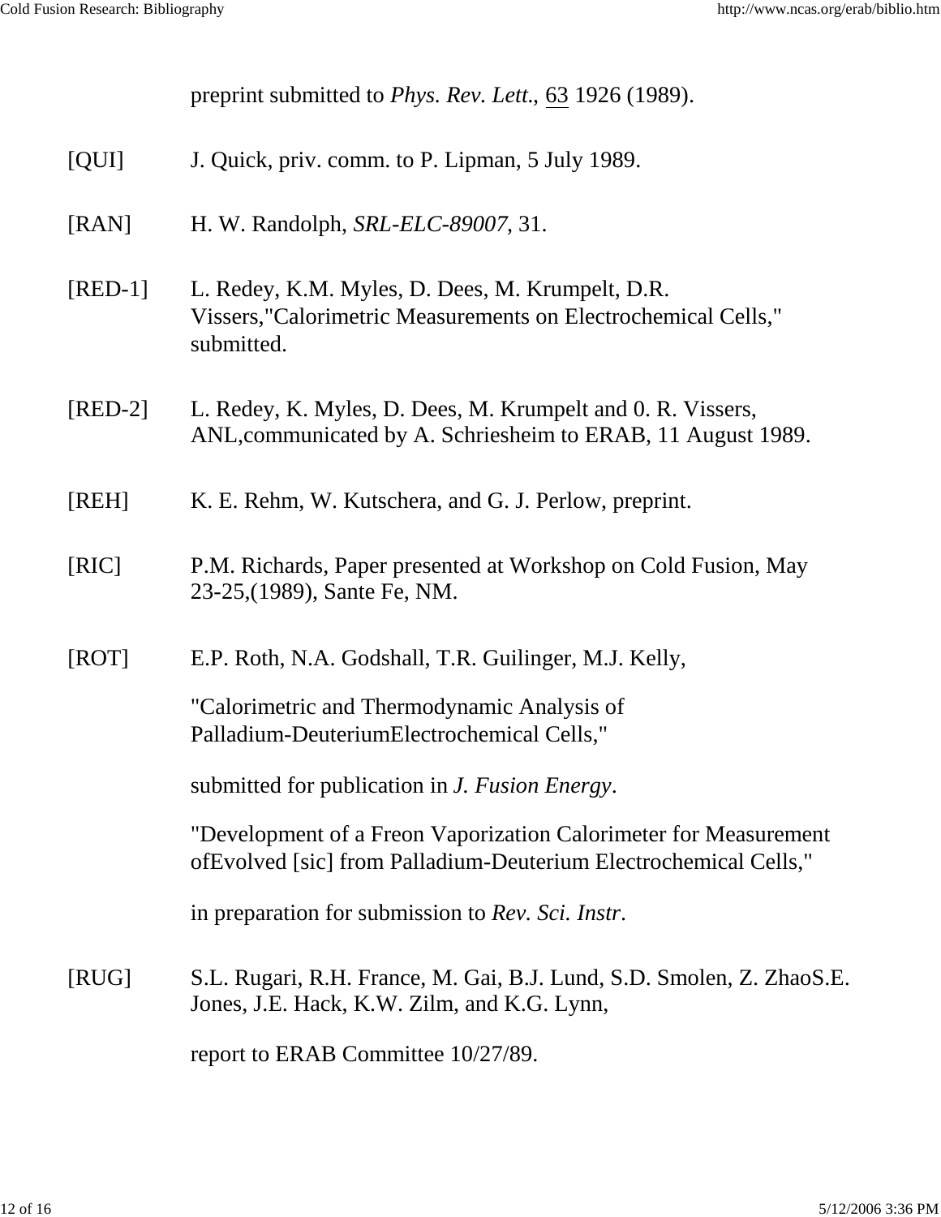preprint submitted to *Phys. Rev. Lett.*, 63 1926 (1989).

[QUI] J. Quick, priv. comm. to P. Lipman, 5 July 1989.

[RAN] H. W. Randolph, *SRL-ELC-89007*, 31.

[RED-1] L. Redey, K.M. Myles, D. Dees, M. Krumpelt, D.R. Vissers,"Calorimetric Measurements on Electrochemical Cells," submitted.

[RED-2] L. Redey, K. Myles, D. Dees, M. Krumpelt and 0. R. Vissers, ANL,communicated by A. Schriesheim to ERAB, 11 August 1989.

[REH] K. E. Rehm, W. Kutschera, and G. J. Perlow, preprint.

[RIC] P.M. Richards, Paper presented at Workshop on Cold Fusion, May 23-25,(1989), Sante Fe, NM.

[ROT] E.P. Roth, N.A. Godshall, T.R. Guilinger, M.J. Kelly,

"Calorimetric and Thermodynamic Analysis of Palladium-DeuteriumElectrochemical Cells,"

submitted for publication in *J. Fusion Energy*.

"Development of a Freon Vaporization Calorimeter for Measurement ofEvolved [sic] from Palladium-Deuterium Electrochemical Cells,"

in preparation for submission to *Rev. Sci. Instr*.

[RUG] S.L. Rugari, R.H. France, M. Gai, B.J. Lund, S.D. Smolen, Z. ZhaoS.E. Jones, J.E. Hack, K.W. Zilm, and K.G. Lynn,

report to ERAB Committee 10/27/89.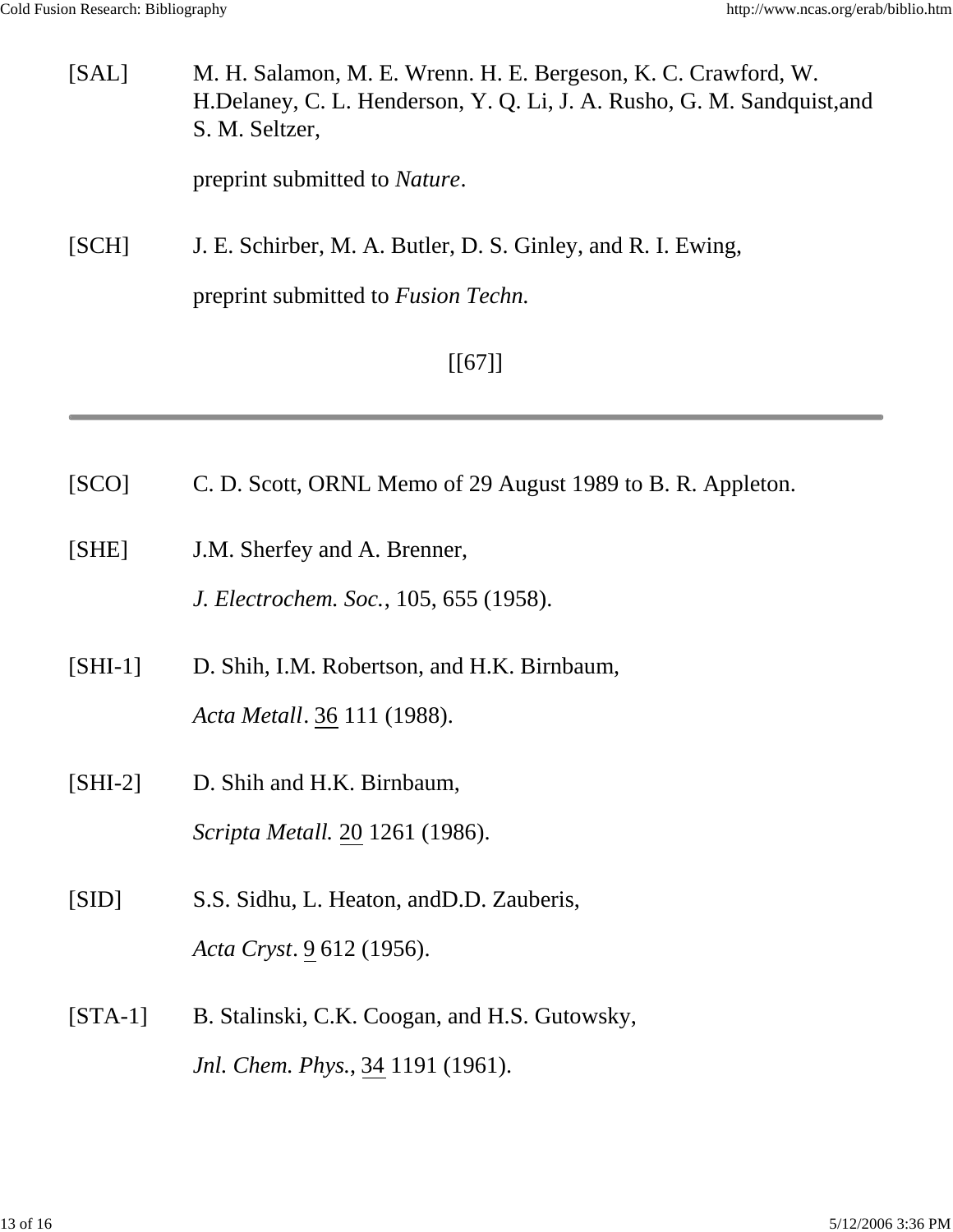[SAL] M. H. Salamon, M. E. Wrenn. H. E. Bergeson, K. C. Crawford, W. H.Delaney, C. L. Henderson, Y. Q. Li, J. A. Rusho, G. M. Sandquist,and S. M. Seltzer,

preprint submitted to *Nature*.

[SCH] J. E. Schirber, M. A. Butler, D. S. Ginley, and R. I. Ewing,

preprint submitted to *Fusion Techn.*

[[67]]

---

[SCO] C. D. Scott, ORNL Memo of 29 August 1989 to B. R. Appleton.

[SHE] J.M. Sherfey and A. Brenner,

*J. Electrochem. Soc.*, 105, 655 (1958).

[SHI-1] D. Shih, I.M. Robertson, and H.K. Birnbaum,

*Acta Metall*. 36 111 (1988).

[SHI-2] D. Shih and H.K. Birnbaum,

*Scripta Metall.* 20 1261 (1986).

[SID] S.S. Sidhu, L. Heaton, andD.D. Zauberis,

*Acta Cryst*. 9 612 (1956).

[STA-1] B. Stalinski, C.K. Coogan, and H.S. Gutowsky,

*Jnl. Chem. Phys.*, 34 1191 (1961).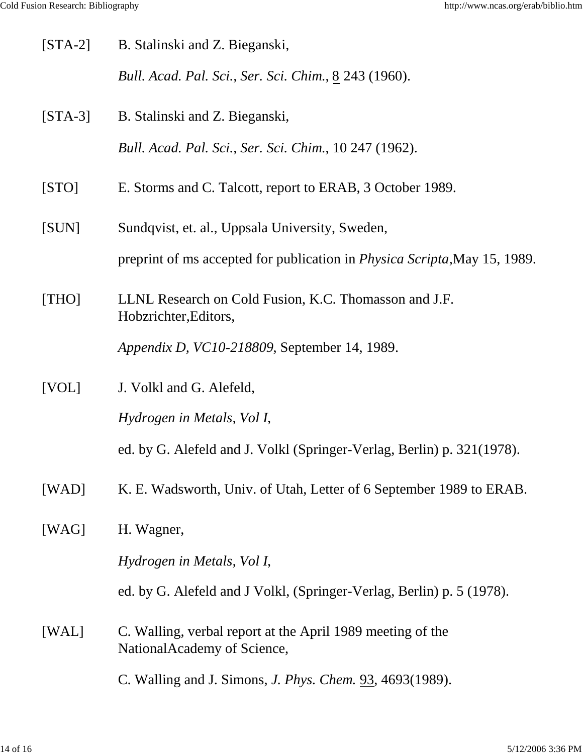[STA-2] B. Stalinski and Z. Bieganski,

*Bull. Acad. Pal. Sci., Ser. Sci. Chim.*, 8 243 (1960).

[STA-3] B. Stalinski and Z. Bieganski,

*Bull. Acad. Pal. Sci., Ser. Sci. Chim.*, 10 247 (1962).

[STO] E. Storms and C. Talcott, report to ERAB, 3 October 1989.

[SUN] Sundqvist, et. al., Uppsala University, Sweden,

preprint of ms accepted for publication in *Physica Scripta*,May 15, 1989.

[THO] LLNL Research on Cold Fusion, K.C. Thomasson and J.F. Hobzrichter,Editors,

*Appendix D, VC10-218809*, September 14, 1989.

[VOL] J. Volkl and G. Alefeld,

*Hydrogen in Metals, Vol I*,

ed. by G. Alefeld and J. Volkl (Springer-Verlag, Berlin) p. 321(1978).

[WAD] K. E. Wadsworth, Univ. of Utah, Letter of 6 September 1989 to ERAB.

[WAG] H. Wagner,

*Hydrogen in Metals, Vol I*,

ed. by G. Alefeld and J Volkl, (Springer-Verlag, Berlin) p. 5 (1978).

[WAL] C. Walling, verbal report at the April 1989 meeting of the NationalAcademy of Science,

C. Walling and J. Simons, *J. Phys. Chem.* 93, 4693(1989).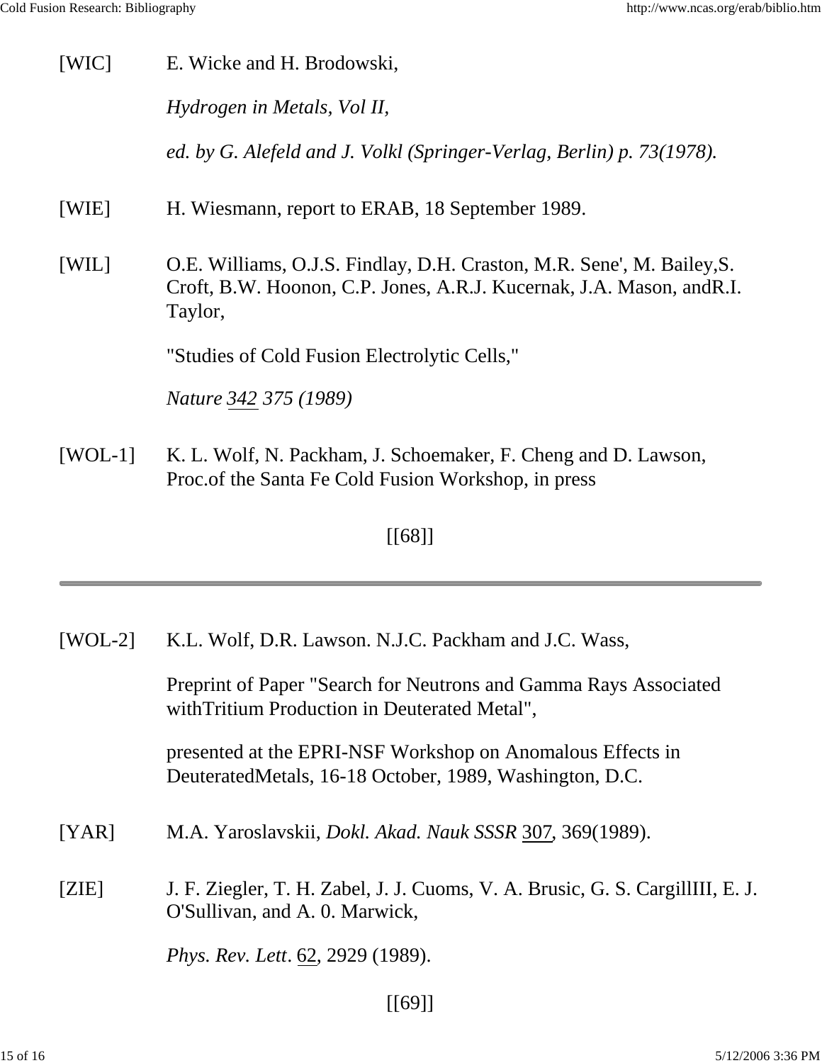[WIC] E. Wicke and H. Brodowski,

*Hydrogen in Metals, Vol II,*

*ed. by G. Alefeld and J. Volkl (Springer-Verlag, Berlin) p. 73(1978).*

[WIE] H. Wiesmann, report to ERAB, 18 September 1989.

[WIL] O.E. Williams, O.J.S. Findlay, D.H. Craston, M.R. Sene', M. Bailey,S. Croft, B.W. Hoonon, C.P. Jones, A.R.J. Kucernak, J.A. Mason, andR.I. Taylor,

"Studies of Cold Fusion Electrolytic Cells,"

*Nature 342 375 (1989)*

[WOL-1] K. L. Wolf, N. Packham, J. Schoemaker, F. Cheng and D. Lawson, Proc.of the Santa Fe Cold Fusion Workshop, in press

[[68]]

---

[WOL-2] K.L. Wolf, D.R. Lawson. N.J.C. Packham and J.C. Wass,

Preprint of Paper "Search for Neutrons and Gamma Rays Associated withTritium Production in Deuterated Metal",

presented at the EPRI-NSF Workshop on Anomalous Effects in DeuteratedMetals, 16-18 October, 1989, Washington, D.C.

[YAR] M.A. Yaroslavskii, *Dokl. Akad. Nauk SSSR* 307, 369(1989).

[ZIE] J. F. Ziegler, T. H. Zabel, J. J. Cuoms, V. A. Brusic, G. S. CargillIII, E. J. O'Sullivan, and A. 0. Marwick,

*Phys. Rev. Lett*. 62, 2929 (1989).

[[69]]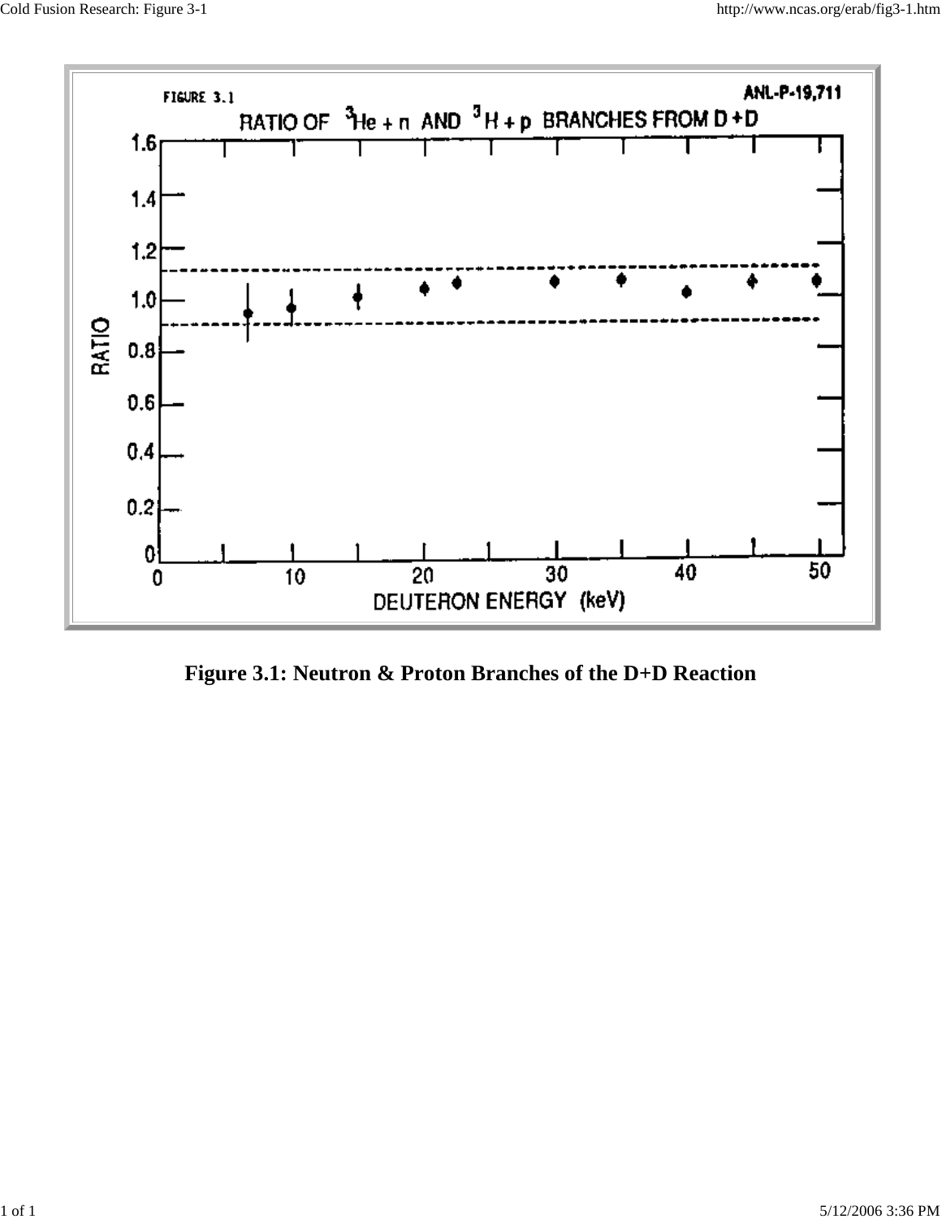Figure 3.1: Neutron & Proton Branches of the D+D Reaction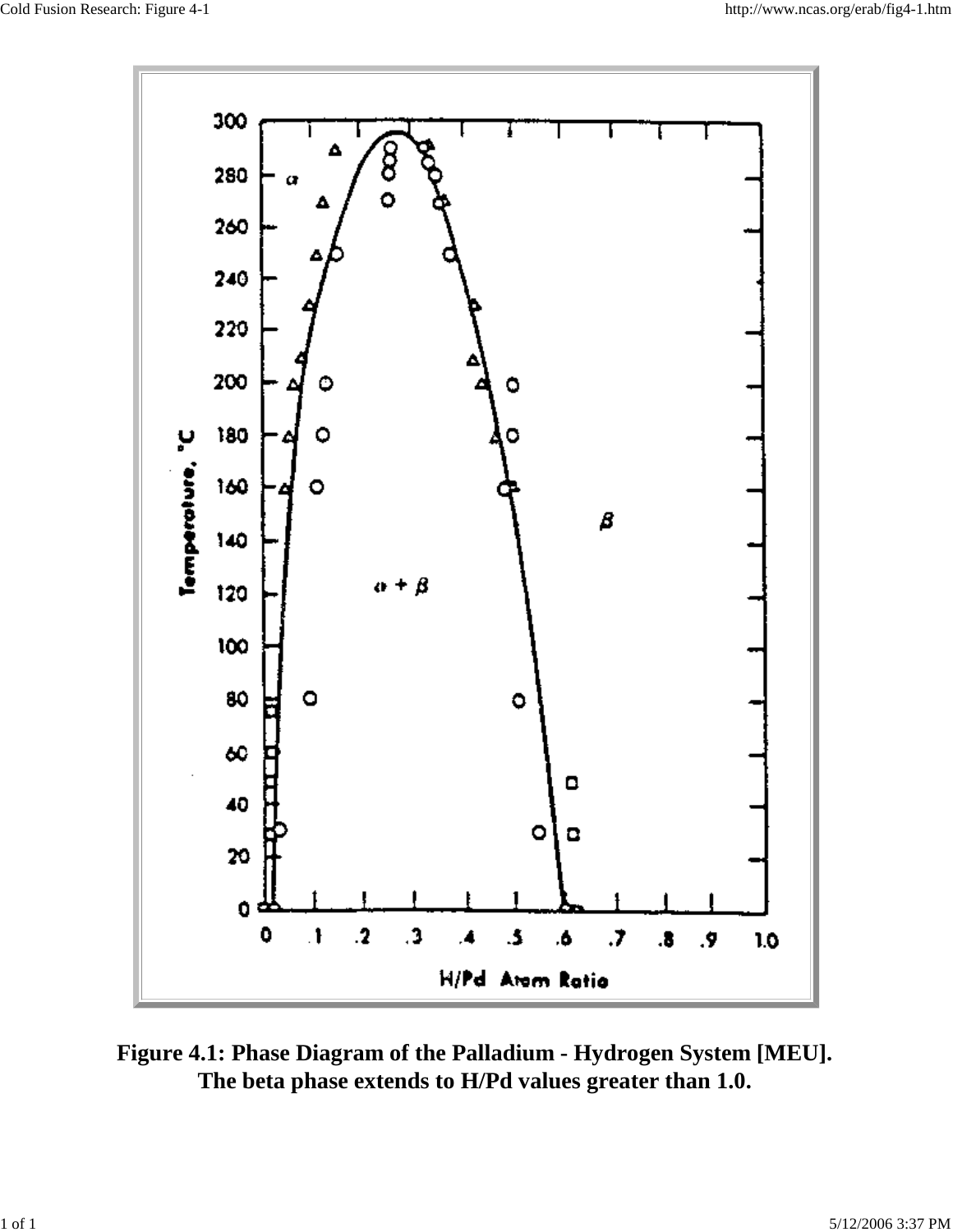Figure 4.1: Phase Diagram of the Palladium - Hydrogen System [MEU]. The beta phase extends to H/Pd values greater than 1.0.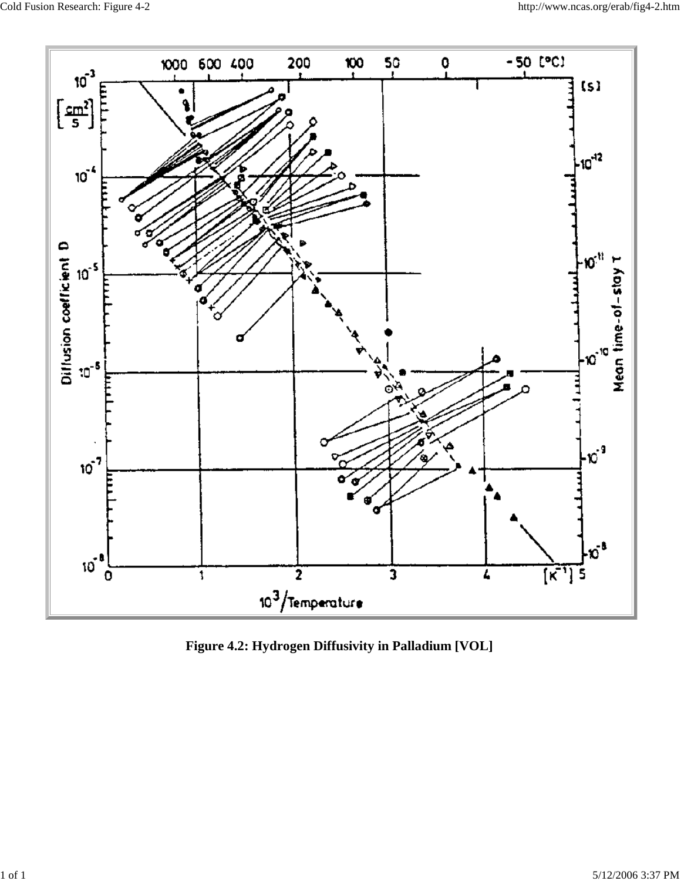Figure 4.2: Hydrogen Diffusivity in Palladium [VOL]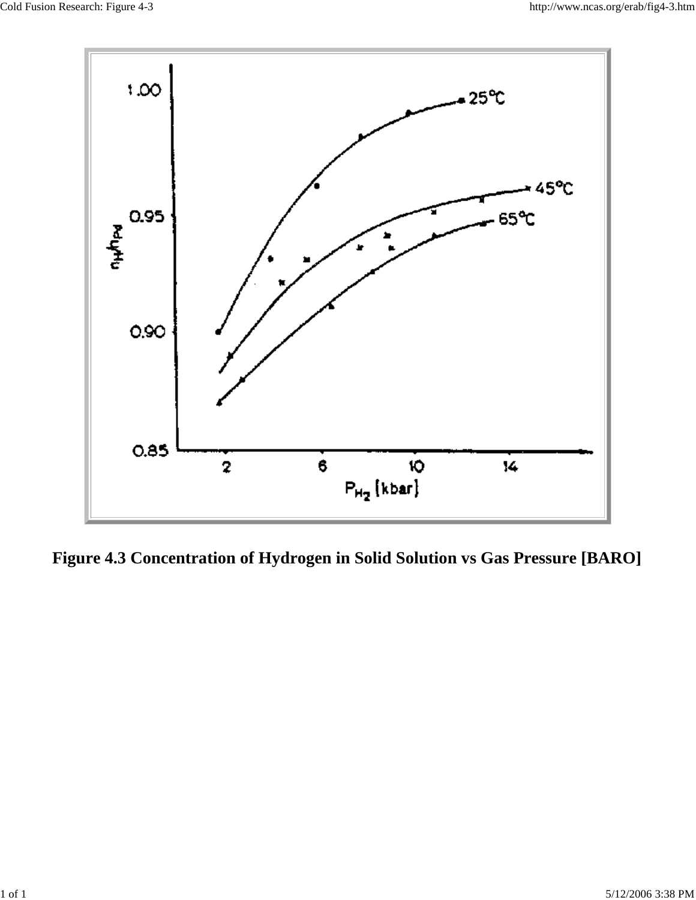Figure 4.3 Concentration of Hydrogen in Solid Solution vs Gas Pressure [BARO]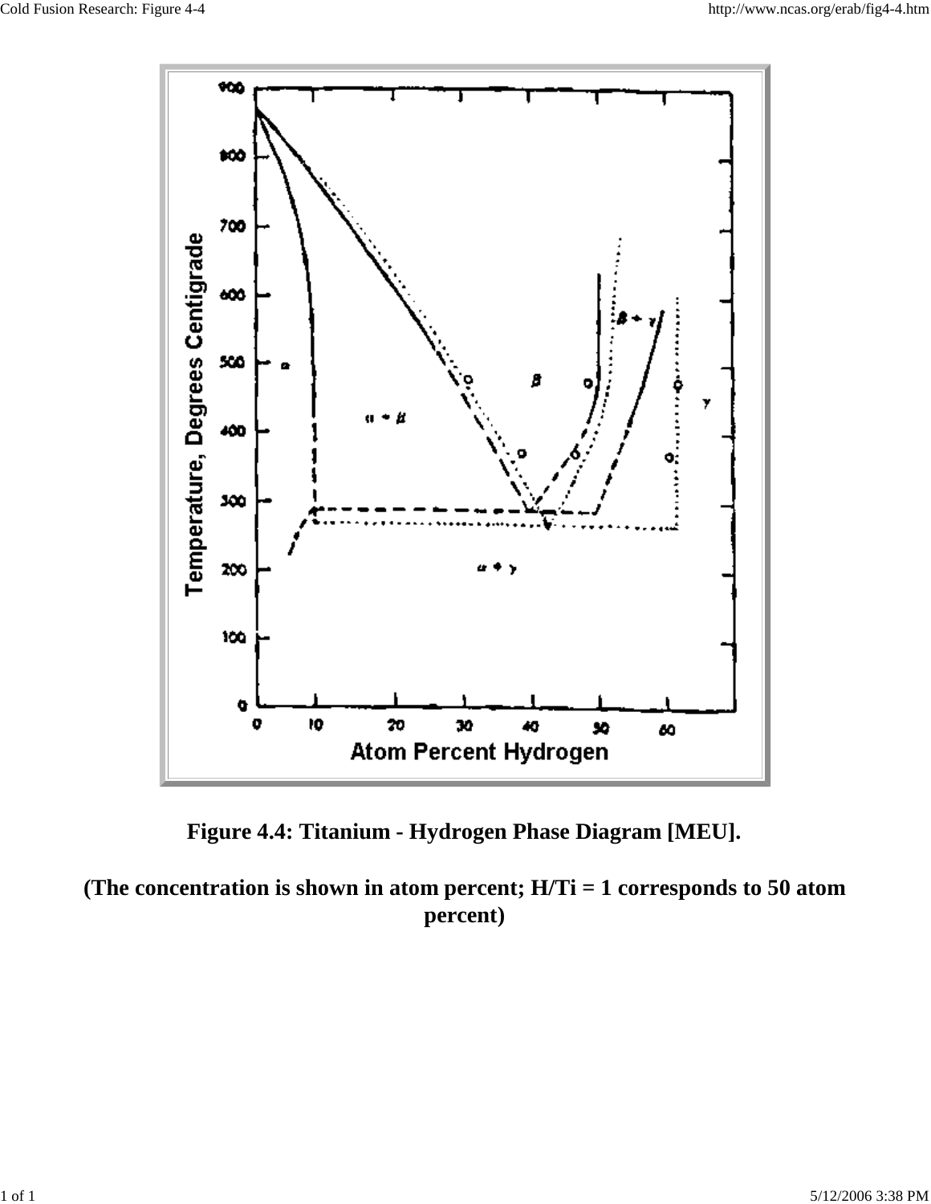Temperature, Degrees Centigrade

900
800
700
600
500
400
300
200
100
0

0 10 20 30 40 50 60

Atom Percent Hydrogen

α
α + β
β
β + γ
γ
α + γ

**Figure 4.4: Titanium - Hydrogen Phase Diagram [MEU].**

**(The concentration is shown in atom percent; H/Ti = 1 corresponds to 50 atom percent)**